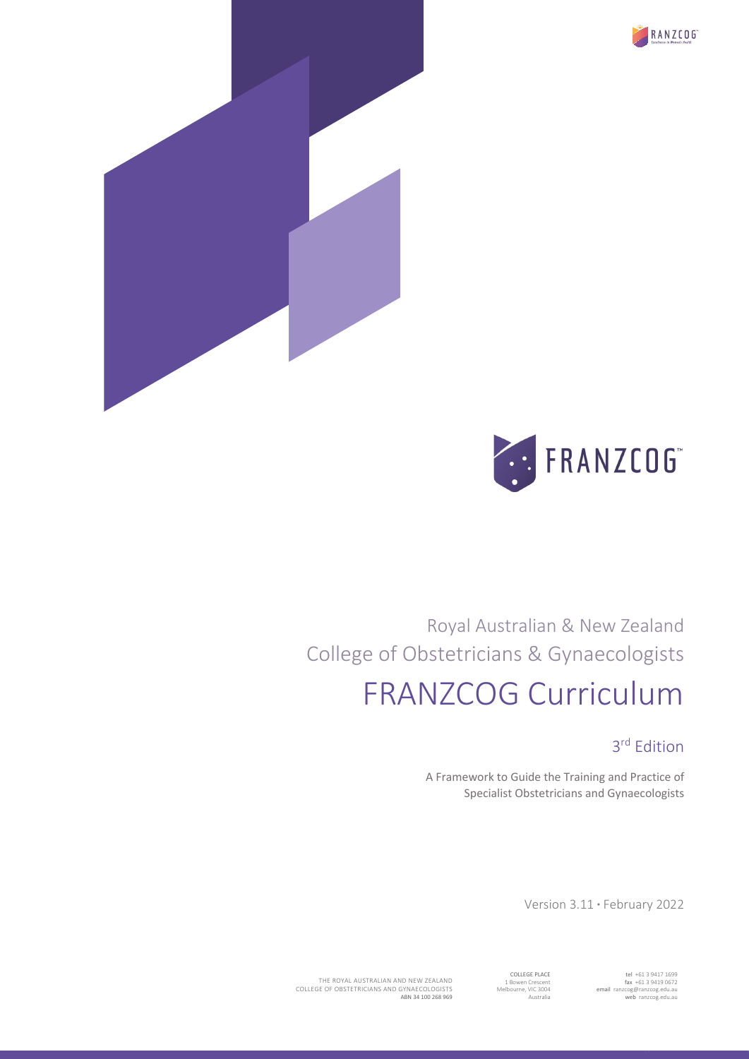RANZCOG

FRANZCOG

Royal Australian & New Zealand College of Obstetricians & Gynaecologists

# FRANZCOG Curriculum

## 3rd Edition

A Framework to Guide the Training and Practice of Specialist Obstetricians and Gynaecologists

Version 3.11 • February 2022

THE ROYAL AUSTRALIAN AND NEW ZEALAND COLLEGE OF OBSTETRICIANS AND GYNAECOLOGISTS
ABN 34 100 268 969

COLLEGE PLACE
1 Bowen Crescent
Melbourne, VIC 3004
Australia

**tel** +61 3 9417 1699
**fax** +61 3 9419 0672
**email** ranzcog@ranzcog.edu.au
**web** ranzcog.edu.au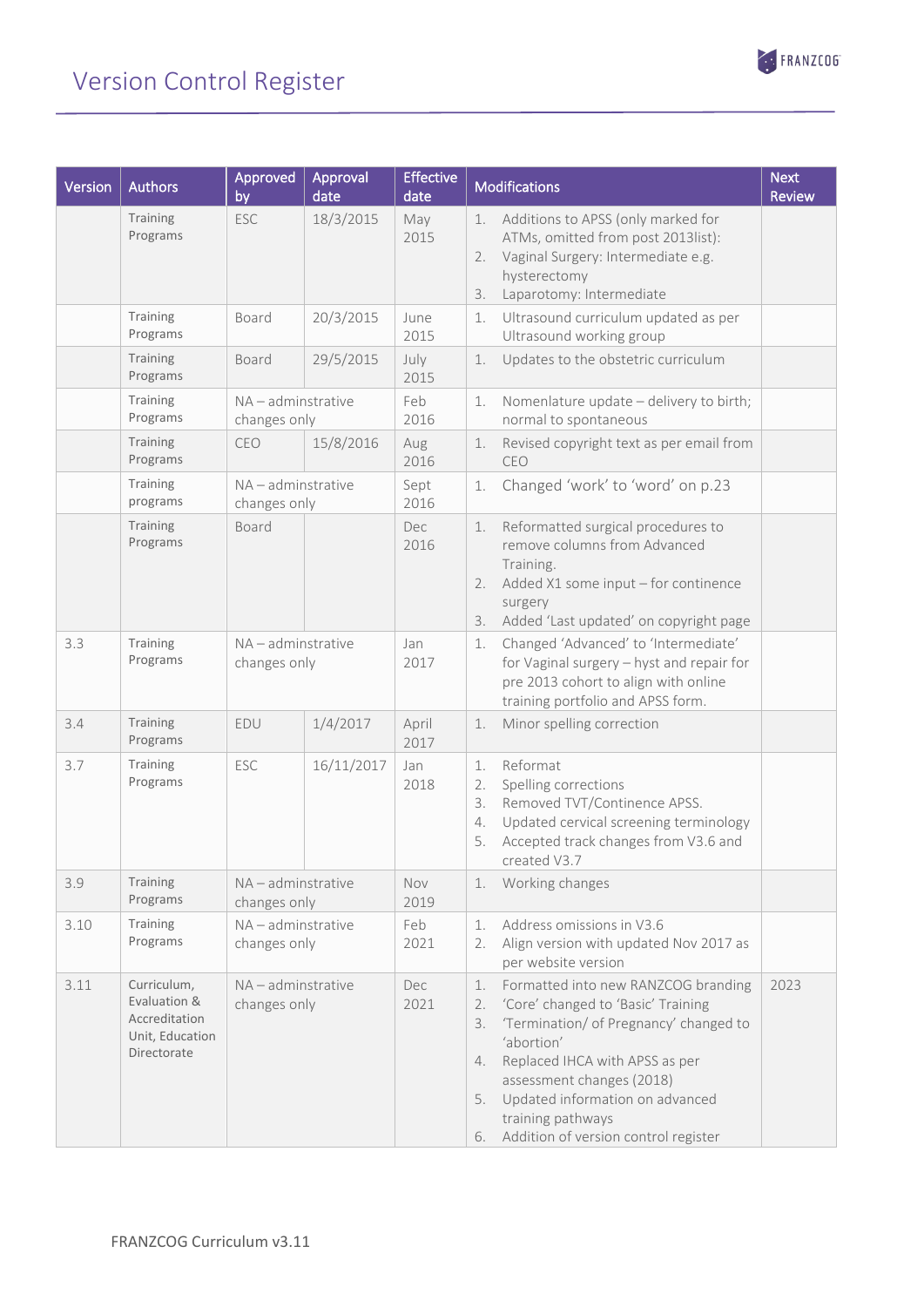# Version Control Register

| Version | Authors | Approved by | Approval date | Effective date | Modifications | Next Review |
|---|---|---|---|---|---|---|
| | Training Programs | ESC | 18/3/2015 | May 2015 | 1. Additions to APSS (only marked for ATMs, omitted from post 2013list):<br>2. Vaginal Surgery: Intermediate e.g. hysterectomy<br>3. Laparotomy: Intermediate | |
| | Training Programs | Board | 20/3/2015 | June 2015 | 1. Ultrasound curriculum updated as per Ultrasound working group | |
| | Training Programs | Board | 29/5/2015 | July 2015 | 1. Updates to the obstetric curriculum | |
| | Training Programs | NA – adminstrative changes only | | Feb 2016 | 1. Nomenlature update – delivery to birth; normal to spontaneous | |
| | Training Programs | CEO | 15/8/2016 | Aug 2016 | 1. Revised copyright text as per email from CEO | |
| | Training programs | NA – adminstrative changes only | | Sept 2016 | 1. Changed 'work' to 'word' on p.23 | |
| | Training Programs | Board | | Dec 2016 | 1. Reformatted surgical procedures to remove columns from Advanced Training.<br>2. Added X1 some input – for continence surgery<br>3. Added 'Last updated' on copyright page | |
| 3.3 | Training Programs | NA – adminstrative changes only | | Jan 2017 | 1. Changed 'Advanced' to 'Intermediate' for Vaginal surgery – hyst and repair for pre 2013 cohort to align with online training portfolio and APSS form. | |
| 3.4 | Training Programs | EDU | 1/4/2017 | April 2017 | 1. Minor spelling correction | |
| 3.7 | Training Programs | ESC | 16/11/2017 | Jan 2018 | 1. Reformat<br>2. Spelling corrections<br>3. Removed TVT/Continence APSS.<br>4. Updated cervical screening terminology<br>5. Accepted track changes from V3.6 and created V3.7 | |
| 3.9 | Training Programs | NA – adminstrative changes only | | Nov 2019 | 1. Working changes | |
| 3.10 | Training Programs | NA – adminstrative changes only | | Feb 2021 | 1. Address omissions in V3.6<br>2. Align version with updated Nov 2017 as per website version | |
| 3.11 | Curriculum, Evaluation & Accreditation Unit, Education Directorate | NA – adminstrative changes only | | Dec 2021 | 1. Formatted into new RANZCOG branding<br>2. 'Core' changed to 'Basic' Training<br>3. 'Termination/ of Pregnancy' changed to 'abortion'<br>4. Replaced IHCA with APSS as per assessment changes (2018)<br>5. Updated information on advanced training pathways<br>6. Addition of version control register | 2023 |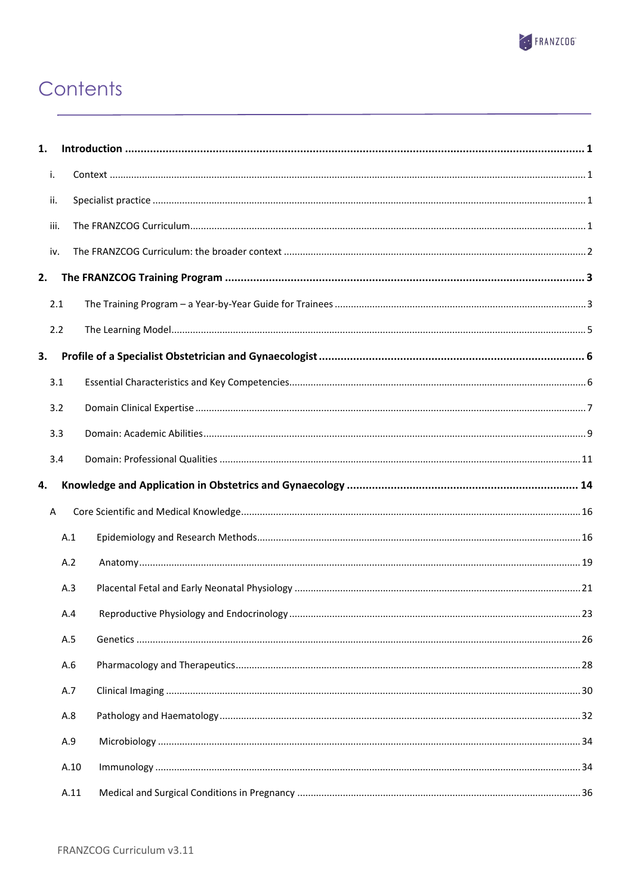# Contents

**1. Introduction .......... 1**

- i. Context .......... 1
- ii. Specialist practice .......... 1
- iii. The FRANZCOG Curriculum .......... 1
- iv. The FRANZCOG Curriculum: the broader context .......... 2

**2. The FRANZCOG Training Program .......... 3**

- 2.1 The Training Program – a Year-by-Year Guide for Trainees .......... 3
- 2.2 The Learning Model .......... 5

**3. Profile of a Specialist Obstetrician and Gynaecologist .......... 6**

- 3.1 Essential Characteristics and Key Competencies .......... 6
- 3.2 Domain Clinical Expertise .......... 7
- 3.3 Domain: Academic Abilities .......... 9
- 3.4 Domain: Professional Qualities .......... 11

**4. Knowledge and Application in Obstetrics and Gynaecology .......... 14**

- A Core Scientific and Medical Knowledge .......... 16
  - A.1 Epidemiology and Research Methods .......... 16
  - A.2 Anatomy .......... 19
  - A.3 Placental Fetal and Early Neonatal Physiology .......... 21
  - A.4 Reproductive Physiology and Endocrinology .......... 23
  - A.5 Genetics .......... 26
  - A.6 Pharmacology and Therapeutics .......... 28
  - A.7 Clinical Imaging .......... 30
  - A.8 Pathology and Haematology .......... 32
  - A.9 Microbiology .......... 34
  - A.10 Immunology .......... 34
  - A.11 Medical and Surgical Conditions in Pregnancy .......... 36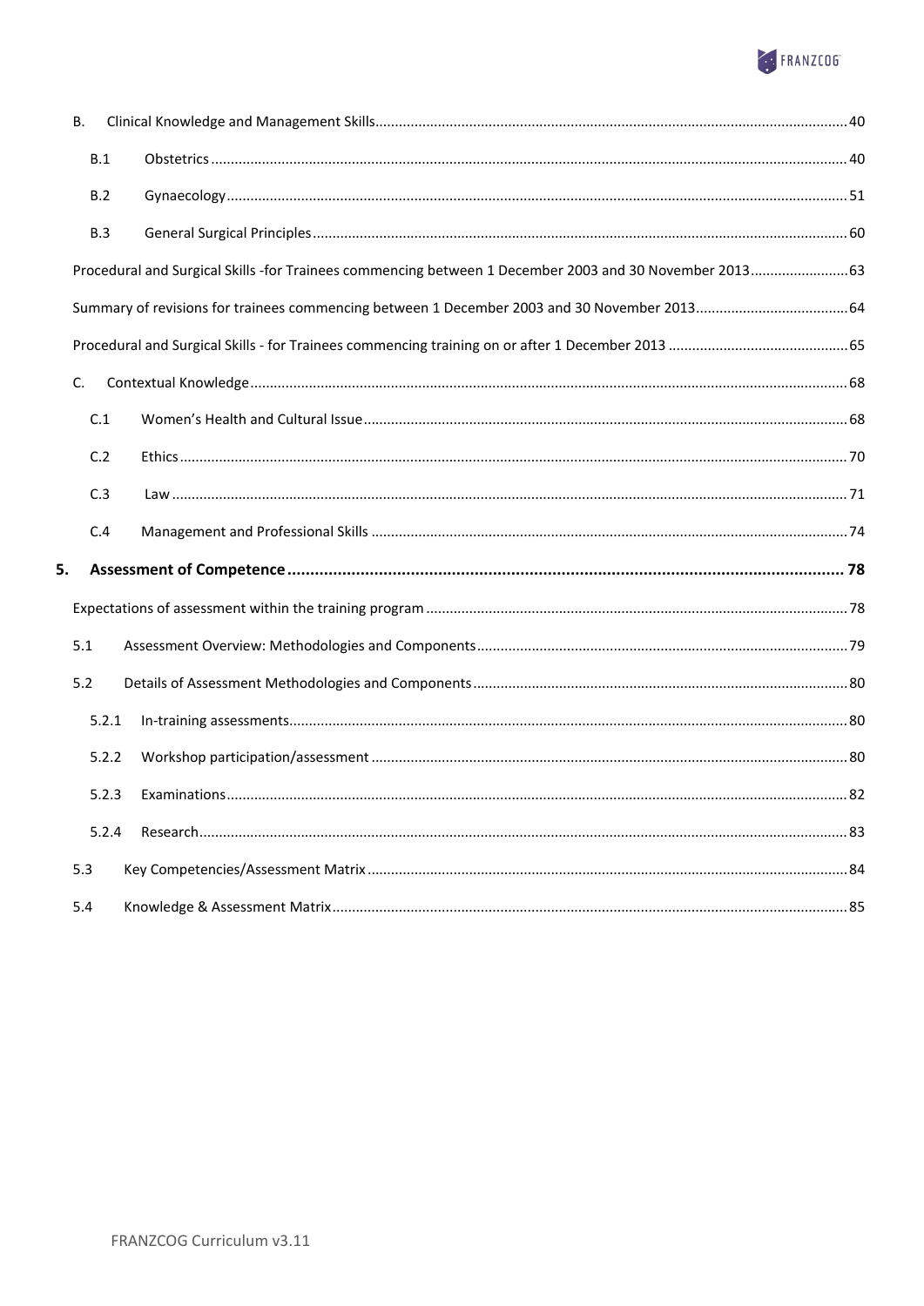B. Clinical Knowledge and Management Skills ........ 40

B.1 Obstetrics ........ 40

B.2 Gynaecology ........ 51

B.3 General Surgical Principles ........ 60

Procedural and Surgical Skills -for Trainees commencing between 1 December 2003 and 30 November 2013 ........ 63

Summary of revisions for trainees commencing between 1 December 2003 and 30 November 2013 ........ 64

Procedural and Surgical Skills - for Trainees commencing training on or after 1 December 2013 ........ 65

C. Contextual Knowledge ........ 68

C.1 Women's Health and Cultural Issue ........ 68

C.2 Ethics ........ 70

C.3 Law ........ 71

C.4 Management and Professional Skills ........ 74

**5. Assessment of Competence ........ 78**

Expectations of assessment within the training program ........ 78

5.1 Assessment Overview: Methodologies and Components ........ 79

5.2 Details of Assessment Methodologies and Components ........ 80

5.2.1 In-training assessments ........ 80

5.2.2 Workshop participation/assessment ........ 80

5.2.3 Examinations ........ 82

5.2.4 Research ........ 83

5.3 Key Competencies/Assessment Matrix ........ 84

5.4 Knowledge & Assessment Matrix ........ 85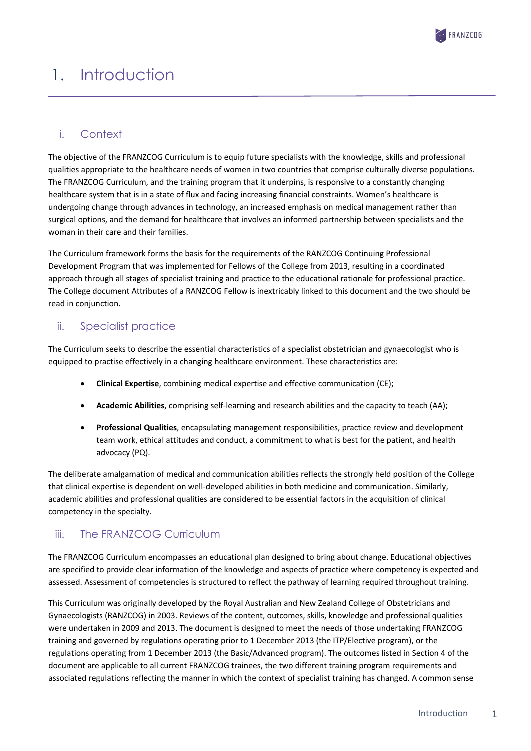// 1. Introduction

## i. Context

The objective of the FRANZCOG Curriculum is to equip future specialists with the knowledge, skills and professional qualities appropriate to the healthcare needs of women in two countries that comprise culturally diverse populations. The FRANZCOG Curriculum, and the training program that it underpins, is responsive to a constantly changing healthcare system that is in a state of flux and facing increasing financial constraints. Women's healthcare is undergoing change through advances in technology, an increased emphasis on medical management rather than surgical options, and the demand for healthcare that involves an informed partnership between specialists and the woman in their care and their families.

The Curriculum framework forms the basis for the requirements of the RANZCOG Continuing Professional Development Program that was implemented for Fellows of the College from 2013, resulting in a coordinated approach through all stages of specialist training and practice to the educational rationale for professional practice. The College document Attributes of a RANZCOG Fellow is inextricably linked to this document and the two should be read in conjunction.

## ii. Specialist practice

The Curriculum seeks to describe the essential characteristics of a specialist obstetrician and gynaecologist who is equipped to practise effectively in a changing healthcare environment. These characteristics are:

- **Clinical Expertise**, combining medical expertise and effective communication (CE);
- **Academic Abilities**, comprising self-learning and research abilities and the capacity to teach (AA);
- **Professional Qualities**, encapsulating management responsibilities, practice review and development team work, ethical attitudes and conduct, a commitment to what is best for the patient, and health advocacy (PQ).

The deliberate amalgamation of medical and communication abilities reflects the strongly held position of the College that clinical expertise is dependent on well-developed abilities in both medicine and communication. Similarly, academic abilities and professional qualities are considered to be essential factors in the acquisition of clinical competency in the specialty.

## iii. The FRANZCOG Curriculum

The FRANZCOG Curriculum encompasses an educational plan designed to bring about change. Educational objectives are specified to provide clear information of the knowledge and aspects of practice where competency is expected and assessed. Assessment of competencies is structured to reflect the pathway of learning required throughout training.

This Curriculum was originally developed by the Royal Australian and New Zealand College of Obstetricians and Gynaecologists (RANZCOG) in 2003. Reviews of the content, outcomes, skills, knowledge and professional qualities were undertaken in 2009 and 2013. The document is designed to meet the needs of those undertaking FRANZCOG training and governed by regulations operating prior to 1 December 2013 (the ITP/Elective program), or the regulations operating from 1 December 2013 (the Basic/Advanced program). The outcomes listed in Section 4 of the document are applicable to all current FRANZCOG trainees, the two different training program requirements and associated regulations reflecting the manner in which the context of specialist training has changed. A common sense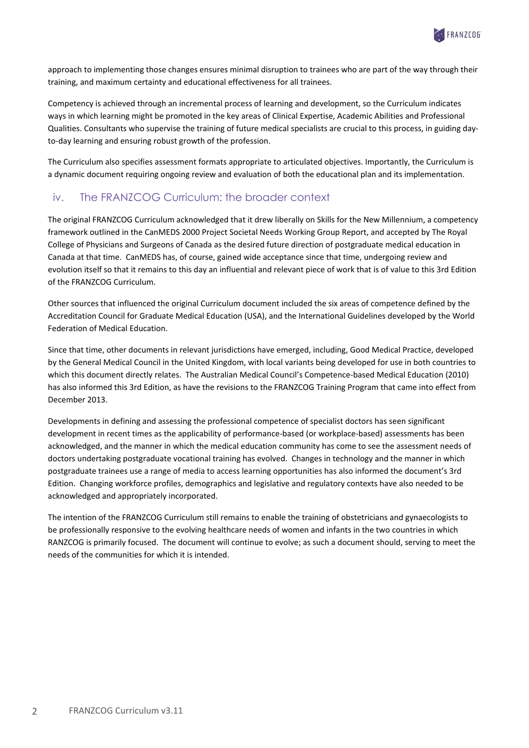approach to implementing those changes ensures minimal disruption to trainees who are part of the way through their training, and maximum certainty and educational effectiveness for all trainees.

Competency is achieved through an incremental process of learning and development, so the Curriculum indicates ways in which learning might be promoted in the key areas of Clinical Expertise, Academic Abilities and Professional Qualities. Consultants who supervise the training of future medical specialists are crucial to this process, in guiding day-to-day learning and ensuring robust growth of the profession.

The Curriculum also specifies assessment formats appropriate to articulated objectives. Importantly, the Curriculum is a dynamic document requiring ongoing review and evaluation of both the educational plan and its implementation.

## iv. The FRANZCOG Curriculum: the broader context

The original FRANZCOG Curriculum acknowledged that it drew liberally on Skills for the New Millennium, a competency framework outlined in the CanMEDS 2000 Project Societal Needs Working Group Report, and accepted by The Royal College of Physicians and Surgeons of Canada as the desired future direction of postgraduate medical education in Canada at that time. CanMEDS has, of course, gained wide acceptance since that time, undergoing review and evolution itself so that it remains to this day an influential and relevant piece of work that is of value to this 3rd Edition of the FRANZCOG Curriculum.

Other sources that influenced the original Curriculum document included the six areas of competence defined by the Accreditation Council for Graduate Medical Education (USA), and the International Guidelines developed by the World Federation of Medical Education.

Since that time, other documents in relevant jurisdictions have emerged, including, Good Medical Practice, developed by the General Medical Council in the United Kingdom, with local variants being developed for use in both countries to which this document directly relates. The Australian Medical Council's Competence-based Medical Education (2010) has also informed this 3rd Edition, as have the revisions to the FRANZCOG Training Program that came into effect from December 2013.

Developments in defining and assessing the professional competence of specialist doctors has seen significant development in recent times as the applicability of performance-based (or workplace-based) assessments has been acknowledged, and the manner in which the medical education community has come to see the assessment needs of doctors undertaking postgraduate vocational training has evolved. Changes in technology and the manner in which postgraduate trainees use a range of media to access learning opportunities has also informed the document's 3rd Edition. Changing workforce profiles, demographics and legislative and regulatory contexts have also needed to be acknowledged and appropriately incorporated.

The intention of the FRANZCOG Curriculum still remains to enable the training of obstetricians and gynaecologists to be professionally responsive to the evolving healthcare needs of women and infants in the two countries in which RANZCOG is primarily focused. The document will continue to evolve; as such a document should, serving to meet the needs of the communities for which it is intended.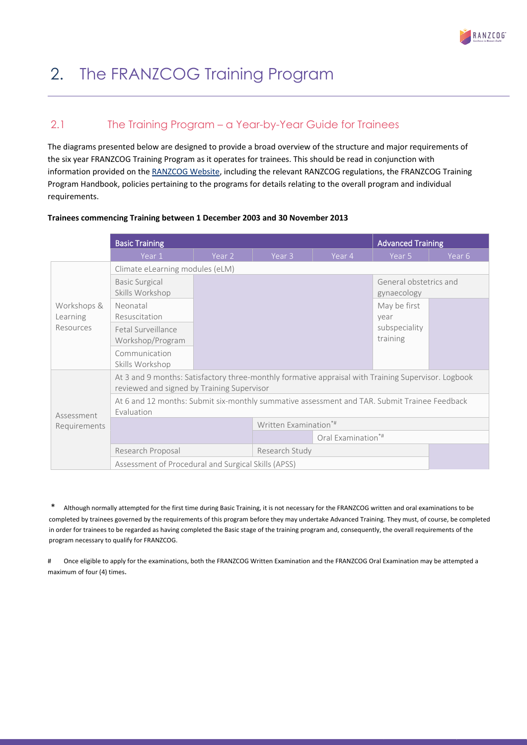# 2. The FRANZCOG Training Program

## 2.1 The Training Program – a Year-by-Year Guide for Trainees

The diagrams presented below are designed to provide a broad overview of the structure and major requirements of the six year FRANZCOG Training Program as it operates for trainees. This should be read in conjunction with information provided on the RANZCOG Website, including the relevant RANZCOG regulations, the FRANZCOG Training Program Handbook, policies pertaining to the programs for details relating to the overall program and individual requirements.

**Trainees commencing Training between 1 December 2003 and 30 November 2013**

| | Basic Training | | | | Advanced Training | |
|---|---|---|---|---|---|---|
| | Year 1 | Year 2 | Year 3 | Year 4 | Year 5 | Year 6 |
| Workshops & Learning Resources | Climate eLearning modules (eLM) | | | | | |
| | Basic Surgical Skills Workshop | | | | General obstetrics and gynaecology | |
| | Neonatal Resuscitation | | | | May be first year subspeciality training | |
| | Fetal Surveillance Workshop/Program | | | | | |
| | Communication Skills Workshop | | | | | |
| Assessment Requirements | At 3 and 9 months: Satisfactory three-monthly formative appraisal with Training Supervisor. Logbook reviewed and signed by Training Supervisor | | | | | |
| | At 6 and 12 months: Submit six-monthly summative assessment and TAR. Submit Trainee Feedback Evaluation | | | | | |
| | | | Written Examination*# | | | |
| | | | | Oral Examination*# | | |
| | Research Proposal | | Research Study | | | |
| | Assessment of Procedural and Surgical Skills (APSS) | | | | | |

\* Although normally attempted for the first time during Basic Training, it is not necessary for the FRANZCOG written and oral examinations to be completed by trainees governed by the requirements of this program before they may undertake Advanced Training. They must, of course, be completed in order for trainees to be regarded as having completed the Basic stage of the training program and, consequently, the overall requirements of the program necessary to qualify for FRANZCOG.

\# Once eligible to apply for the examinations, both the FRANZCOG Written Examination and the FRANZCOG Oral Examination may be attempted a maximum of four (4) times.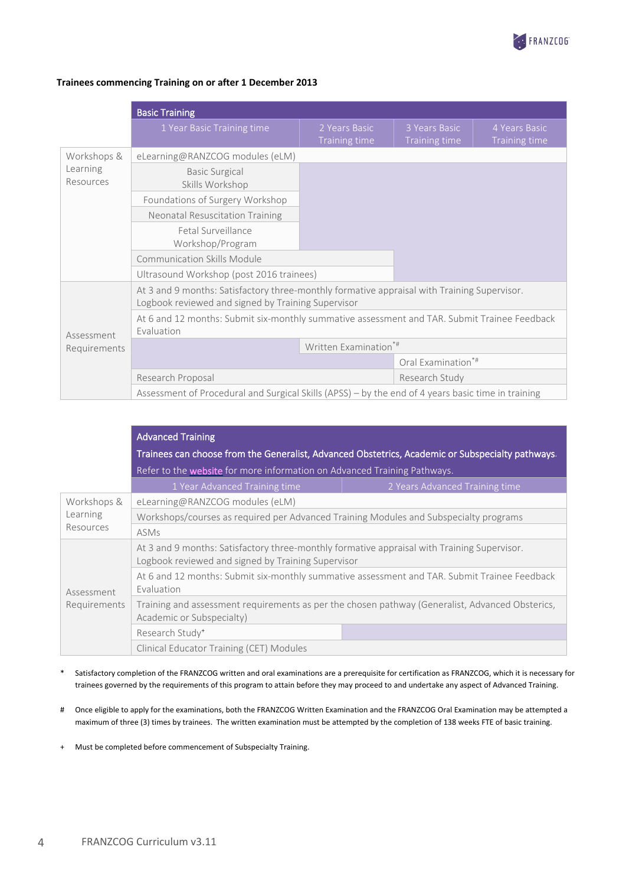**Trainees commencing Training on or after 1 December 2013**

| | Basic Training | | | |
|---|---|---|---|---|
| | 1 Year Basic Training time | 2 Years Basic Training time | 3 Years Basic Training time | 4 Years Basic Training time |
| Workshops & Learning Resources | eLearning@RANZCOG modules (eLM) | | | |
| | Basic Surgical Skills Workshop | | | |
| | Foundations of Surgery Workshop | | | |
| | Neonatal Resuscitation Training | | | |
| | Fetal Surveillance Workshop/Program | | | |
| | Communication Skills Module | | | |
| | Ultrasound Workshop (post 2016 trainees) | | | |
| Assessment Requirements | At 3 and 9 months: Satisfactory three-monthly formative appraisal with Training Supervisor. Logbook reviewed and signed by Training Supervisor | | | |
| | At 6 and 12 months: Submit six-monthly summative assessment and TAR. Submit Trainee Feedback Evaluation | | | |
| | | Written Examination*# | | |
| | | | Oral Examination*# | |
| | Research Proposal | | Research Study | |
| | Assessment of Procedural and Surgical Skills (APSS) – by the end of 4 years basic time in training | | | |

| | Advanced Training<br>Trainees can choose from the Generalist, Advanced Obstetrics, Academic or Subspecialty pathways.<br>Refer to the website for more information on Advanced Training Pathways. | |
|---|---|---|
| | 1 Year Advanced Training time | 2 Years Advanced Training time |
| Workshops & Learning Resources | eLearning@RANZCOG modules (eLM) | |
| | Workshops/courses as required per Advanced Training Modules and Subspecialty programs | |
| | ASMs | |
| Assessment Requirements | At 3 and 9 months: Satisfactory three-monthly formative appraisal with Training Supervisor. Logbook reviewed and signed by Training Supervisor | |
| | At 6 and 12 months: Submit six-monthly summative assessment and TAR. Submit Trainee Feedback Evaluation | |
| | Training and assessment requirements as per the chosen pathway (Generalist, Advanced Obsterics, Academic or Subspecialty) | |
| | Research Study+ | |
| | Clinical Educator Training (CET) Modules | |

\* Satisfactory completion of the FRANZCOG written and oral examinations are a prerequisite for certification as FRANZCOG, which it is necessary for trainees governed by the requirements of this program to attain before they may proceed to and undertake any aspect of Advanced Training.

\# Once eligible to apply for the examinations, both the FRANZCOG Written Examination and the FRANZCOG Oral Examination may be attempted a maximum of three (3) times by trainees. The written examination must be attempted by the completion of 138 weeks FTE of basic training.

\+ Must be completed before commencement of Subspecialty Training.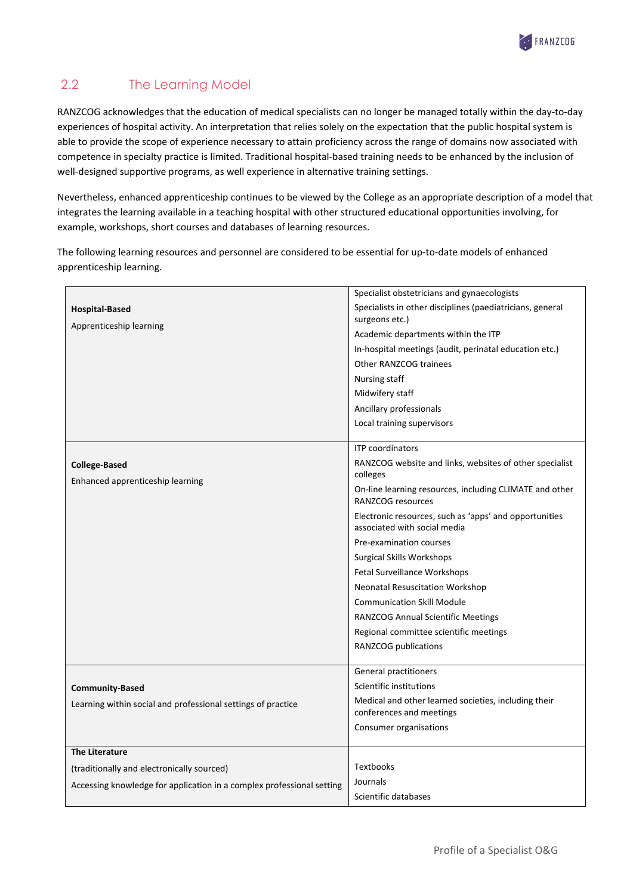## 2.2 The Learning Model

RANZCOG acknowledges that the education of medical specialists can no longer be managed totally within the day-to-day experiences of hospital activity. An interpretation that relies solely on the expectation that the public hospital system is able to provide the scope of experience necessary to attain proficiency across the range of domains now associated with competence in specialty practice is limited. Traditional hospital-based training needs to be enhanced by the inclusion of well-designed supportive programs, as well experience in alternative training settings.

Nevertheless, enhanced apprenticeship continues to be viewed by the College as an appropriate description of a model that integrates the learning available in a teaching hospital with other structured educational opportunities involving, for example, workshops, short courses and databases of learning resources.

The following learning resources and personnel are considered to be essential for up-to-date models of enhanced apprenticeship learning.

| | |
|---|---|
| **Hospital-Based**<br>Apprenticeship learning | Specialist obstetricians and gynaecologists<br>Specialists in other disciplines (paediatricians, general surgeons etc.)<br>Academic departments within the ITP<br>In-hospital meetings (audit, perinatal education etc.)<br>Other RANZCOG trainees<br>Nursing staff<br>Midwifery staff<br>Ancillary professionals<br>Local training supervisors |
| **College-Based**<br>Enhanced apprenticeship learning | ITP coordinators<br>RANZCOG website and links, websites of other specialist colleges<br>On-line learning resources, including CLIMATE and other RANZCOG resources<br>Electronic resources, such as 'apps' and opportunities associated with social media<br>Pre-examination courses<br>Surgical Skills Workshops<br>Fetal Surveillance Workshops<br>Neonatal Resuscitation Workshop<br>Communication Skill Module<br>RANZCOG Annual Scientific Meetings<br>Regional committee scientific meetings<br>RANZCOG publications |
| **Community-Based**<br>Learning within social and professional settings of practice | General practitioners<br>Scientific institutions<br>Medical and other learned societies, including their conferences and meetings<br>Consumer organisations |
| **The Literature**<br>(traditionally and electronically sourced)<br>Accessing knowledge for application in a complex professional setting | Textbooks<br>Journals<br>Scientific databases |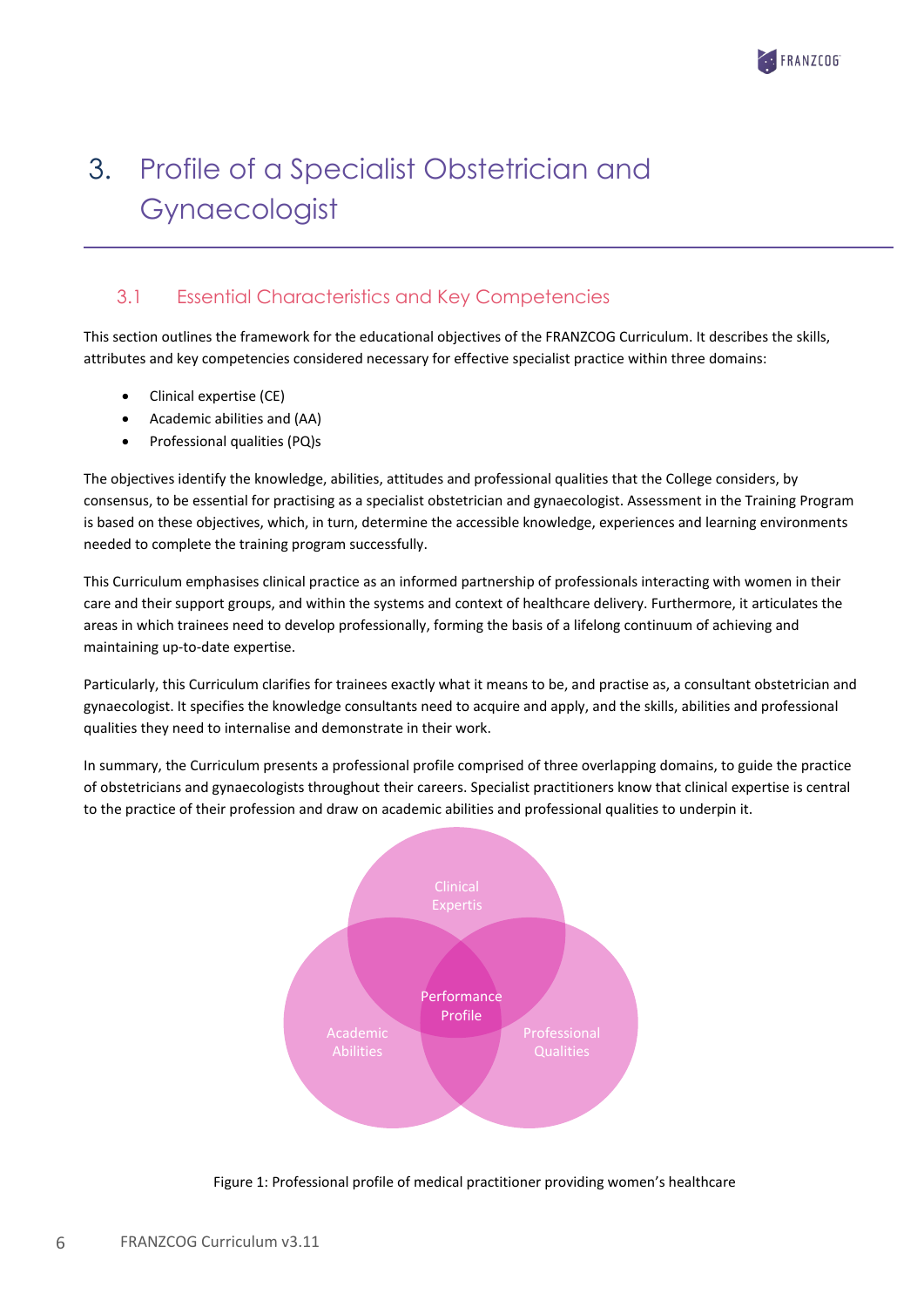# 3. Profile of a Specialist Obstetrician and Gynaecologist

## 3.1 Essential Characteristics and Key Competencies

This section outlines the framework for the educational objectives of the FRANZCOG Curriculum. It describes the skills, attributes and key competencies considered necessary for effective specialist practice within three domains:

- Clinical expertise (CE)
- Academic abilities and (AA)
- Professional qualities (PQ)s

The objectives identify the knowledge, abilities, attitudes and professional qualities that the College considers, by consensus, to be essential for practising as a specialist obstetrician and gynaecologist. Assessment in the Training Program is based on these objectives, which, in turn, determine the accessible knowledge, experiences and learning environments needed to complete the training program successfully.

This Curriculum emphasises clinical practice as an informed partnership of professionals interacting with women in their care and their support groups, and within the systems and context of healthcare delivery. Furthermore, it articulates the areas in which trainees need to develop professionally, forming the basis of a lifelong continuum of achieving and maintaining up-to-date expertise.

Particularly, this Curriculum clarifies for trainees exactly what it means to be, and practise as, a consultant obstetrician and gynaecologist. It specifies the knowledge consultants need to acquire and apply, and the skills, abilities and professional qualities they need to internalise and demonstrate in their work.

In summary, the Curriculum presents a professional profile comprised of three overlapping domains, to guide the practice of obstetricians and gynaecologists throughout their careers. Specialist practitioners know that clinical expertise is central to the practice of their profession and draw on academic abilities and professional qualities to underpin it.

Clinical Expertis

Performance Profile

Academic Abilities

Professional Qualities

Figure 1: Professional profile of medical practitioner providing women's healthcare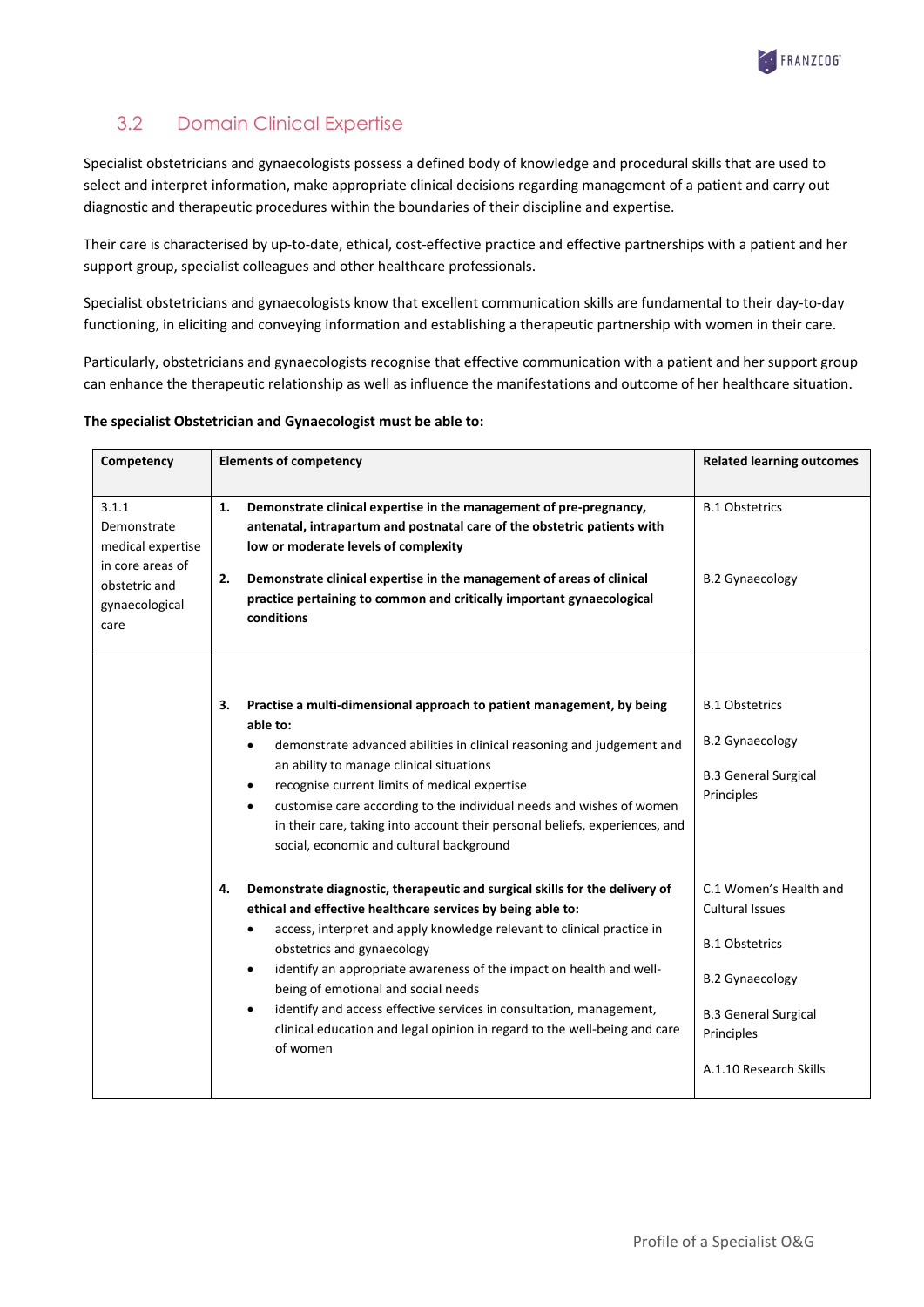## 3.2 Domain Clinical Expertise

Specialist obstetricians and gynaecologists possess a defined body of knowledge and procedural skills that are used to select and interpret information, make appropriate clinical decisions regarding management of a patient and carry out diagnostic and therapeutic procedures within the boundaries of their discipline and expertise.

Their care is characterised by up-to-date, ethical, cost-effective practice and effective partnerships with a patient and her support group, specialist colleagues and other healthcare professionals.

Specialist obstetricians and gynaecologists know that excellent communication skills are fundamental to their day-to-day functioning, in eliciting and conveying information and establishing a therapeutic partnership with women in their care.

Particularly, obstetricians and gynaecologists recognise that effective communication with a patient and her support group can enhance the therapeutic relationship as well as influence the manifestations and outcome of her healthcare situation.

**The specialist Obstetrician and Gynaecologist must be able to:**

| Competency | Elements of competency | Related learning outcomes |
|---|---|---|
| 3.1.1 Demonstrate medical expertise in core areas of obstetric and gynaecological care | **1. Demonstrate clinical expertise in the management of pre-pregnancy, antenatal, intrapartum and postnatal care of the obstetric patients with low or moderate levels of complexity** | B.1 Obstetrics |
| | **2. Demonstrate clinical expertise in the management of areas of clinical practice pertaining to common and critically important gynaecological conditions** | B.2 Gynaecology |
| | **3. Practise a multi-dimensional approach to patient management, by being able to:**<br>• demonstrate advanced abilities in clinical reasoning and judgement and an ability to manage clinical situations<br>• recognise current limits of medical expertise<br>• customise care according to the individual needs and wishes of women in their care, taking into account their personal beliefs, experiences, and social, economic and cultural background | B.1 Obstetrics<br>B.2 Gynaecology<br>B.3 General Surgical Principles |
| | **4. Demonstrate diagnostic, therapeutic and surgical skills for the delivery of ethical and effective healthcare services by being able to:**<br>• access, interpret and apply knowledge relevant to clinical practice in obstetrics and gynaecology<br>• identify an appropriate awareness of the impact on health and well-being of emotional and social needs<br>• identify and access effective services in consultation, management, clinical education and legal opinion in regard to the well-being and care of women | C.1 Women's Health and Cultural Issues<br>B.1 Obstetrics<br>B.2 Gynaecology<br>B.3 General Surgical Principles<br>A.1.10 Research Skills |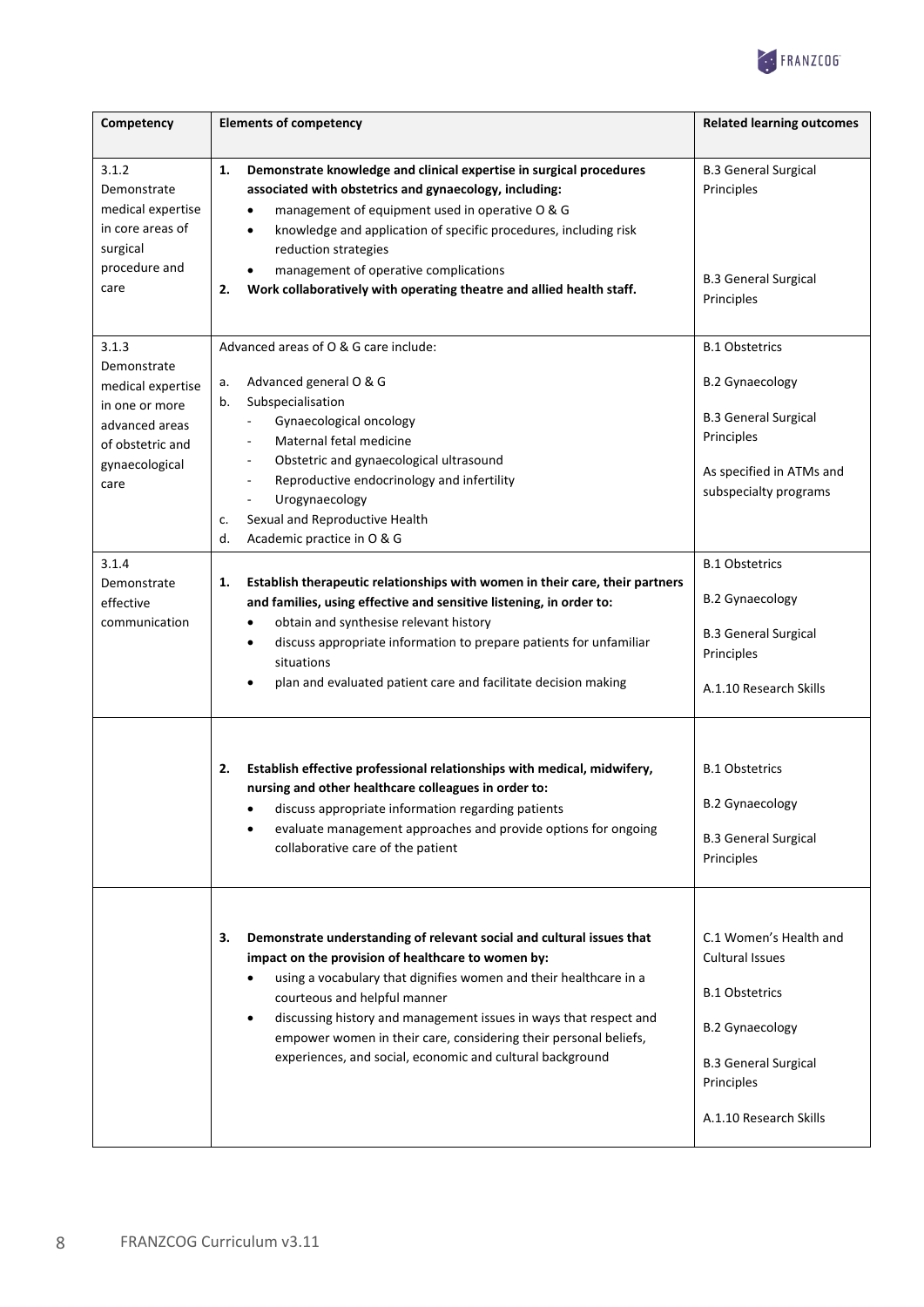| Competency | Elements of competency | Related learning outcomes |
|---|---|---|
| 3.1.2 Demonstrate medical expertise in core areas of surgical procedure and care | **1. Demonstrate knowledge and clinical expertise in surgical procedures associated with obstetrics and gynaecology, including:**<br>• management of equipment used in operative O & G<br>• knowledge and application of specific procedures, including risk reduction strategies<br>• management of operative complications<br>**2. Work collaboratively with operating theatre and allied health staff.** | B.3 General Surgical Principles<br><br>B.3 General Surgical Principles |
| 3.1.3 Demonstrate medical expertise in one or more advanced areas of obstetric and gynaecological care | Advanced areas of O & G care include:<br>a. Advanced general O & G<br>b. Subspecialisation<br>- Gynaecological oncology<br>- Maternal fetal medicine<br>- Obstetric and gynaecological ultrasound<br>- Reproductive endocrinology and infertility<br>- Urogynaecology<br>c. Sexual and Reproductive Health<br>d. Academic practice in O & G | B.1 Obstetrics<br>B.2 Gynaecology<br>B.3 General Surgical Principles<br>As specified in ATMs and subspecialty programs |
| 3.1.4 Demonstrate effective communication | **1. Establish therapeutic relationships with women in their care, their partners and families, using effective and sensitive listening, in order to:**<br>• obtain and synthesise relevant history<br>• discuss appropriate information to prepare patients for unfamiliar situations<br>• plan and evaluated patient care and facilitate decision making | B.1 Obstetrics<br>B.2 Gynaecology<br>B.3 General Surgical Principles<br>A.1.10 Research Skills |
| | **2. Establish effective professional relationships with medical, midwifery, nursing and other healthcare colleagues in order to:**<br>• discuss appropriate information regarding patients<br>• evaluate management approaches and provide options for ongoing collaborative care of the patient | B.1 Obstetrics<br>B.2 Gynaecology<br>B.3 General Surgical Principles |
| | **3. Demonstrate understanding of relevant social and cultural issues that impact on the provision of healthcare to women by:**<br>• using a vocabulary that dignifies women and their healthcare in a courteous and helpful manner<br>• discussing history and management issues in ways that respect and empower women in their care, considering their personal beliefs, experiences, and social, economic and cultural background | C.1 Women's Health and Cultural Issues<br>B.1 Obstetrics<br>B.2 Gynaecology<br>B.3 General Surgical Principles<br>A.1.10 Research Skills |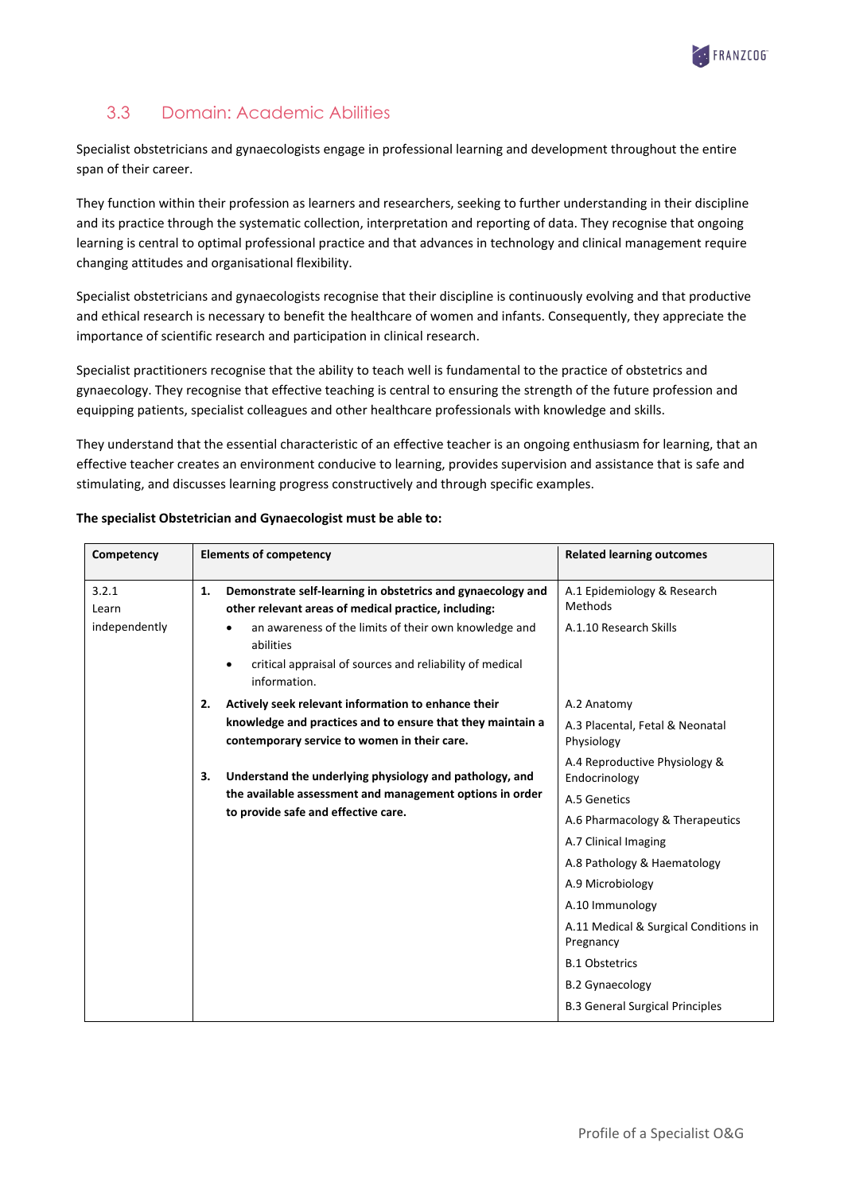## 3.3 Domain: Academic Abilities

Specialist obstetricians and gynaecologists engage in professional learning and development throughout the entire span of their career.

They function within their profession as learners and researchers, seeking to further understanding in their discipline and its practice through the systematic collection, interpretation and reporting of data. They recognise that ongoing learning is central to optimal professional practice and that advances in technology and clinical management require changing attitudes and organisational flexibility.

Specialist obstetricians and gynaecologists recognise that their discipline is continuously evolving and that productive and ethical research is necessary to benefit the healthcare of women and infants. Consequently, they appreciate the importance of scientific research and participation in clinical research.

Specialist practitioners recognise that the ability to teach well is fundamental to the practice of obstetrics and gynaecology. They recognise that effective teaching is central to ensuring the strength of the future profession and equipping patients, specialist colleagues and other healthcare professionals with knowledge and skills.

They understand that the essential characteristic of an effective teacher is an ongoing enthusiasm for learning, that an effective teacher creates an environment conducive to learning, provides supervision and assistance that is safe and stimulating, and discusses learning progress constructively and through specific examples.

**The specialist Obstetrician and Gynaecologist must be able to:**

| Competency | Elements of competency | Related learning outcomes |
|---|---|---|
| 3.2.1 Learn independently | **1. Demonstrate self-learning in obstetrics and gynaecology and other relevant areas of medical practice, including:** <br>• an awareness of the limits of their own knowledge and abilities <br>• critical appraisal of sources and reliability of medical information. | A.1 Epidemiology & Research Methods <br>A.1.10 Research Skills |
| | **2. Actively seek relevant information to enhance their knowledge and practices and to ensure that they maintain a contemporary service to women in their care.** <br><br>**3. Understand the underlying physiology and pathology, and the available assessment and management options in order to provide safe and effective care.** | A.2 Anatomy <br>A.3 Placental, Fetal & Neonatal Physiology <br>A.4 Reproductive Physiology & Endocrinology <br>A.5 Genetics <br>A.6 Pharmacology & Therapeutics <br>A.7 Clinical Imaging <br>A.8 Pathology & Haematology <br>A.9 Microbiology <br>A.10 Immunology <br>A.11 Medical & Surgical Conditions in Pregnancy <br>B.1 Obstetrics <br>B.2 Gynaecology <br>B.3 General Surgical Principles |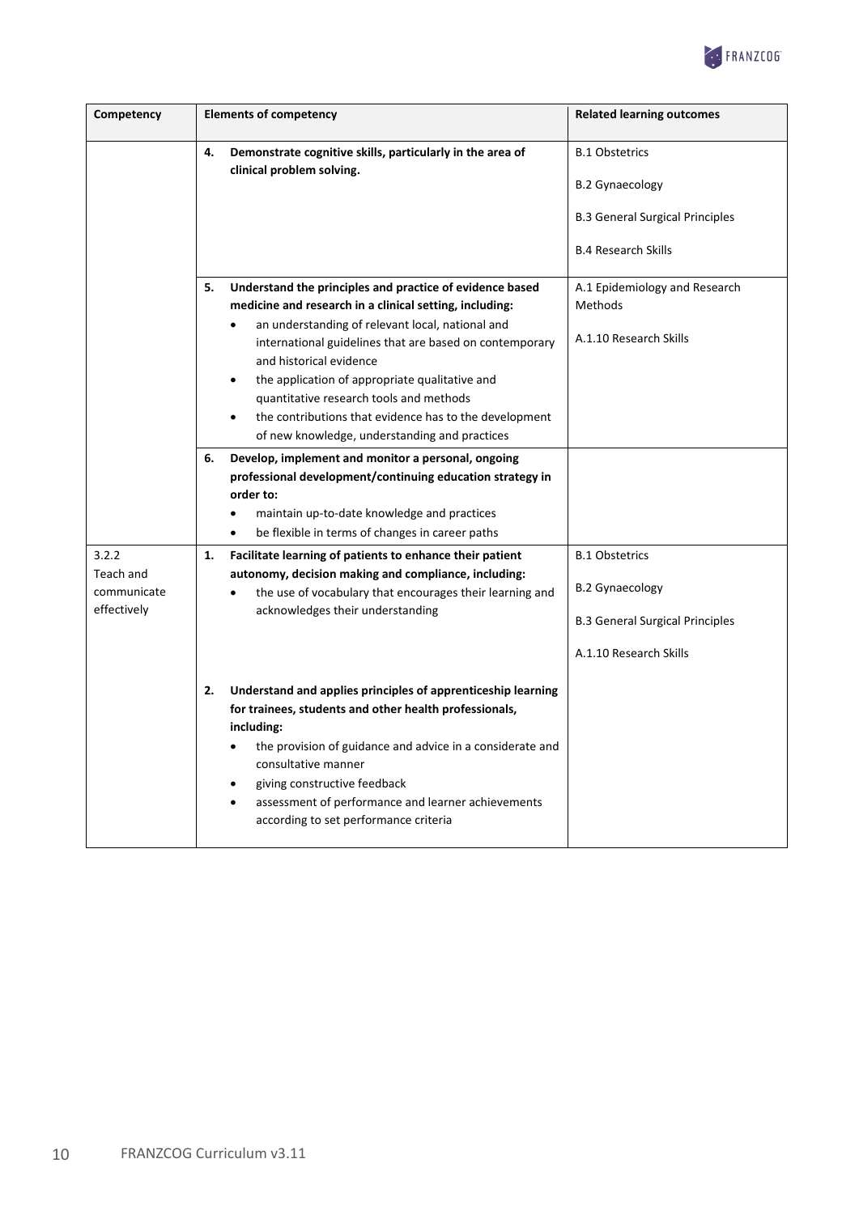| Competency | Elements of competency | Related learning outcomes |
|---|---|---|
| | **4. Demonstrate cognitive skills, particularly in the area of clinical problem solving.** | B.1 Obstetrics<br><br>B.2 Gynaecology<br><br>B.3 General Surgical Principles<br><br>B.4 Research Skills |
| | **5. Understand the principles and practice of evidence based medicine and research in a clinical setting, including:**<br>• an understanding of relevant local, national and international guidelines that are based on contemporary and historical evidence<br>• the application of appropriate qualitative and quantitative research tools and methods<br>• the contributions that evidence has to the development of new knowledge, understanding and practices | A.1 Epidemiology and Research Methods<br><br>A.1.10 Research Skills |
| | **6. Develop, implement and monitor a personal, ongoing professional development/continuing education strategy in order to:**<br>• maintain up-to-date knowledge and practices<br>• be flexible in terms of changes in career paths | |
| 3.2.2 Teach and communicate effectively | **1. Facilitate learning of patients to enhance their patient autonomy, decision making and compliance, including:**<br>• the use of vocabulary that encourages their learning and acknowledges their understanding<br><br>**2. Understand and applies principles of apprenticeship learning for trainees, students and other health professionals, including:**<br>• the provision of guidance and advice in a considerate and consultative manner<br>• giving constructive feedback<br>• assessment of performance and learner achievements according to set performance criteria | B.1 Obstetrics<br><br>B.2 Gynaecology<br><br>B.3 General Surgical Principles<br><br>A.1.10 Research Skills |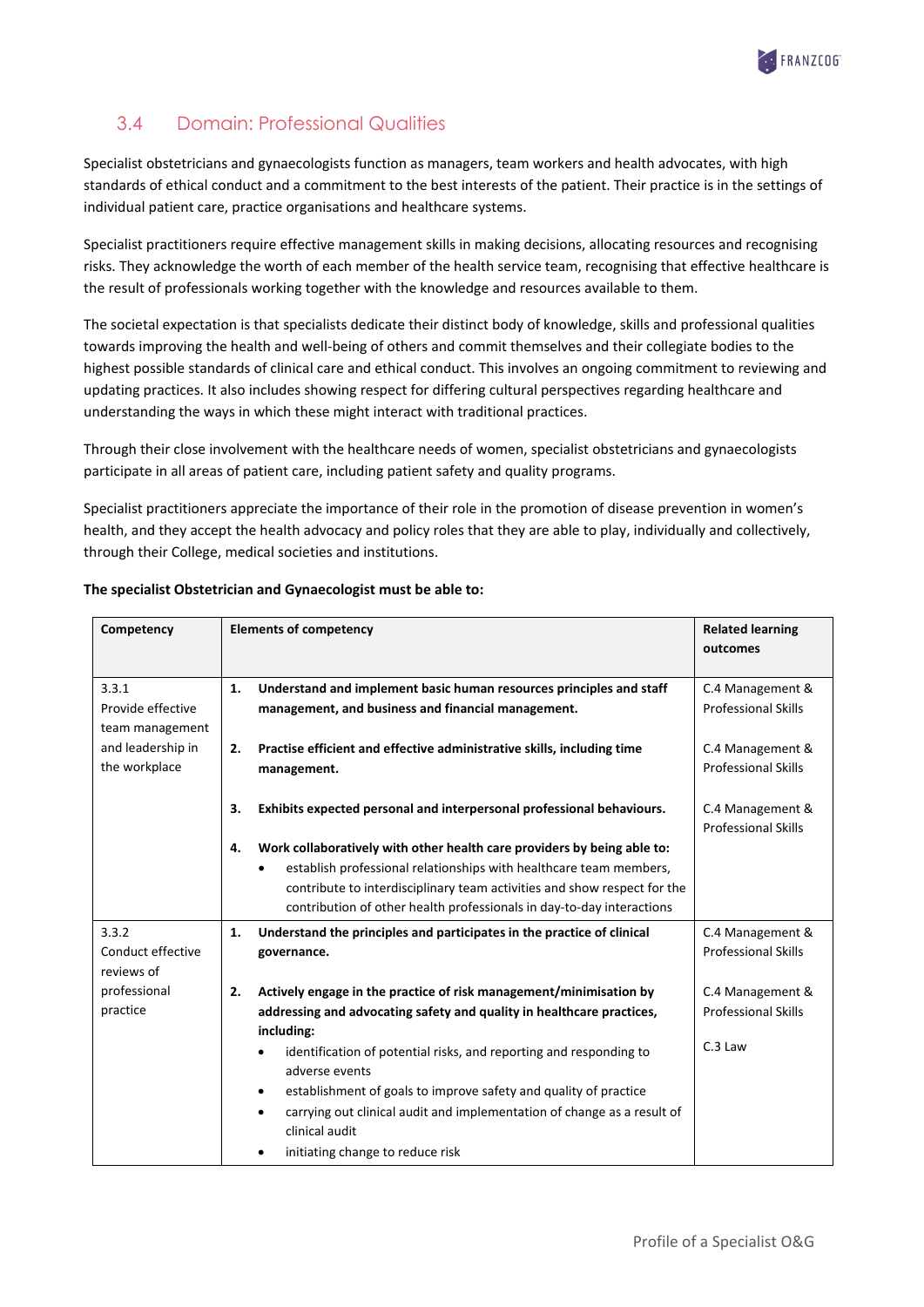## 3.4 Domain: Professional Qualities

Specialist obstetricians and gynaecologists function as managers, team workers and health advocates, with high standards of ethical conduct and a commitment to the best interests of the patient. Their practice is in the settings of individual patient care, practice organisations and healthcare systems.

Specialist practitioners require effective management skills in making decisions, allocating resources and recognising risks. They acknowledge the worth of each member of the health service team, recognising that effective healthcare is the result of professionals working together with the knowledge and resources available to them.

The societal expectation is that specialists dedicate their distinct body of knowledge, skills and professional qualities towards improving the health and well-being of others and commit themselves and their collegiate bodies to the highest possible standards of clinical care and ethical conduct. This involves an ongoing commitment to reviewing and updating practices. It also includes showing respect for differing cultural perspectives regarding healthcare and understanding the ways in which these might interact with traditional practices.

Through their close involvement with the healthcare needs of women, specialist obstetricians and gynaecologists participate in all areas of patient care, including patient safety and quality programs.

Specialist practitioners appreciate the importance of their role in the promotion of disease prevention in women's health, and they accept the health advocacy and policy roles that they are able to play, individually and collectively, through their College, medical societies and institutions.

**The specialist Obstetrician and Gynaecologist must be able to:**

| Competency | Elements of competency | Related learning outcomes |
|---|---|---|
| 3.3.1 Provide effective team management and leadership in the workplace | **1. Understand and implement basic human resources principles and staff management, and business and financial management.** | C.4 Management & Professional Skills |
| | **2. Practise efficient and effective administrative skills, including time management.** | C.4 Management & Professional Skills |
| | **3. Exhibits expected personal and interpersonal professional behaviours.** | C.4 Management & Professional Skills |
| | **4. Work collaboratively with other health care providers by being able to:**<br>• establish professional relationships with healthcare team members, contribute to interdisciplinary team activities and show respect for the contribution of other health professionals in day-to-day interactions | |
| 3.3.2 Conduct effective reviews of professional practice | **1. Understand the principles and participates in the practice of clinical governance.** | C.4 Management & Professional Skills |
| | **2. Actively engage in the practice of risk management/minimisation by addressing and advocating safety and quality in healthcare practices, including:**<br>• identification of potential risks, and reporting and responding to adverse events<br>• establishment of goals to improve safety and quality of practice<br>• carrying out clinical audit and implementation of change as a result of clinical audit<br>• initiating change to reduce risk | C.4 Management & Professional Skills<br><br>C.3 Law |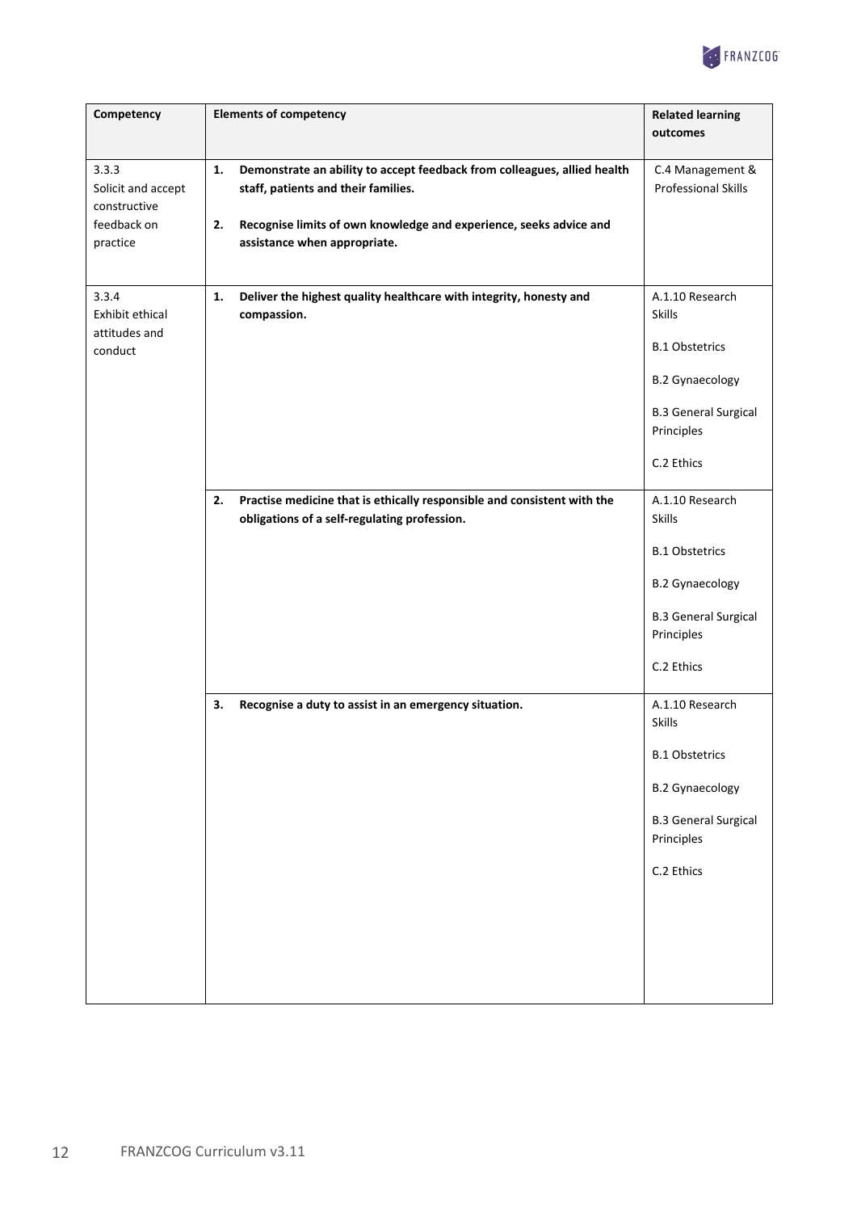| Competency | Elements of competency | Related learning outcomes |
|---|---|---|
| 3.3.3 Solicit and accept constructive feedback on practice | **1. Demonstrate an ability to accept feedback from colleagues, allied health staff, patients and their families.**<br><br>**2. Recognise limits of own knowledge and experience, seeks advice and assistance when appropriate.** | C.4 Management & Professional Skills |
| 3.3.4 Exhibit ethical attitudes and conduct | **1. Deliver the highest quality healthcare with integrity, honesty and compassion.** | A.1.10 Research Skills<br><br>B.1 Obstetrics<br><br>B.2 Gynaecology<br><br>B.3 General Surgical Principles<br><br>C.2 Ethics |
| | **2. Practise medicine that is ethically responsible and consistent with the obligations of a self-regulating profession.** | A.1.10 Research Skills<br><br>B.1 Obstetrics<br><br>B.2 Gynaecology<br><br>B.3 General Surgical Principles<br><br>C.2 Ethics |
| | **3. Recognise a duty to assist in an emergency situation.** | A.1.10 Research Skills<br><br>B.1 Obstetrics<br><br>B.2 Gynaecology<br><br>B.3 General Surgical Principles<br><br>C.2 Ethics |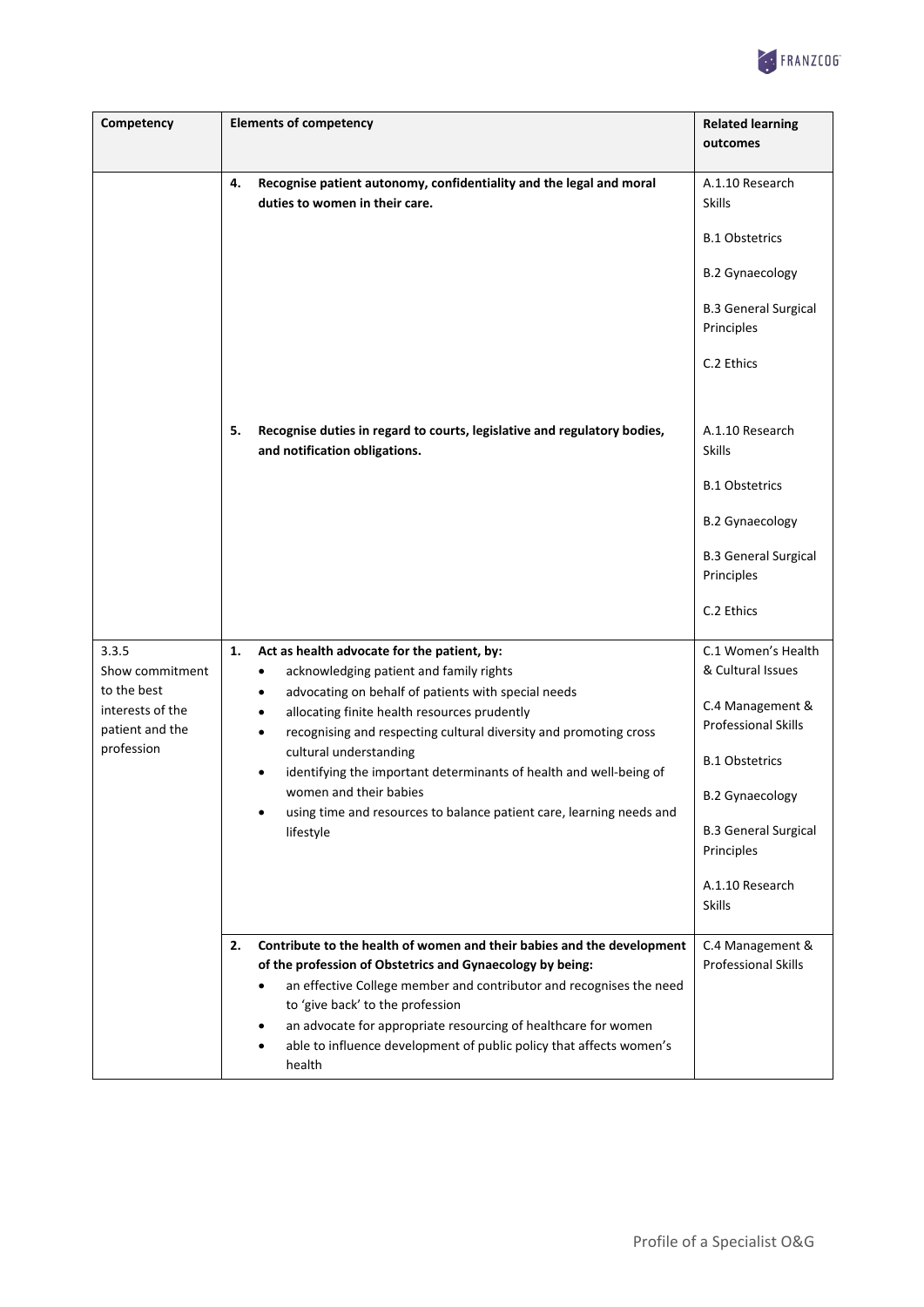| Competency | Elements of competency | Related learning outcomes |
|---|---|---|
| | **4. Recognise patient autonomy, confidentiality and the legal and moral duties to women in their care.** | A.1.10 Research Skills<br><br>B.1 Obstetrics<br><br>B.2 Gynaecology<br><br>B.3 General Surgical Principles<br><br>C.2 Ethics |
| | **5. Recognise duties in regard to courts, legislative and regulatory bodies, and notification obligations.** | A.1.10 Research Skills<br><br>B.1 Obstetrics<br><br>B.2 Gynaecology<br><br>B.3 General Surgical Principles<br><br>C.2 Ethics |
| 3.3.5 Show commitment to the best interests of the patient and the profession | **1. Act as health advocate for the patient, by:**<br>• acknowledging patient and family rights<br>• advocating on behalf of patients with special needs<br>• allocating finite health resources prudently<br>• recognising and respecting cultural diversity and promoting cross cultural understanding<br>• identifying the important determinants of health and well-being of women and their babies<br>• using time and resources to balance patient care, learning needs and lifestyle | C.1 Women's Health & Cultural Issues<br><br>C.4 Management & Professional Skills<br><br>B.1 Obstetrics<br><br>B.2 Gynaecology<br><br>B.3 General Surgical Principles<br><br>A.1.10 Research Skills |
| | **2. Contribute to the health of women and their babies and the development of the profession of Obstetrics and Gynaecology by being:**<br>• an effective College member and contributor and recognises the need to 'give back' to the profession<br>• an advocate for appropriate resourcing of healthcare for women<br>• able to influence development of public policy that affects women's health | C.4 Management & Professional Skills |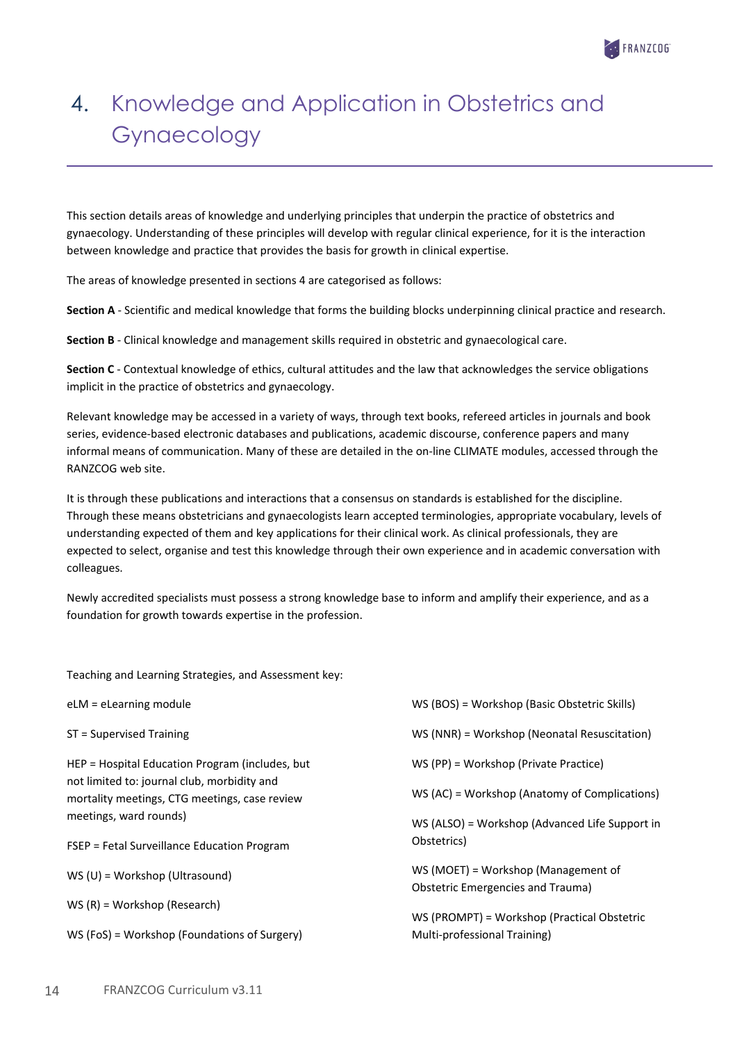# 4. Knowledge and Application in Obstetrics and Gynaecology

This section details areas of knowledge and underlying principles that underpin the practice of obstetrics and gynaecology. Understanding of these principles will develop with regular clinical experience, for it is the interaction between knowledge and practice that provides the basis for growth in clinical expertise.

The areas of knowledge presented in sections 4 are categorised as follows:

**Section A** - Scientific and medical knowledge that forms the building blocks underpinning clinical practice and research.

**Section B** - Clinical knowledge and management skills required in obstetric and gynaecological care.

**Section C** - Contextual knowledge of ethics, cultural attitudes and the law that acknowledges the service obligations implicit in the practice of obstetrics and gynaecology.

Relevant knowledge may be accessed in a variety of ways, through text books, refereed articles in journals and book series, evidence-based electronic databases and publications, academic discourse, conference papers and many informal means of communication. Many of these are detailed in the on-line CLIMATE modules, accessed through the RANZCOG web site.

It is through these publications and interactions that a consensus on standards is established for the discipline. Through these means obstetricians and gynaecologists learn accepted terminologies, appropriate vocabulary, levels of understanding expected of them and key applications for their clinical work. As clinical professionals, they are expected to select, organise and test this knowledge through their own experience and in academic conversation with colleagues.

Newly accredited specialists must possess a strong knowledge base to inform and amplify their experience, and as a foundation for growth towards expertise in the profession.

Teaching and Learning Strategies, and Assessment key:

eLM = eLearning module

ST = Supervised Training

HEP = Hospital Education Program (includes, but not limited to: journal club, morbidity and mortality meetings, CTG meetings, case review meetings, ward rounds)

FSEP = Fetal Surveillance Education Program

WS (U) = Workshop (Ultrasound)

WS (R) = Workshop (Research)

WS (FoS) = Workshop (Foundations of Surgery)

WS (BOS) = Workshop (Basic Obstetric Skills)

WS (NNR) = Workshop (Neonatal Resuscitation)

WS (PP) = Workshop (Private Practice)

WS (AC) = Workshop (Anatomy of Complications)

WS (ALSO) = Workshop (Advanced Life Support in Obstetrics)

WS (MOET) = Workshop (Management of Obstetric Emergencies and Trauma)

WS (PROMPT) = Workshop (Practical Obstetric Multi-professional Training)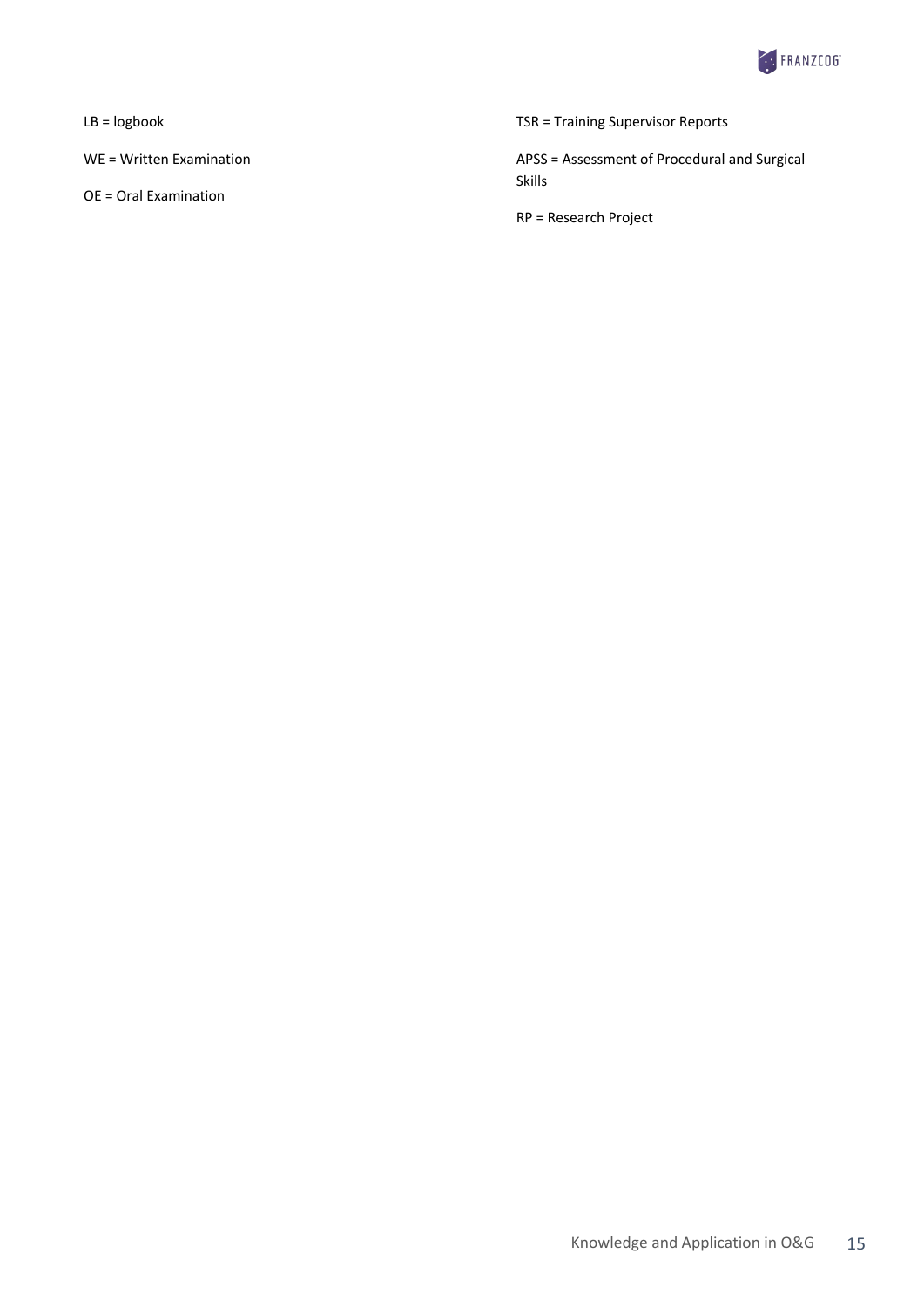LB = logbook

WE = Written Examination

OE = Oral Examination

TSR = Training Supervisor Reports

APSS = Assessment of Procedural and Surgical Skills

RP = Research Project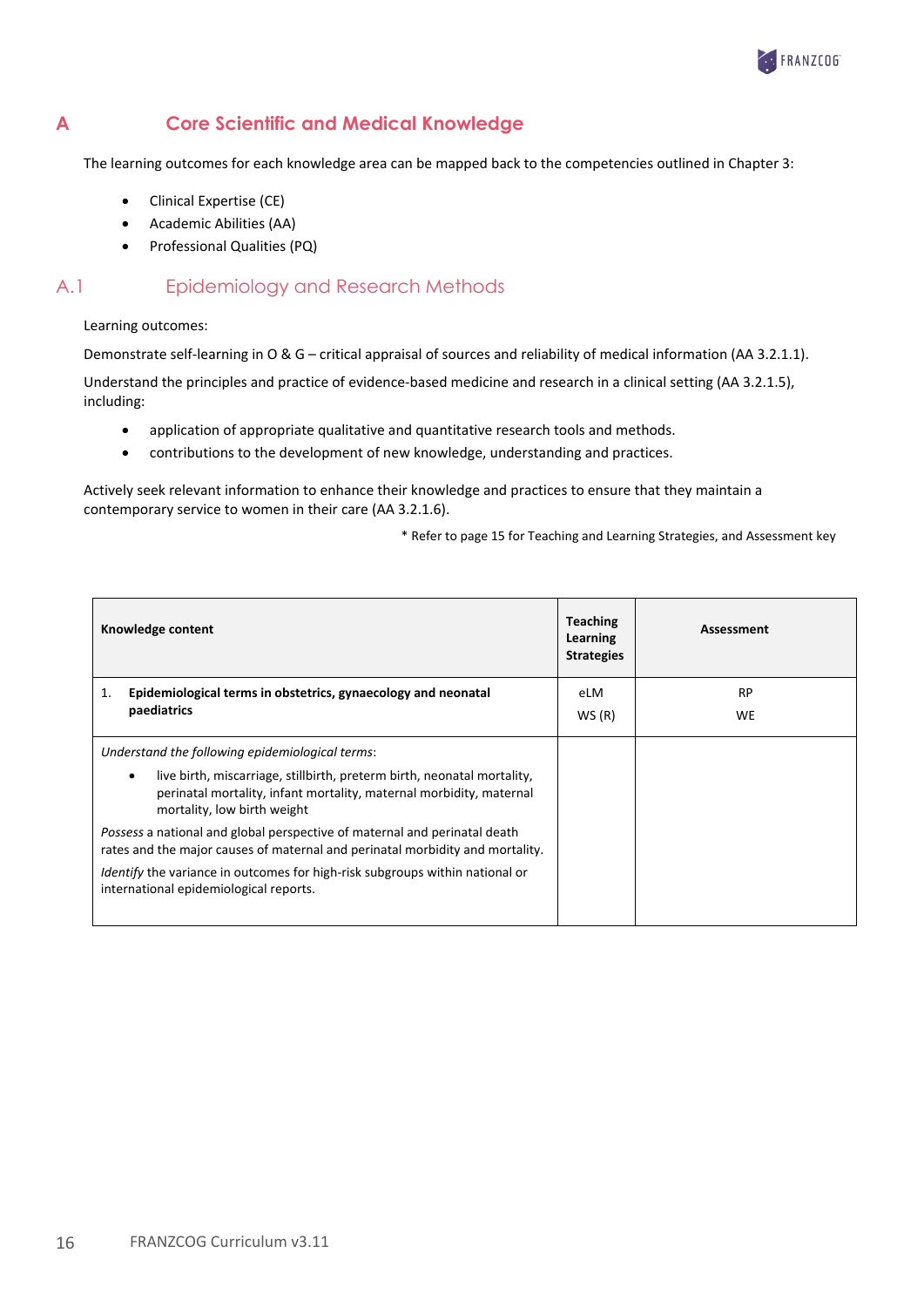# A Core Scientific and Medical Knowledge

The learning outcomes for each knowledge area can be mapped back to the competencies outlined in Chapter 3:

- Clinical Expertise (CE)
- Academic Abilities (AA)
- Professional Qualities (PQ)

## A.1 Epidemiology and Research Methods

Learning outcomes:

Demonstrate self-learning in O & G – critical appraisal of sources and reliability of medical information (AA 3.2.1.1).

Understand the principles and practice of evidence-based medicine and research in a clinical setting (AA 3.2.1.5), including:

- application of appropriate qualitative and quantitative research tools and methods.
- contributions to the development of new knowledge, understanding and practices.

Actively seek relevant information to enhance their knowledge and practices to ensure that they maintain a contemporary service to women in their care (AA 3.2.1.6).

\* Refer to page 15 for Teaching and Learning Strategies, and Assessment key

| Knowledge content | Teaching Learning Strategies | Assessment |
|---|---|---|
| **1. Epidemiological terms in obstetrics, gynaecology and neonatal paediatrics** | eLM<br>WS (R) | RP<br>WE |
| *Understand the following epidemiological terms*:<br>• live birth, miscarriage, stillbirth, preterm birth, neonatal mortality, perinatal mortality, infant mortality, maternal morbidity, maternal mortality, low birth weight<br>*Possess* a national and global perspective of maternal and perinatal death rates and the major causes of maternal and perinatal morbidity and mortality.<br>*Identify* the variance in outcomes for high-risk subgroups within national or international epidemiological reports. | | |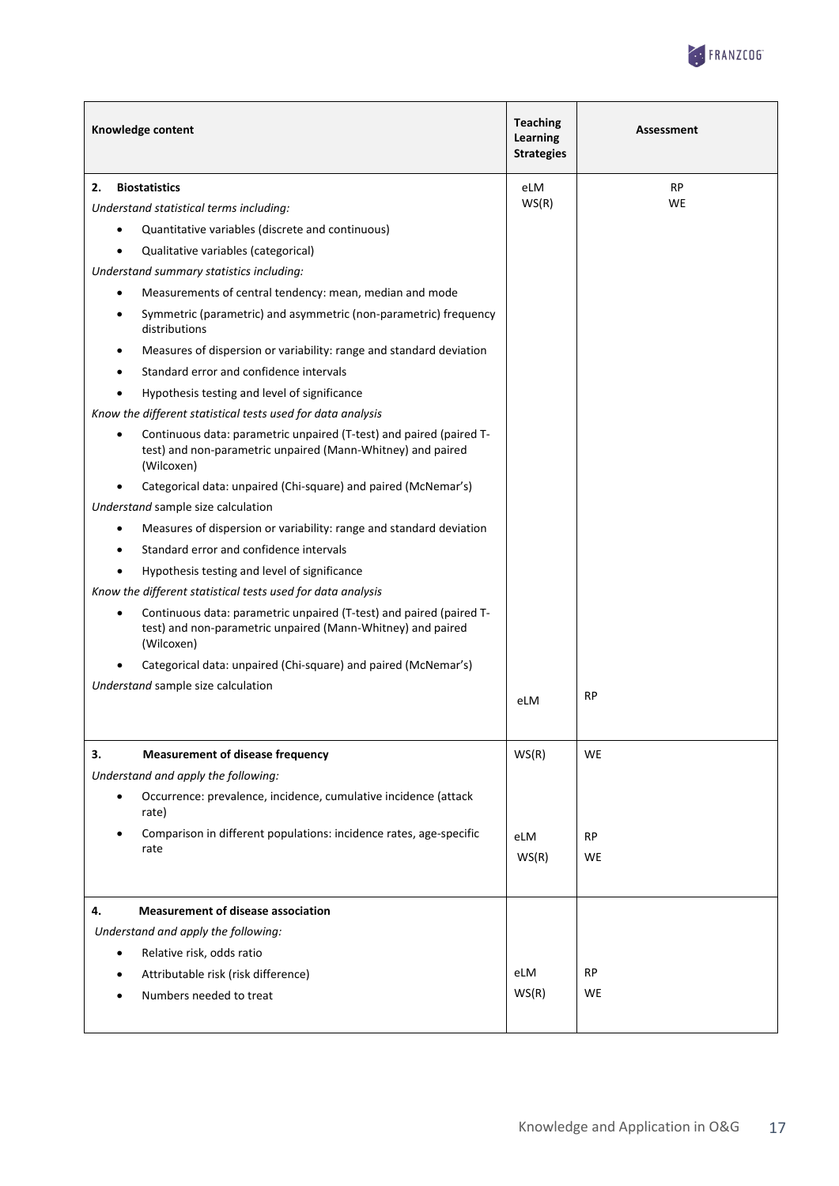| Knowledge content | Teaching Learning Strategies | Assessment |
|---|---|---|
| **2. Biostatistics**<br>*Understand statistical terms including:*<br>• Quantitative variables (discrete and continuous)<br>• Qualitative variables (categorical)<br>*Understand summary statistics including:*<br>• Measurements of central tendency: mean, median and mode<br>• Symmetric (parametric) and asymmetric (non-parametric) frequency distributions<br>• Measures of dispersion or variability: range and standard deviation<br>• Standard error and confidence intervals<br>• Hypothesis testing and level of significance<br>*Know the different statistical tests used for data analysis*<br>• Continuous data: parametric unpaired (T-test) and paired (paired T-test) and non-parametric unpaired (Mann-Whitney) and paired (Wilcoxen)<br>• Categorical data: unpaired (Chi-square) and paired (McNemar's)<br>*Understand* sample size calculation<br>• Measures of dispersion or variability: range and standard deviation<br>• Standard error and confidence intervals<br>• Hypothesis testing and level of significance<br>*Know the different statistical tests used for data analysis*<br>• Continuous data: parametric unpaired (T-test) and paired (paired T-test) and non-parametric unpaired (Mann-Whitney) and paired (Wilcoxen)<br>• Categorical data: unpaired (Chi-square) and paired (McNemar's)<br>*Understand* sample size calculation | eLM<br>WS(R)<br><br>eLM | RP<br>WE<br><br>RP |
| **3. Measurement of disease frequency**<br>*Understand and apply the following:*<br>• Occurrence: prevalence, incidence, cumulative incidence (attack rate)<br>• Comparison in different populations: incidence rates, age-specific rate | WS(R)<br><br>eLM<br>WS(R) | WE<br><br>RP<br>WE |
| **4. Measurement of disease association**<br>*Understand and apply the following:*<br>• Relative risk, odds ratio<br>• Attributable risk (risk difference)<br>• Numbers needed to treat | eLM<br>WS(R) | RP<br>WE |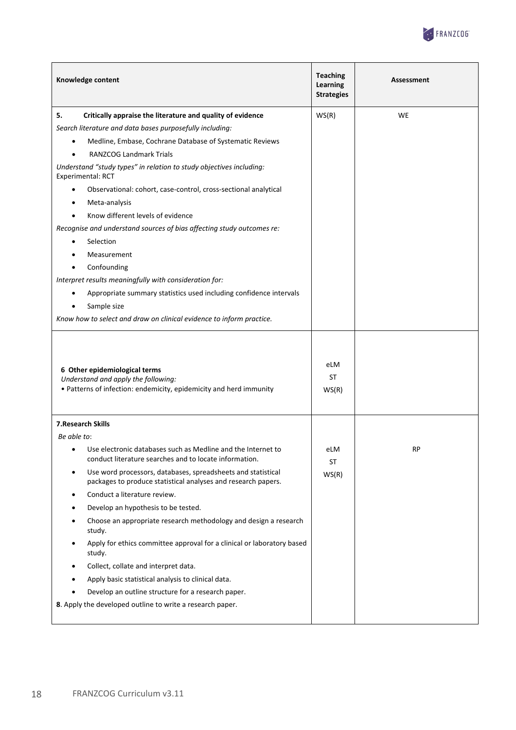| Knowledge content | Teaching Learning Strategies | Assessment |
| --- | --- | --- |
| **5. Critically appraise the literature and quality of evidence**<br>*Search literature and data bases purposefully including:*<br>• Medline, Embase, Cochrane Database of Systematic Reviews<br>• RANZCOG Landmark Trials<br>*Understand "study types" in relation to study objectives including:*<br>Experimental: RCT<br>• Observational: cohort, case-control, cross-sectional analytical<br>• Meta-analysis<br>• Know different levels of evidence<br>*Recognise and understand sources of bias affecting study outcomes re:*<br>• Selection<br>• Measurement<br>• Confounding<br>*Interpret results meaningfully with consideration for:*<br>• Appropriate summary statistics used including confidence intervals<br>• Sample size<br>*Know how to select and draw on clinical evidence to inform practice.* | WS(R) | WE |
| **6 Other epidemiological terms**<br>*Understand and apply the following:*<br>• Patterns of infection: endemicity, epidemicity and herd immunity | eLM<br>ST<br>WS(R) | |
| **7.Research Skills**<br>*Be able to*:<br>• Use electronic databases such as Medline and the Internet to conduct literature searches and to locate information.<br>• Use word processors, databases, spreadsheets and statistical packages to produce statistical analyses and research papers.<br>• Conduct a literature review.<br>• Develop an hypothesis to be tested.<br>• Choose an appropriate research methodology and design a research study.<br>• Apply for ethics committee approval for a clinical or laboratory based study.<br>• Collect, collate and interpret data.<br>• Apply basic statistical analysis to clinical data.<br>• Develop an outline structure for a research paper.<br>**8**. Apply the developed outline to write a research paper. | eLM<br>ST<br>WS(R) | RP |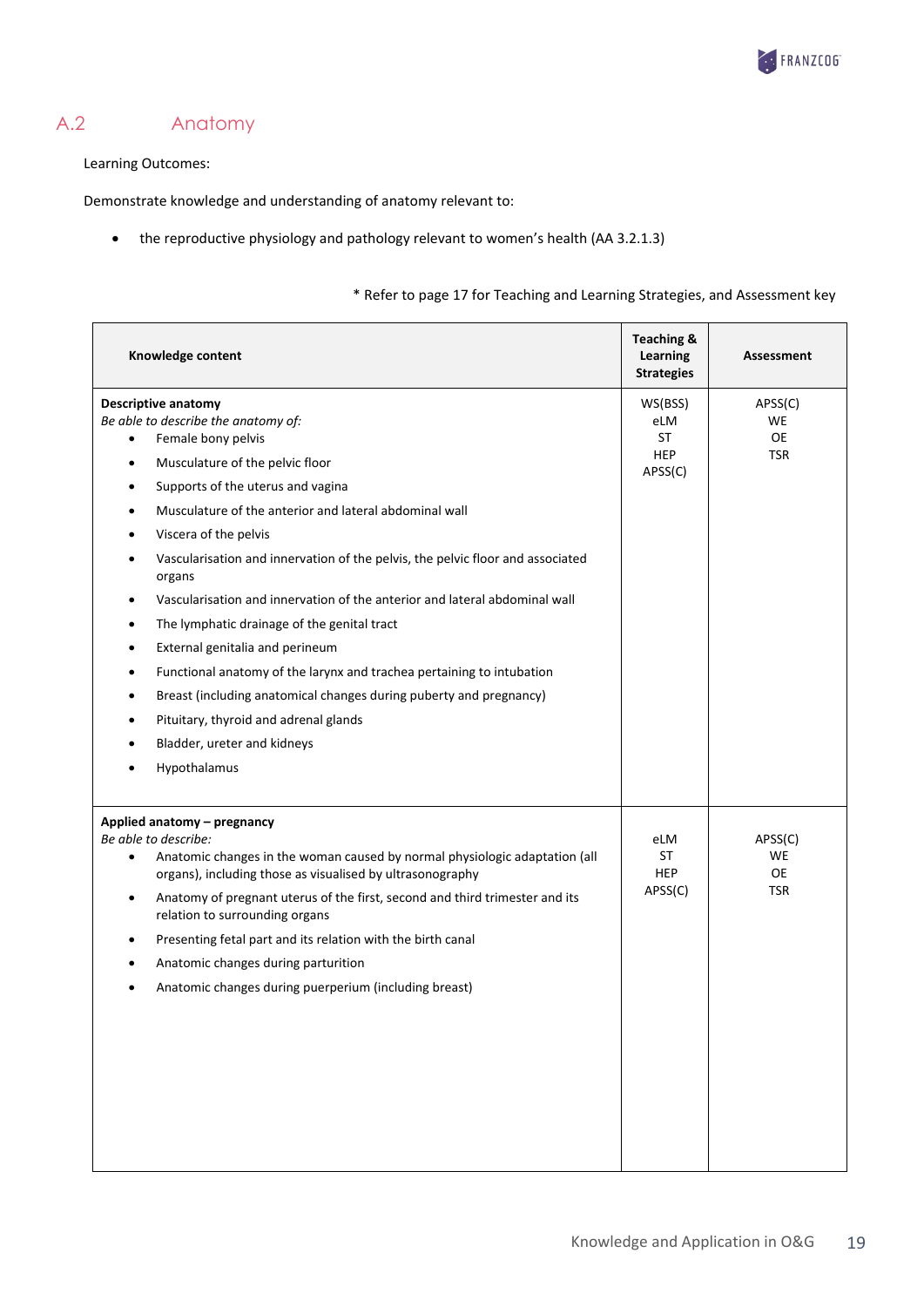## A.2 Anatomy

Learning Outcomes:

Demonstrate knowledge and understanding of anatomy relevant to:

- the reproductive physiology and pathology relevant to women's health (AA 3.2.1.3)

\* Refer to page 17 for Teaching and Learning Strategies, and Assessment key

| Knowledge content | Teaching & Learning Strategies | Assessment |
|---|---|---|
| **Descriptive anatomy**<br>*Be able to describe the anatomy of:*<br>• Female bony pelvis<br>• Musculature of the pelvic floor<br>• Supports of the uterus and vagina<br>• Musculature of the anterior and lateral abdominal wall<br>• Viscera of the pelvis<br>• Vascularisation and innervation of the pelvis, the pelvic floor and associated organs<br>• Vascularisation and innervation of the anterior and lateral abdominal wall<br>• The lymphatic drainage of the genital tract<br>• External genitalia and perineum<br>• Functional anatomy of the larynx and trachea pertaining to intubation<br>• Breast (including anatomical changes during puberty and pregnancy)<br>• Pituitary, thyroid and adrenal glands<br>• Bladder, ureter and kidneys<br>• Hypothalamus | WS(BSS)<br>eLM<br>ST<br>HEP<br>APSS(C) | APSS(C)<br>WE<br>OE<br>TSR |
| **Applied anatomy – pregnancy**<br>*Be able to describe:*<br>• Anatomic changes in the woman caused by normal physiologic adaptation (all organs), including those as visualised by ultrasonography<br>• Anatomy of pregnant uterus of the first, second and third trimester and its relation to surrounding organs<br>• Presenting fetal part and its relation with the birth canal<br>• Anatomic changes during parturition<br>• Anatomic changes during puerperium (including breast) | eLM<br>ST<br>HEP<br>APSS(C) | APSS(C)<br>WE<br>OE<br>TSR |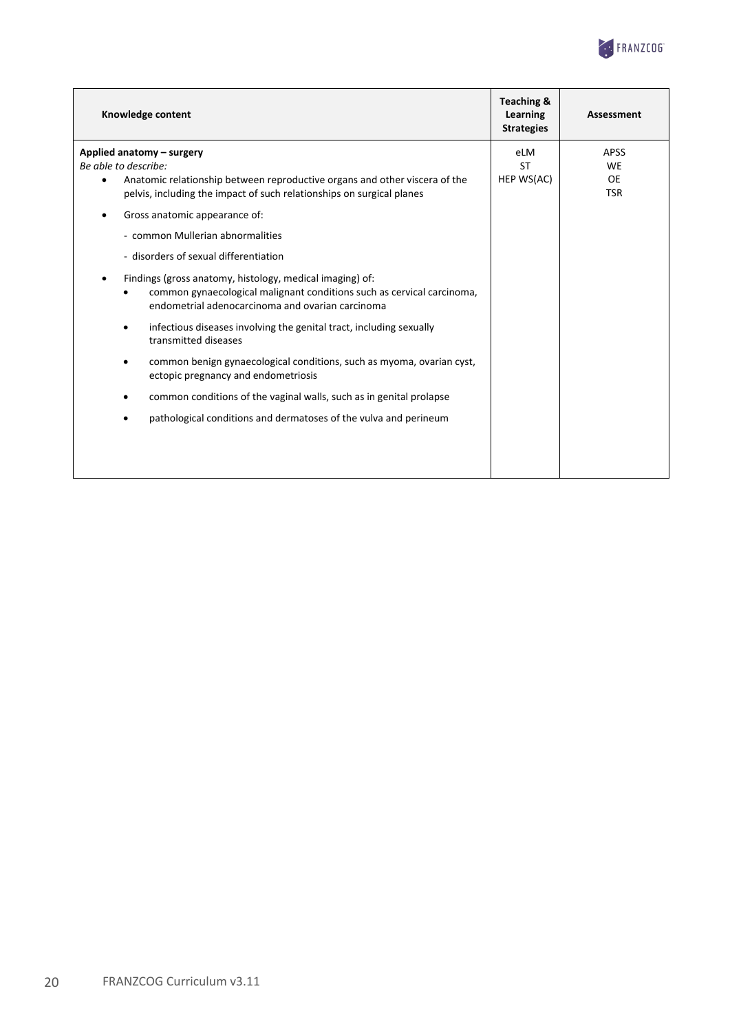| Knowledge content | Teaching & Learning Strategies | Assessment |
|---|---|---|
| **Applied anatomy – surgery**<br>*Be able to describe:*<br>• Anatomic relationship between reproductive organs and other viscera of the pelvis, including the impact of such relationships on surgical planes<br>• Gross anatomic appearance of:<br>- common Mullerian abnormalities<br>- disorders of sexual differentiation<br>• Findings (gross anatomy, histology, medical imaging) of:<br>• common gynaecological malignant conditions such as cervical carcinoma, endometrial adenocarcinoma and ovarian carcinoma<br>• infectious diseases involving the genital tract, including sexually transmitted diseases<br>• common benign gynaecological conditions, such as myoma, ovarian cyst, ectopic pregnancy and endometriosis<br>• common conditions of the vaginal walls, such as in genital prolapse<br>• pathological conditions and dermatoses of the vulva and perineum | eLM<br>ST<br>HEP WS(AC) | APSS<br>WE<br>OE<br>TSR |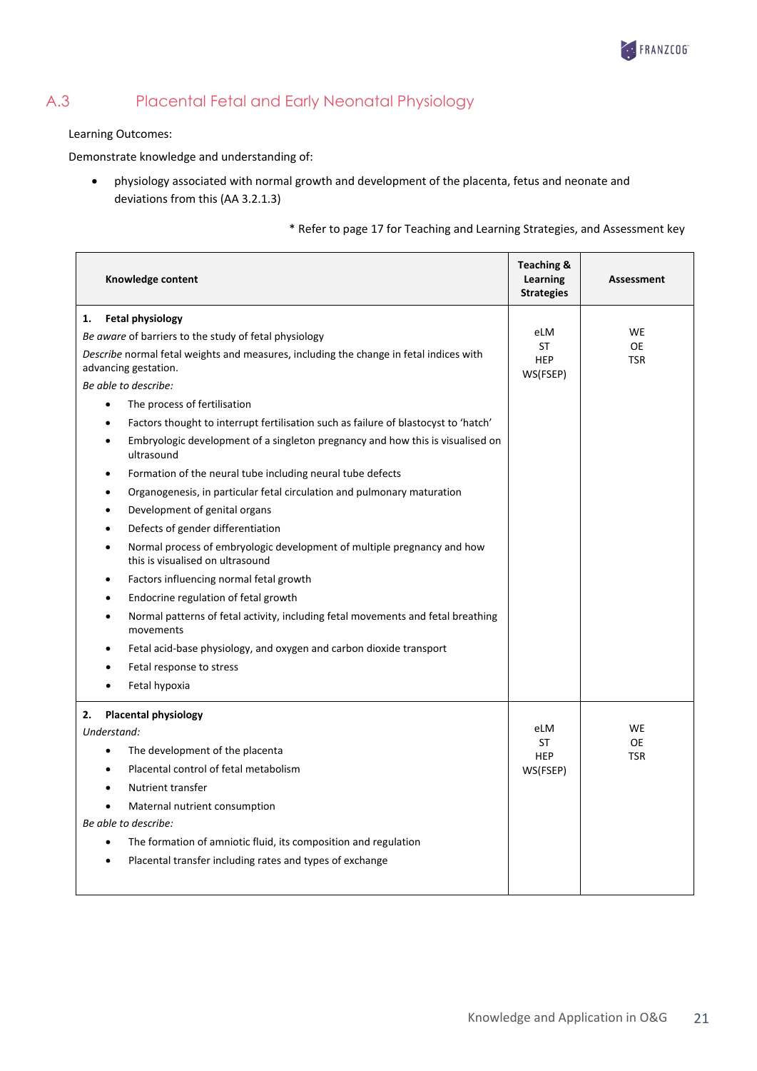## A.3 Placental Fetal and Early Neonatal Physiology

Learning Outcomes:

Demonstrate knowledge and understanding of:

- physiology associated with normal growth and development of the placenta, fetus and neonate and deviations from this (AA 3.2.1.3)

\* Refer to page 17 for Teaching and Learning Strategies, and Assessment key

| Knowledge content | Teaching & Learning Strategies | Assessment |
|---|---|---|
| **1. Fetal physiology**<br>*Be aware* of barriers to the study of fetal physiology<br>*Describe* normal fetal weights and measures, including the change in fetal indices with advancing gestation.<br>*Be able to describe:*<br>• The process of fertilisation<br>• Factors thought to interrupt fertilisation such as failure of blastocyst to 'hatch'<br>• Embryologic development of a singleton pregnancy and how this is visualised on ultrasound<br>• Formation of the neural tube including neural tube defects<br>• Organogenesis, in particular fetal circulation and pulmonary maturation<br>• Development of genital organs<br>• Defects of gender differentiation<br>• Normal process of embryologic development of multiple pregnancy and how this is visualised on ultrasound<br>• Factors influencing normal fetal growth<br>• Endocrine regulation of fetal growth<br>• Normal patterns of fetal activity, including fetal movements and fetal breathing movements<br>• Fetal acid-base physiology, and oxygen and carbon dioxide transport<br>• Fetal response to stress<br>• Fetal hypoxia | eLM<br>ST<br>HEP<br>WS(FSEP) | WE<br>OE<br>TSR |
| **2. Placental physiology**<br>*Understand:*<br>• The development of the placenta<br>• Placental control of fetal metabolism<br>• Nutrient transfer<br>• Maternal nutrient consumption<br>*Be able to describe:*<br>• The formation of amniotic fluid, its composition and regulation<br>• Placental transfer including rates and types of exchange | eLM<br>ST<br>HEP<br>WS(FSEP) | WE<br>OE<br>TSR |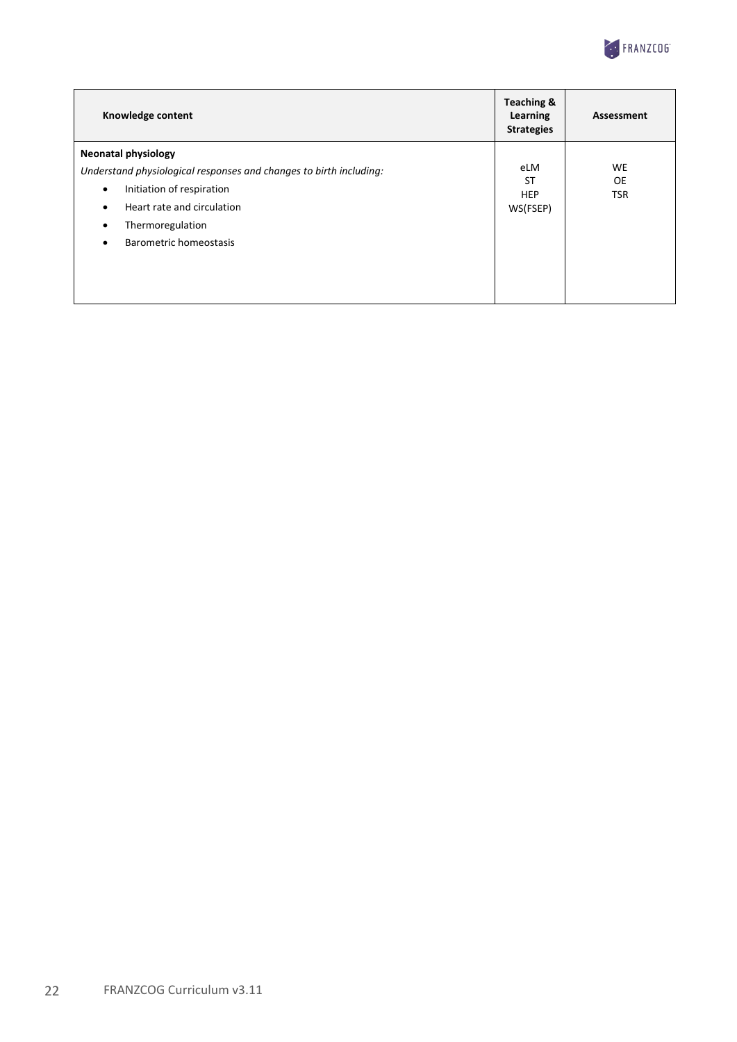| Knowledge content | Teaching & Learning Strategies | Assessment |
| --- | --- | --- |
| **Neonatal physiology**<br>*Understand physiological responses and changes to birth including:*<br>• Initiation of respiration<br>• Heart rate and circulation<br>• Thermoregulation<br>• Barometric homeostasis | eLM<br>ST<br>HEP<br>WS(FSEP) | WE<br>OE<br>TSR |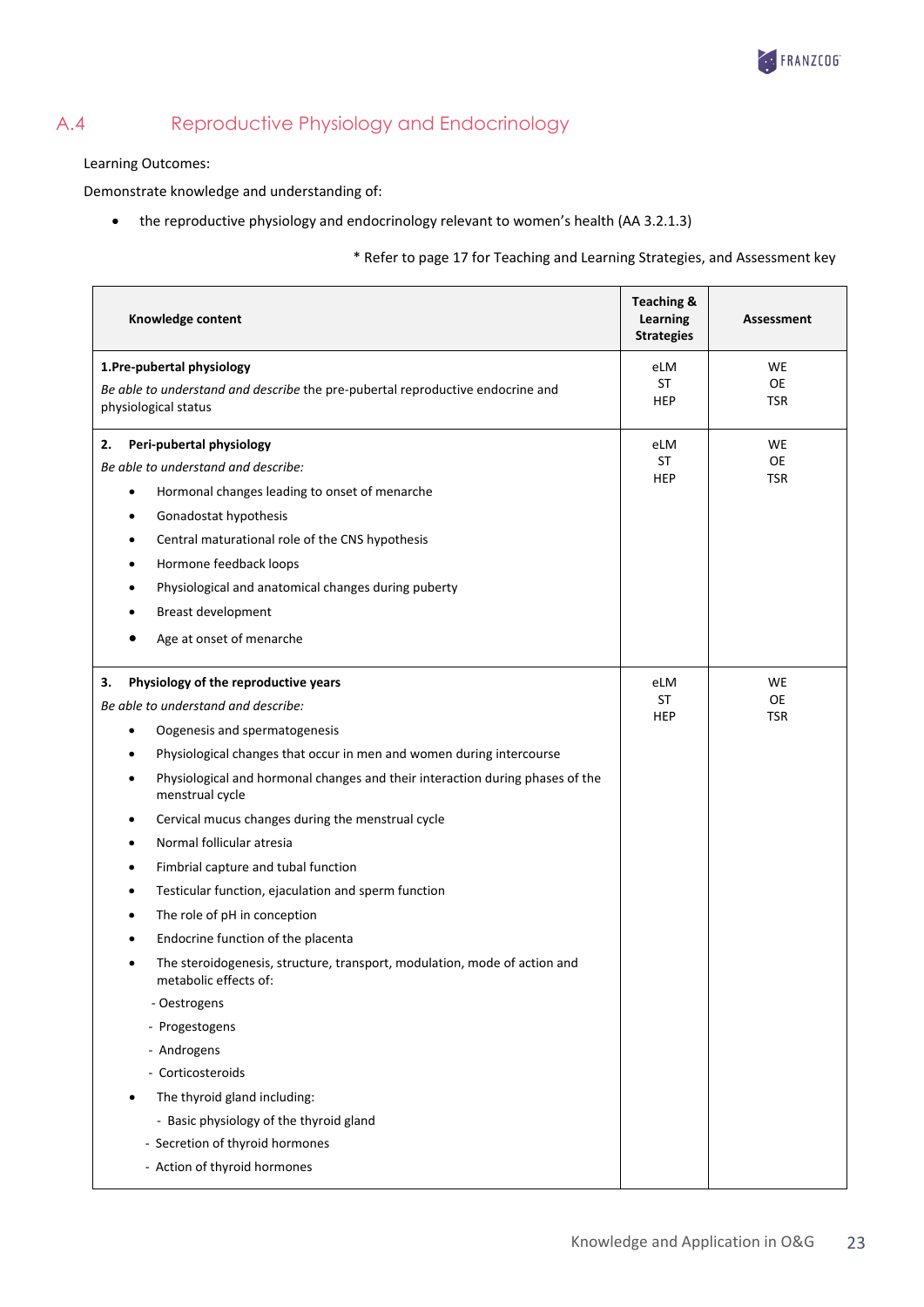## A.4 Reproductive Physiology and Endocrinology

Learning Outcomes:

Demonstrate knowledge and understanding of:

- the reproductive physiology and endocrinology relevant to women's health (AA 3.2.1.3)

\* Refer to page 17 for Teaching and Learning Strategies, and Assessment key

| Knowledge content | Teaching & Learning Strategies | Assessment |
|---|---|---|
| **1. Pre-pubertal physiology**<br>*Be able to understand and describe* the pre-pubertal reproductive endocrine and physiological status | eLM<br>ST<br>HEP | WE<br>OE<br>TSR |
| **2. Peri-pubertal physiology**<br>*Be able to understand and describe:*<br>• Hormonal changes leading to onset of menarche<br>• Gonadostat hypothesis<br>• Central maturational role of the CNS hypothesis<br>• Hormone feedback loops<br>• Physiological and anatomical changes during puberty<br>• Breast development<br>• Age at onset of menarche | eLM<br>ST<br>HEP | WE<br>OE<br>TSR |
| **3. Physiology of the reproductive years**<br>*Be able to understand and describe:*<br>• Oogenesis and spermatogenesis<br>• Physiological changes that occur in men and women during intercourse<br>• Physiological and hormonal changes and their interaction during phases of the menstrual cycle<br>• Cervical mucus changes during the menstrual cycle<br>• Normal follicular atresia<br>• Fimbrial capture and tubal function<br>• Testicular function, ejaculation and sperm function<br>• The role of pH in conception<br>• Endocrine function of the placenta<br>• The steroidogenesis, structure, transport, modulation, mode of action and metabolic effects of:<br>- Oestrogens<br>- Progestogens<br>- Androgens<br>- Corticosteroids<br>• The thyroid gland including:<br>- Basic physiology of the thyroid gland<br>- Secretion of thyroid hormones<br>- Action of thyroid hormones | eLM<br>ST<br>HEP | WE<br>OE<br>TSR |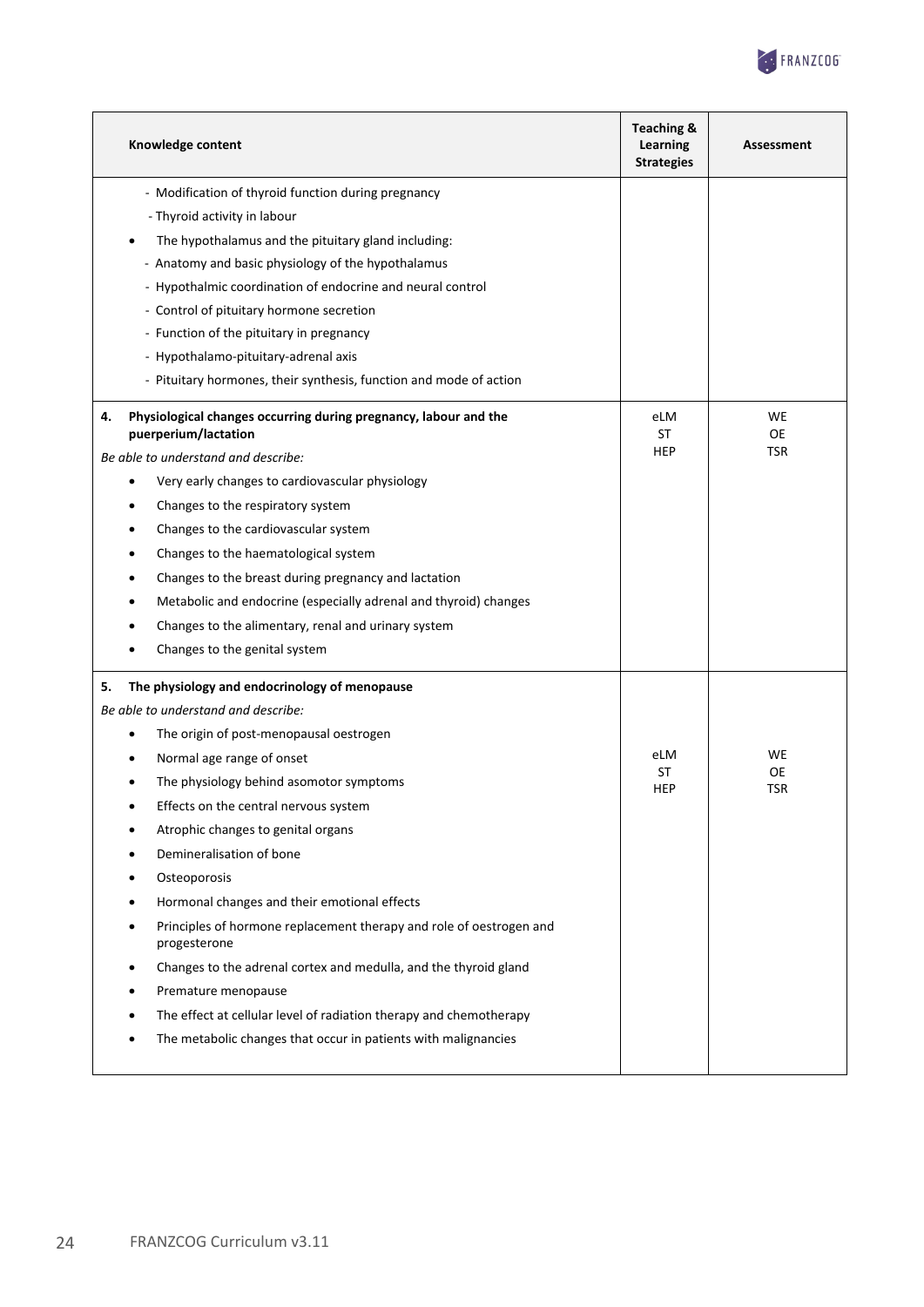| Knowledge content | Teaching & Learning Strategies | Assessment |
|---|---|---|
| - Modification of thyroid function during pregnancy<br>- Thyroid activity in labour<br>• The hypothalamus and the pituitary gland including:<br>- Anatomy and basic physiology of the hypothalamus<br>- Hypothalmic coordination of endocrine and neural control<br>- Control of pituitary hormone secretion<br>- Function of the pituitary in pregnancy<br>- Hypothalamo-pituitary-adrenal axis<br>- Pituitary hormones, their synthesis, function and mode of action | | |
| **4. Physiological changes occurring during pregnancy, labour and the puerperium/lactation**<br>*Be able to understand and describe:*<br>• Very early changes to cardiovascular physiology<br>• Changes to the respiratory system<br>• Changes to the cardiovascular system<br>• Changes to the haematological system<br>• Changes to the breast during pregnancy and lactation<br>• Metabolic and endocrine (especially adrenal and thyroid) changes<br>• Changes to the alimentary, renal and urinary system<br>• Changes to the genital system | eLM<br>ST<br>HEP | WE<br>OE<br>TSR |
| **5. The physiology and endocrinology of menopause**<br>*Be able to understand and describe:*<br>• The origin of post-menopausal oestrogen<br>• Normal age range of onset<br>• The physiology behind asomotor symptoms<br>• Effects on the central nervous system<br>• Atrophic changes to genital organs<br>• Demineralisation of bone<br>• Osteoporosis<br>• Hormonal changes and their emotional effects<br>• Principles of hormone replacement therapy and role of oestrogen and progesterone<br>• Changes to the adrenal cortex and medulla, and the thyroid gland<br>• Premature menopause<br>• The effect at cellular level of radiation therapy and chemotherapy<br>• The metabolic changes that occur in patients with malignancies | eLM<br>ST<br>HEP | WE<br>OE<br>TSR |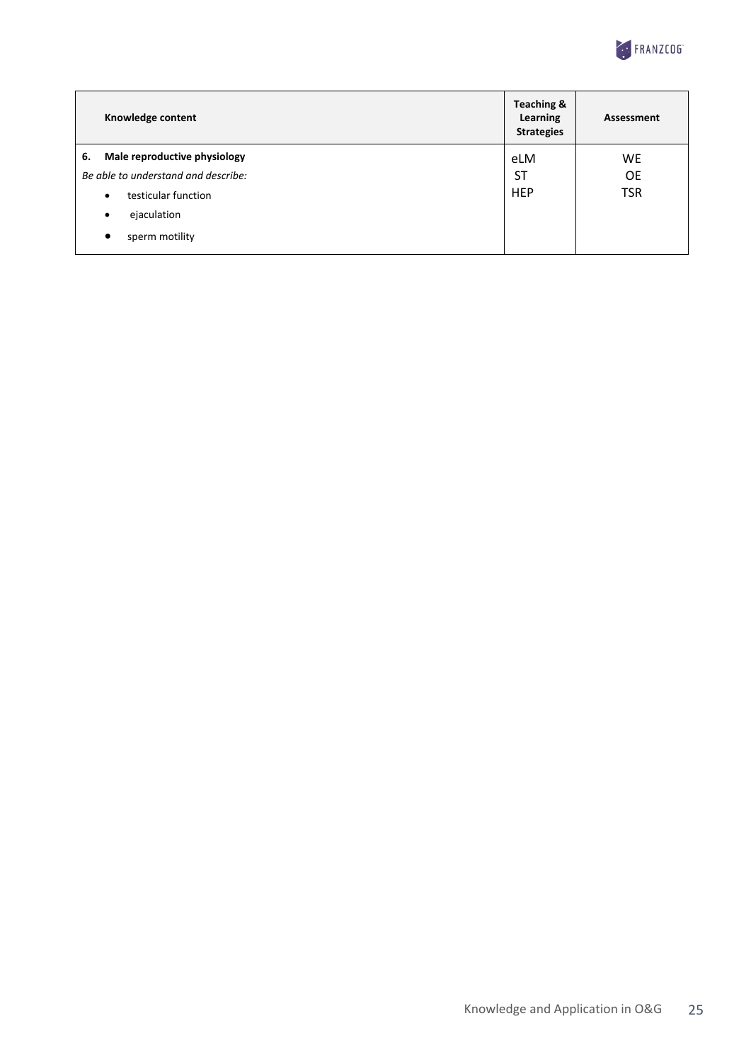| Knowledge content | Teaching & Learning Strategies | Assessment |
|---|---|---|
| **6. Male reproductive physiology**<br>*Be able to understand and describe:*<br>• testicular function<br>• ejaculation<br>• sperm motility | eLM<br>ST<br>HEP | WE<br>OE<br>TSR |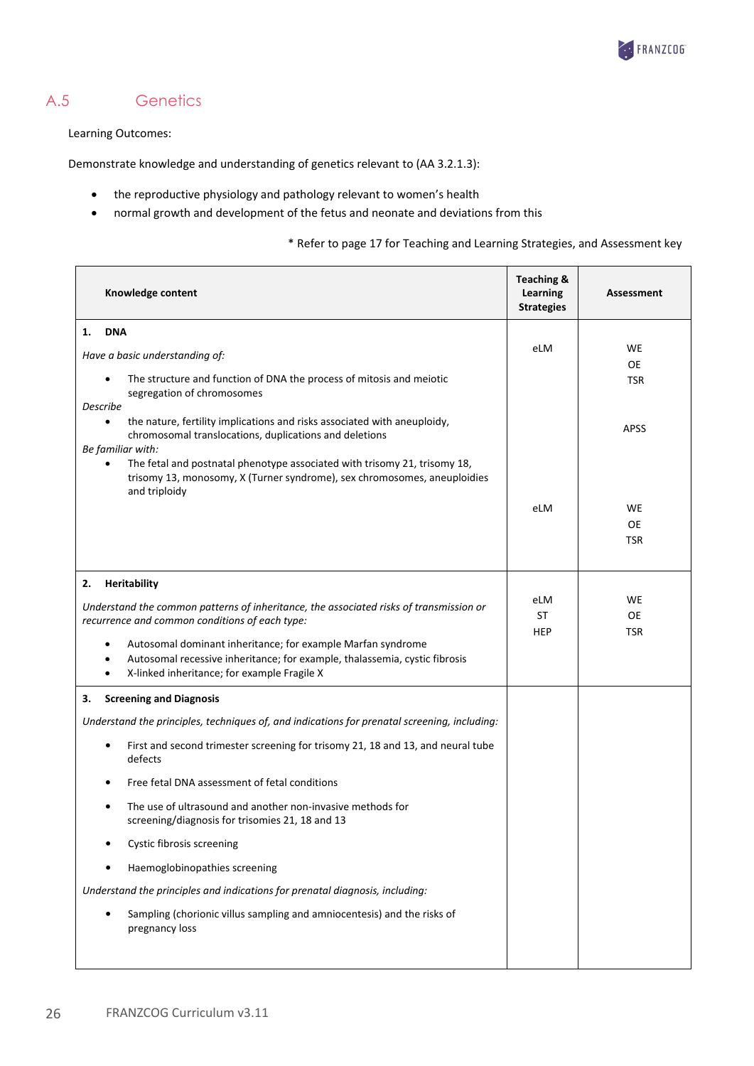## A.5 Genetics

Learning Outcomes:

Demonstrate knowledge and understanding of genetics relevant to (AA 3.2.1.3):

- the reproductive physiology and pathology relevant to women's health
- normal growth and development of the fetus and neonate and deviations from this

\* Refer to page 17 for Teaching and Learning Strategies, and Assessment key

| Knowledge content | Teaching & Learning Strategies | Assessment |
|---|---|---|
| **1. DNA**<br>*Have a basic understanding of:*<br>• The structure and function of DNA the process of mitosis and meiotic segregation of chromosomes<br>*Describe*<br>• the nature, fertility implications and risks associated with aneuploidy, chromosomal translocations, duplications and deletions<br>*Be familiar with:*<br>• The fetal and postnatal phenotype associated with trisomy 21, trisomy 18, trisomy 13, monosomy, X (Turner syndrome), sex chromosomes, aneuploidies and triploidy | eLM<br><br>eLM | WE<br>OE<br>TSR<br><br>APSS<br><br>WE<br>OE<br>TSR |
| **2. Heritability**<br>*Understand the common patterns of inheritance, the associated risks of transmission or recurrence and common conditions of each type:*<br>• Autosomal dominant inheritance; for example Marfan syndrome<br>• Autosomal recessive inheritance; for example, thalassemia, cystic fibrosis<br>• X-linked inheritance; for example Fragile X | eLM<br>ST<br>HEP | WE<br>OE<br>TSR |
| **3. Screening and Diagnosis**<br>*Understand the principles, techniques of, and indications for prenatal screening, including:*<br>• First and second trimester screening for trisomy 21, 18 and 13, and neural tube defects<br>• Free fetal DNA assessment of fetal conditions<br>• The use of ultrasound and another non-invasive methods for screening/diagnosis for trisomies 21, 18 and 13<br>• Cystic fibrosis screening<br>• Haemoglobinopathies screening<br>*Understand the principles and indications for prenatal diagnosis, including:*<br>• Sampling (chorionic villus sampling and amniocentesis) and the risks of pregnancy loss | | |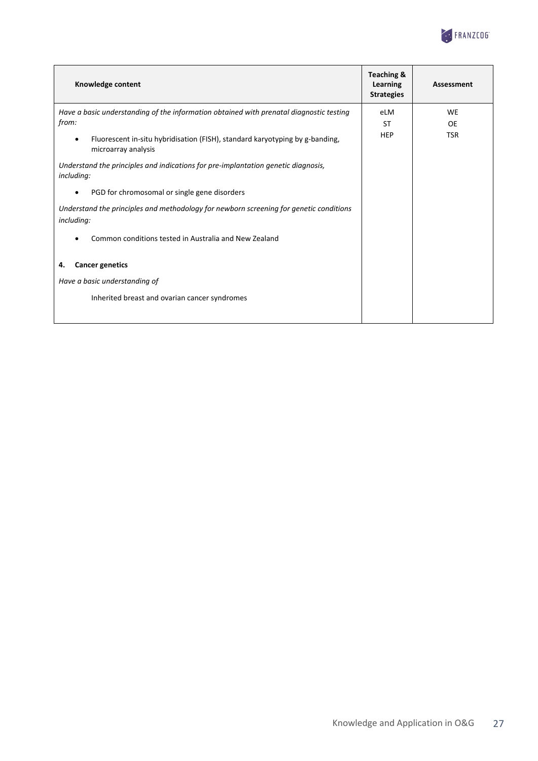| Knowledge content | Teaching & Learning Strategies | Assessment |
|---|---|---|
| *Have a basic understanding of the information obtained with prenatal diagnostic testing from:*<br>• Fluorescent in-situ hybridisation (FISH), standard karyotyping by g-banding, microarray analysis<br>*Understand the principles and indications for pre-implantation genetic diagnosis, including:*<br>• PGD for chromosomal or single gene disorders<br>*Understand the principles and methodology for newborn screening for genetic conditions including:*<br>• Common conditions tested in Australia and New Zealand<br>**4. Cancer genetics**<br>*Have a basic understanding of*<br>Inherited breast and ovarian cancer syndromes | eLM<br>ST<br>HEP | WE<br>OE<br>TSR |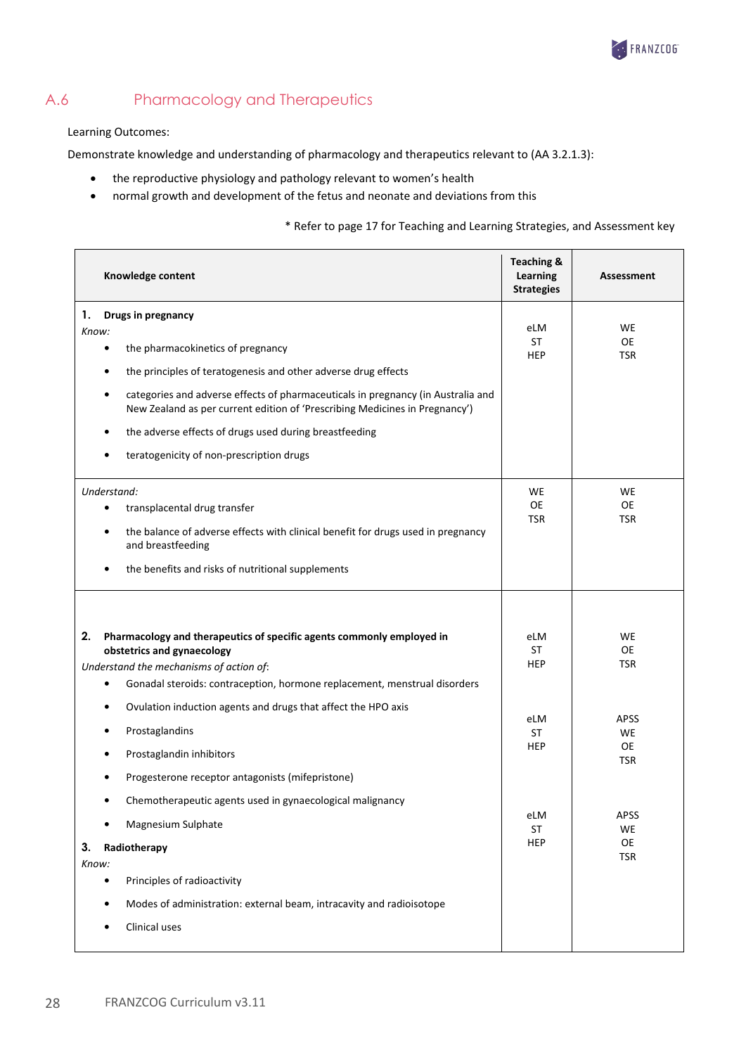## A.6 Pharmacology and Therapeutics

Learning Outcomes:

Demonstrate knowledge and understanding of pharmacology and therapeutics relevant to (AA 3.2.1.3):

- the reproductive physiology and pathology relevant to women's health
- normal growth and development of the fetus and neonate and deviations from this

\* Refer to page 17 for Teaching and Learning Strategies, and Assessment key

| Knowledge content | Teaching & Learning Strategies | Assessment |
|---|---|---|
| **1. Drugs in pregnancy**<br>*Know:*<br>• the pharmacokinetics of pregnancy<br>• the principles of teratogenesis and other adverse drug effects<br>• categories and adverse effects of pharmaceuticals in pregnancy (in Australia and New Zealand as per current edition of 'Prescribing Medicines in Pregnancy')<br>• the adverse effects of drugs used during breastfeeding<br>• teratogenicity of non-prescription drugs | eLM<br>ST<br>HEP | WE<br>OE<br>TSR |
| *Understand:*<br>• transplacental drug transfer<br>• the balance of adverse effects with clinical benefit for drugs used in pregnancy and breastfeeding<br>• the benefits and risks of nutritional supplements | WE<br>OE<br>TSR | WE<br>OE<br>TSR |
| **2. Pharmacology and therapeutics of specific agents commonly employed in obstetrics and gynaecology**<br>*Understand the mechanisms of action of*:<br>• Gonadal steroids: contraception, hormone replacement, menstrual disorders<br>• Ovulation induction agents and drugs that affect the HPO axis<br>• Prostaglandins<br>• Prostaglandin inhibitors<br>• Progesterone receptor antagonists (mifepristone)<br>• Chemotherapeutic agents used in gynaecological malignancy<br>• Magnesium Sulphate | eLM<br>ST<br>HEP<br><br>eLM<br>ST<br>HEP | WE<br>OE<br>TSR<br><br>APSS<br>WE<br>OE<br>TSR |
| **3. Radiotherapy**<br>*Know:*<br>• Principles of radioactivity<br>• Modes of administration: external beam, intracavity and radioisotope<br>• Clinical uses | eLM<br>ST<br>HEP | APSS<br>WE<br>OE<br>TSR |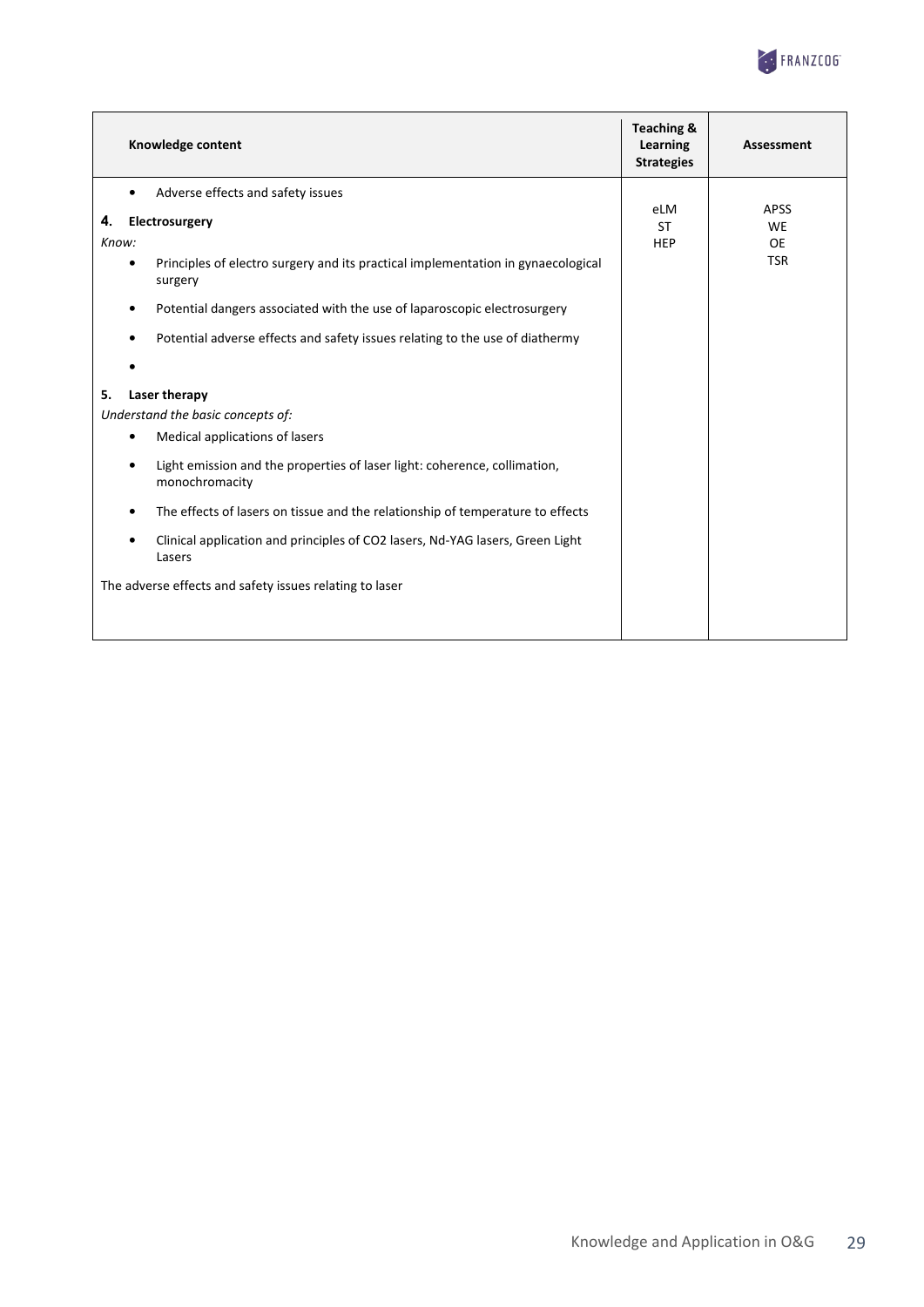| Knowledge content | Teaching & Learning Strategies | Assessment |
|---|---|---|
| • Adverse effects and safety issues<br><br>**4. Electrosurgery**<br>*Know:*<br>• Principles of electro surgery and its practical implementation in gynaecological surgery<br>• Potential dangers associated with the use of laparoscopic electrosurgery<br>• Potential adverse effects and safety issues relating to the use of diathermy<br>•<br><br>**5. Laser therapy**<br>*Understand the basic concepts of:*<br>• Medical applications of lasers<br>• Light emission and the properties of laser light: coherence, collimation, monochromacity<br>• The effects of lasers on tissue and the relationship of temperature to effects<br>• Clinical application and principles of CO2 lasers, Nd-YAG lasers, Green Light Lasers<br><br>The adverse effects and safety issues relating to laser | eLM<br>ST<br>HEP | APSS<br>WE<br>OE<br>TSR |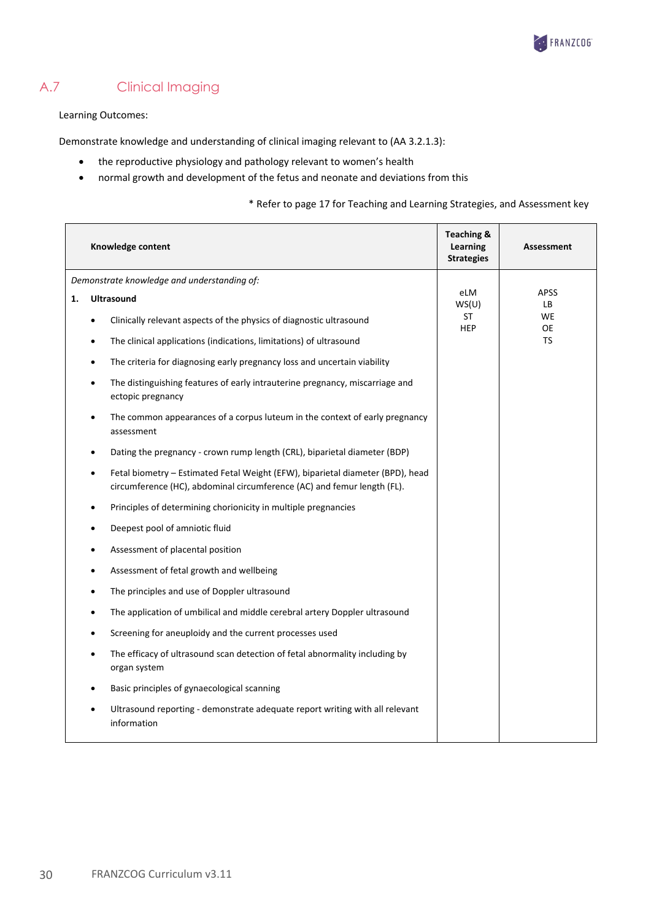## A.7 Clinical Imaging

Learning Outcomes:

Demonstrate knowledge and understanding of clinical imaging relevant to (AA 3.2.1.3):

- the reproductive physiology and pathology relevant to women's health
- normal growth and development of the fetus and neonate and deviations from this

\* Refer to page 17 for Teaching and Learning Strategies, and Assessment key

| Knowledge content | Teaching & Learning Strategies | Assessment |
|---|---|---|
| *Demonstrate knowledge and understanding of:*<br>**1. Ultrasound**<br>• Clinically relevant aspects of the physics of diagnostic ultrasound<br>• The clinical applications (indications, limitations) of ultrasound<br>• The criteria for diagnosing early pregnancy loss and uncertain viability<br>• The distinguishing features of early intrauterine pregnancy, miscarriage and ectopic pregnancy<br>• The common appearances of a corpus luteum in the context of early pregnancy assessment<br>• Dating the pregnancy - crown rump length (CRL), biparietal diameter (BDP)<br>• Fetal biometry – Estimated Fetal Weight (EFW), biparietal diameter (BPD), head circumference (HC), abdominal circumference (AC) and femur length (FL).<br>• Principles of determining chorionicity in multiple pregnancies<br>• Deepest pool of amniotic fluid<br>• Assessment of placental position<br>• Assessment of fetal growth and wellbeing<br>• The principles and use of Doppler ultrasound<br>• The application of umbilical and middle cerebral artery Doppler ultrasound<br>• Screening for aneuploidy and the current processes used<br>• The efficacy of ultrasound scan detection of fetal abnormality including by organ system<br>• Basic principles of gynaecological scanning<br>• Ultrasound reporting - demonstrate adequate report writing with all relevant information | eLM<br>WS(U)<br>ST<br>HEP | APSS<br>LB<br>WE<br>OE<br>TS |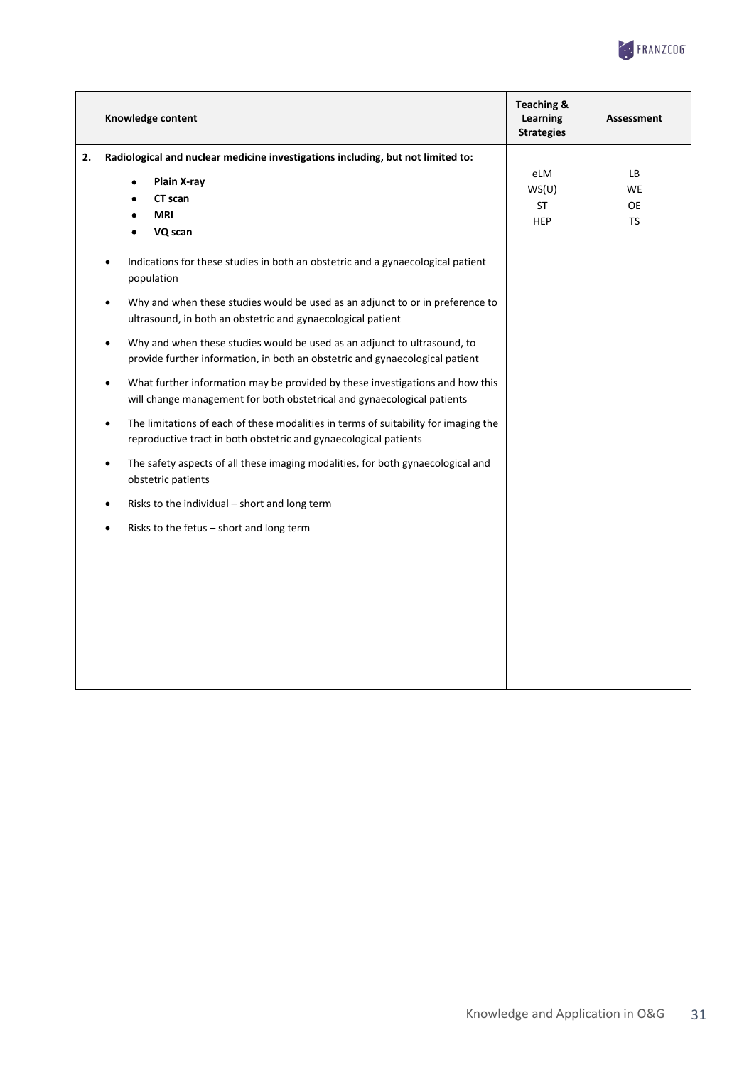| Knowledge content | Teaching & Learning Strategies | Assessment |
|---|---|---|
| **2. Radiological and nuclear medicine investigations including, but not limited to:**<br>• **Plain X-ray**<br>• **CT scan**<br>• **MRI**<br>• **VQ scan**<br><br>• Indications for these studies in both an obstetric and a gynaecological patient population<br>• Why and when these studies would be used as an adjunct to or in preference to ultrasound, in both an obstetric and gynaecological patient<br>• Why and when these studies would be used as an adjunct to ultrasound, to provide further information, in both an obstetric and gynaecological patient<br>• What further information may be provided by these investigations and how this will change management for both obstetrical and gynaecological patients<br>• The limitations of each of these modalities in terms of suitability for imaging the reproductive tract in both obstetric and gynaecological patients<br>• The safety aspects of all these imaging modalities, for both gynaecological and obstetric patients<br>• Risks to the individual – short and long term<br>• Risks to the fetus – short and long term | eLM<br>WS(U)<br>ST<br>HEP | LB<br>WE<br>OE<br>TS |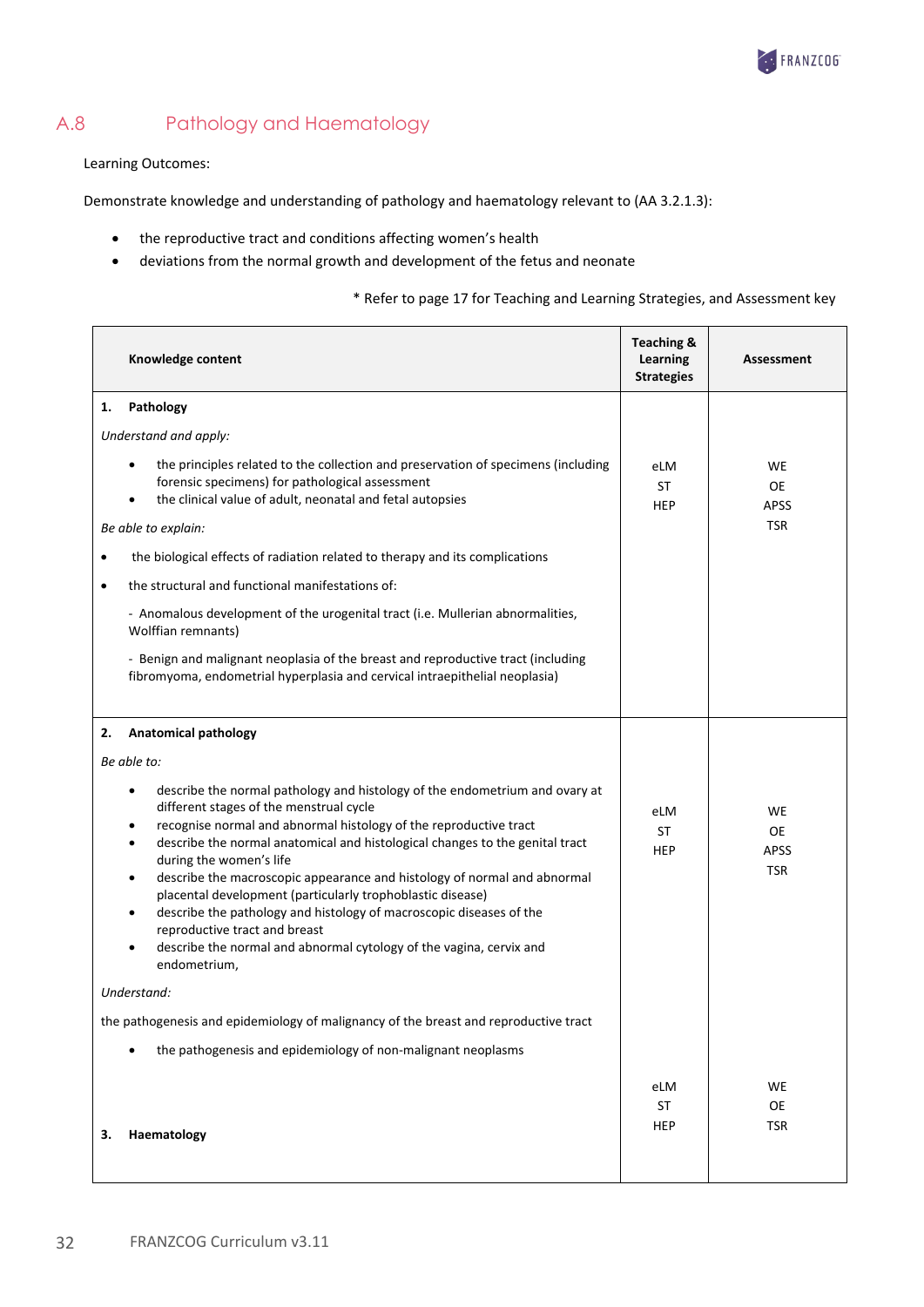## A.8 Pathology and Haematology

Learning Outcomes:

Demonstrate knowledge and understanding of pathology and haematology relevant to (AA 3.2.1.3):

- the reproductive tract and conditions affecting women's health
- deviations from the normal growth and development of the fetus and neonate

\* Refer to page 17 for Teaching and Learning Strategies, and Assessment key

| Knowledge content | Teaching & Learning Strategies | Assessment |
|---|---|---|
| **1. Pathology**<br>*Understand and apply:*<br>• the principles related to the collection and preservation of specimens (including forensic specimens) for pathological assessment<br>• the clinical value of adult, neonatal and fetal autopsies<br>*Be able to explain:*<br>• the biological effects of radiation related to therapy and its complications<br>• the structural and functional manifestations of:<br>- Anomalous development of the urogenital tract (i.e. Mullerian abnormalities, Wolffian remnants)<br>- Benign and malignant neoplasia of the breast and reproductive tract (including fibromyoma, endometrial hyperplasia and cervical intraepithelial neoplasia) | eLM<br>ST<br>HEP | WE<br>OE<br>APSS<br>TSR |
| **2. Anatomical pathology**<br>*Be able to:*<br>• describe the normal pathology and histology of the endometrium and ovary at different stages of the menstrual cycle<br>• recognise normal and abnormal histology of the reproductive tract<br>• describe the normal anatomical and histological changes to the genital tract during the women's life<br>• describe the macroscopic appearance and histology of normal and abnormal placental development (particularly trophoblastic disease)<br>• describe the pathology and histology of macroscopic diseases of the reproductive tract and breast<br>• describe the normal and abnormal cytology of the vagina, cervix and endometrium,<br>*Understand:*<br>the pathogenesis and epidemiology of malignancy of the breast and reproductive tract<br>• the pathogenesis and epidemiology of non-malignant neoplasms | eLM<br>ST<br>HEP | WE<br>OE<br>APSS<br>TSR |
| **3. Haematology** | eLM<br>ST<br>HEP | WE<br>OE<br>TSR |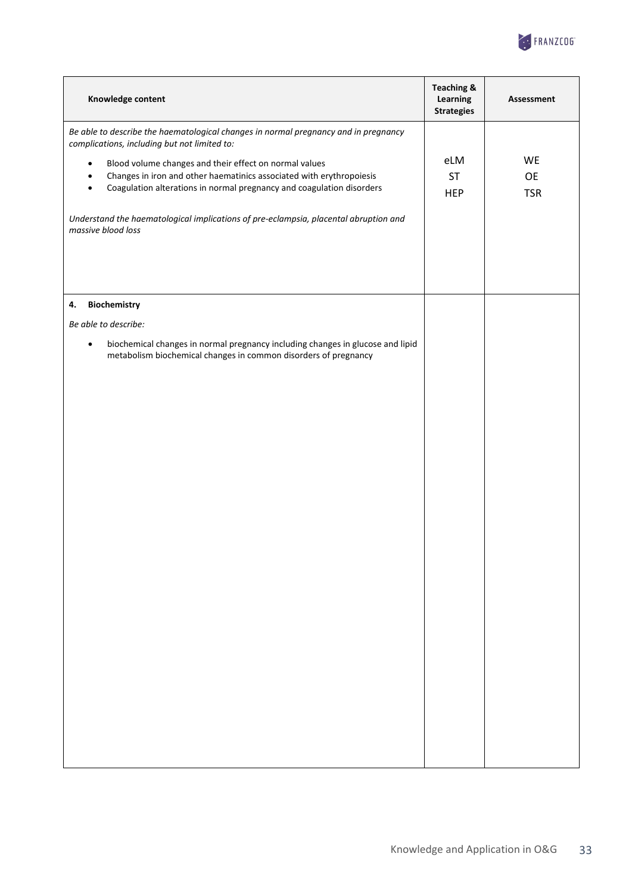| Knowledge content | Teaching & Learning Strategies | Assessment |
|---|---|---|
| *Be able to describe the haematological changes in normal pregnancy and in pregnancy complications, including but not limited to:*<br><br>• Blood volume changes and their effect on normal values<br>• Changes in iron and other haematinics associated with erythropoiesis<br>• Coagulation alterations in normal pregnancy and coagulation disorders<br><br>*Understand the haematological implications of pre-eclampsia, placental abruption and massive blood loss* | eLM<br>ST<br>HEP | WE<br>OE<br>TSR |
| **4. Biochemistry**<br><br>*Be able to describe:*<br><br>• biochemical changes in normal pregnancy including changes in glucose and lipid metabolism biochemical changes in common disorders of pregnancy | | |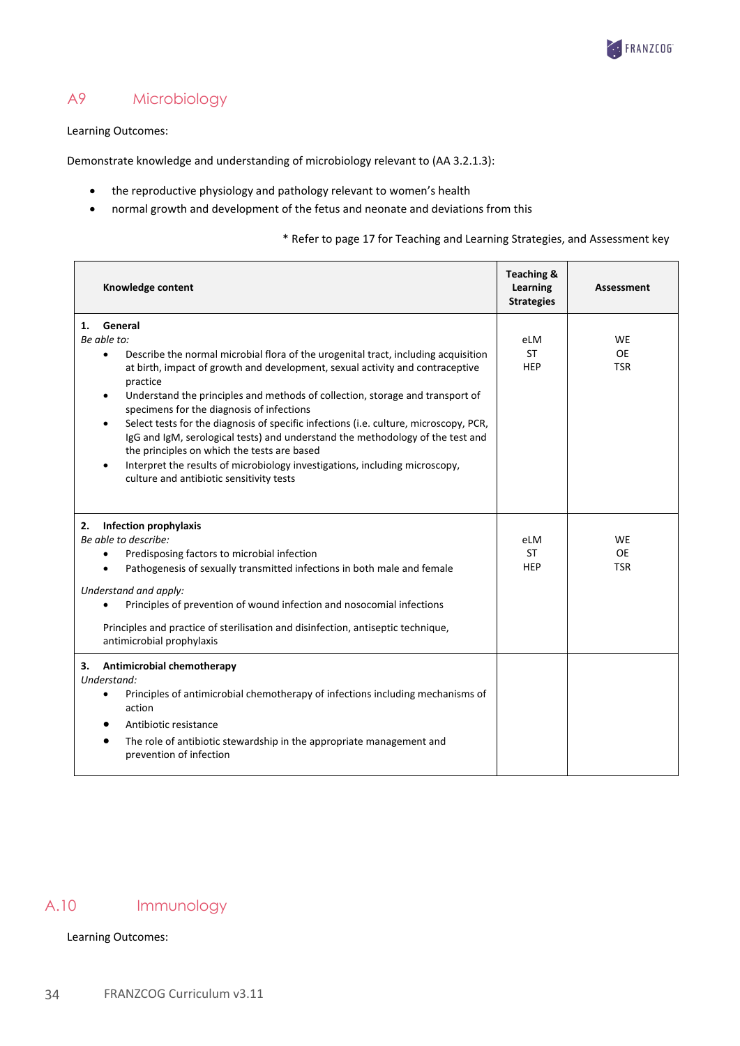## A9 Microbiology

Learning Outcomes:

Demonstrate knowledge and understanding of microbiology relevant to (AA 3.2.1.3):

- the reproductive physiology and pathology relevant to women's health
- normal growth and development of the fetus and neonate and deviations from this

\* Refer to page 17 for Teaching and Learning Strategies, and Assessment key

| Knowledge content | Teaching & Learning Strategies | Assessment |
|---|---|---|
| **1. General**<br>*Be able to:*<br>• Describe the normal microbial flora of the urogenital tract, including acquisition at birth, impact of growth and development, sexual activity and contraceptive practice<br>• Understand the principles and methods of collection, storage and transport of specimens for the diagnosis of infections<br>• Select tests for the diagnosis of specific infections (i.e. culture, microscopy, PCR, IgG and IgM, serological tests) and understand the methodology of the test and the principles on which the tests are based<br>• Interpret the results of microbiology investigations, including microscopy, culture and antibiotic sensitivity tests | eLM<br>ST<br>HEP | WE<br>OE<br>TSR |
| **2. Infection prophylaxis**<br>*Be able to describe:*<br>• Predisposing factors to microbial infection<br>• Pathogenesis of sexually transmitted infections in both male and female<br>*Understand and apply:*<br>• Principles of prevention of wound infection and nosocomial infections<br>Principles and practice of sterilisation and disinfection, antiseptic technique, antimicrobial prophylaxis | eLM<br>ST<br>HEP | WE<br>OE<br>TSR |
| **3. Antimicrobial chemotherapy**<br>*Understand:*<br>• Principles of antimicrobial chemotherapy of infections including mechanisms of action<br>• Antibiotic resistance<br>• The role of antibiotic stewardship in the appropriate management and prevention of infection | | |

## A.10 Immunology

Learning Outcomes: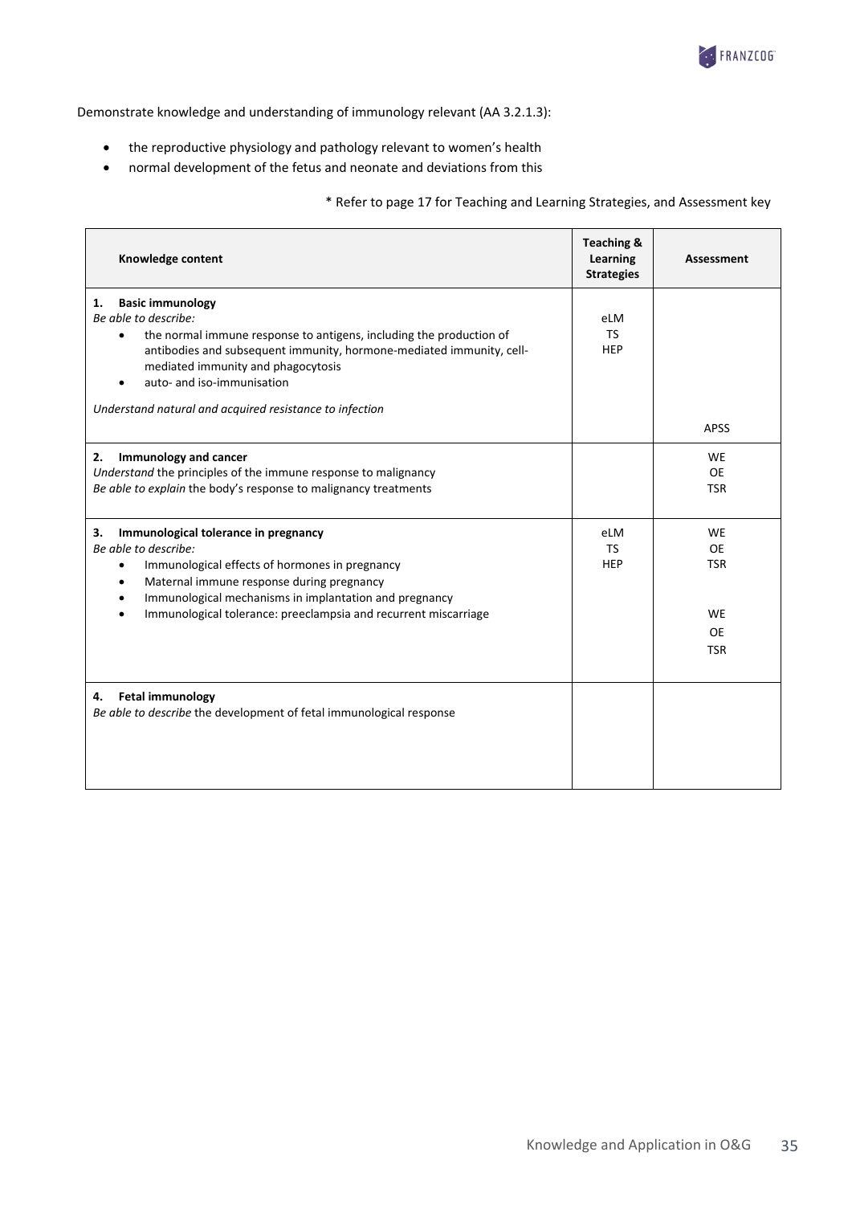Demonstrate knowledge and understanding of immunology relevant (AA 3.2.1.3):

- the reproductive physiology and pathology relevant to women's health
- normal development of the fetus and neonate and deviations from this

\* Refer to page 17 for Teaching and Learning Strategies, and Assessment key

| Knowledge content | Teaching & Learning Strategies | Assessment |
|---|---|---|
| **1. Basic immunology**<br>*Be able to describe:*<br>• the normal immune response to antigens, including the production of antibodies and subsequent immunity, hormone-mediated immunity, cell-mediated immunity and phagocytosis<br>• auto- and iso-immunisation<br><br>*Understand natural and acquired resistance to infection* | eLM<br>TS<br>HEP | APSS |
| **2. Immunology and cancer**<br>*Understand* the principles of the immune response to malignancy<br>*Be able to explain* the body's response to malignancy treatments | | WE<br>OE<br>TSR |
| **3. Immunological tolerance in pregnancy**<br>*Be able to describe:*<br>• Immunological effects of hormones in pregnancy<br>• Maternal immune response during pregnancy<br>• Immunological mechanisms in implantation and pregnancy<br>• Immunological tolerance: preeclampsia and recurrent miscarriage | eLM<br>TS<br>HEP | WE<br>OE<br>TSR<br><br>WE<br>OE<br>TSR |
| **4. Fetal immunology**<br>*Be able to describe* the development of fetal immunological response | | |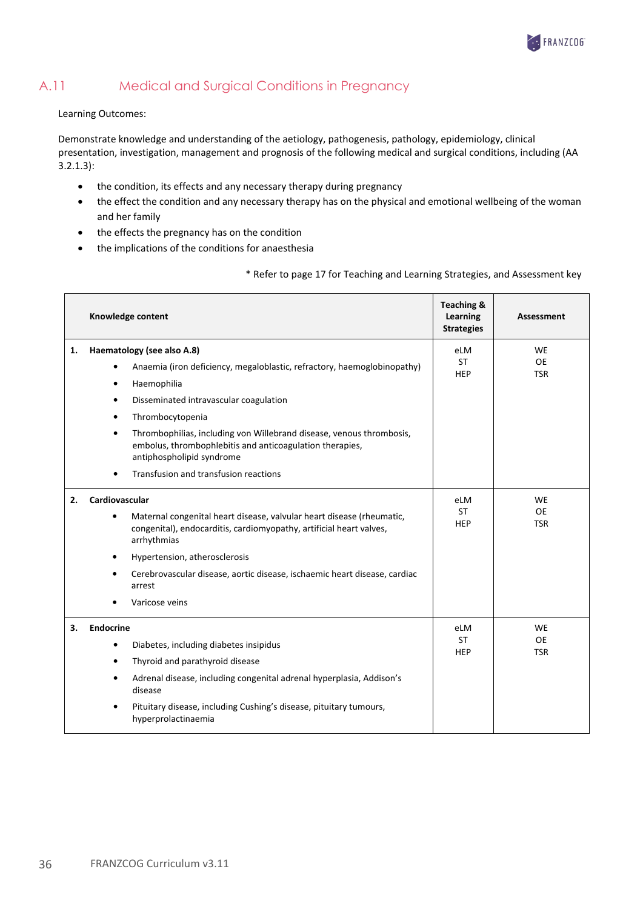## A.11 Medical and Surgical Conditions in Pregnancy

Learning Outcomes:

Demonstrate knowledge and understanding of the aetiology, pathogenesis, pathology, epidemiology, clinical presentation, investigation, management and prognosis of the following medical and surgical conditions, including (AA 3.2.1.3):

- the condition, its effects and any necessary therapy during pregnancy
- the effect the condition and any necessary therapy has on the physical and emotional wellbeing of the woman and her family
- the effects the pregnancy has on the condition
- the implications of the conditions for anaesthesia

\* Refer to page 17 for Teaching and Learning Strategies, and Assessment key

| Knowledge content | Teaching & Learning Strategies | Assessment |
|---|---|---|
| **1. Haematology (see also A.8)**<br>• Anaemia (iron deficiency, megaloblastic, refractory, haemoglobinopathy)<br>• Haemophilia<br>• Disseminated intravascular coagulation<br>• Thrombocytopenia<br>• Thrombophilias, including von Willebrand disease, venous thrombosis, embolus, thrombophlebitis and anticoagulation therapies, antiphospholipid syndrome<br>• Transfusion and transfusion reactions | eLM<br>ST<br>HEP | WE<br>OE<br>TSR |
| **2. Cardiovascular**<br>• Maternal congenital heart disease, valvular heart disease (rheumatic, congenital), endocarditis, cardiomyopathy, artificial heart valves, arrhythmias<br>• Hypertension, atherosclerosis<br>• Cerebrovascular disease, aortic disease, ischaemic heart disease, cardiac arrest<br>• Varicose veins | eLM<br>ST<br>HEP | WE<br>OE<br>TSR |
| **3. Endocrine**<br>• Diabetes, including diabetes insipidus<br>• Thyroid and parathyroid disease<br>• Adrenal disease, including congenital adrenal hyperplasia, Addison's disease<br>• Pituitary disease, including Cushing's disease, pituitary tumours, hyperprolactinaemia | eLM<br>ST<br>HEP | WE<br>OE<br>TSR |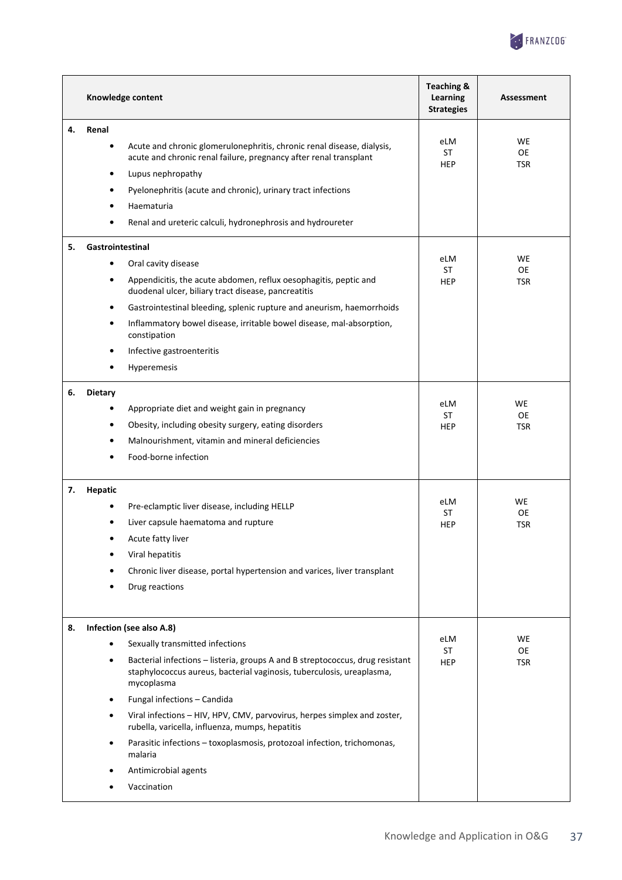| Knowledge content | Teaching & Learning Strategies | Assessment |
|---|---|---|
| **4. Renal**<br>• Acute and chronic glomerulonephritis, chronic renal disease, dialysis, acute and chronic renal failure, pregnancy after renal transplant<br>• Lupus nephropathy<br>• Pyelonephritis (acute and chronic), urinary tract infections<br>• Haematuria<br>• Renal and ureteric calculi, hydronephrosis and hydroureter | eLM<br>ST<br>HEP | WE<br>OE<br>TSR |
| **5. Gastrointestinal**<br>• Oral cavity disease<br>• Appendicitis, the acute abdomen, reflux oesophagitis, peptic and duodenal ulcer, biliary tract disease, pancreatitis<br>• Gastrointestinal bleeding, splenic rupture and aneurism, haemorrhoids<br>• Inflammatory bowel disease, irritable bowel disease, mal-absorption, constipation<br>• Infective gastroenteritis<br>• Hyperemesis | eLM<br>ST<br>HEP | WE<br>OE<br>TSR |
| **6. Dietary**<br>• Appropriate diet and weight gain in pregnancy<br>• Obesity, including obesity surgery, eating disorders<br>• Malnourishment, vitamin and mineral deficiencies<br>• Food-borne infection | eLM<br>ST<br>HEP | WE<br>OE<br>TSR |
| **7. Hepatic**<br>• Pre-eclamptic liver disease, including HELLP<br>• Liver capsule haematoma and rupture<br>• Acute fatty liver<br>• Viral hepatitis<br>• Chronic liver disease, portal hypertension and varices, liver transplant<br>• Drug reactions | eLM<br>ST<br>HEP | WE<br>OE<br>TSR |
| **8. Infection (see also A.8)**<br>• Sexually transmitted infections<br>• Bacterial infections – listeria, groups A and B streptococcus, drug resistant staphylococcus aureus, bacterial vaginosis, tuberculosis, ureaplasma, mycoplasma<br>• Fungal infections – Candida<br>• Viral infections – HIV, HPV, CMV, parvovirus, herpes simplex and zoster, rubella, varicella, influenza, mumps, hepatitis<br>• Parasitic infections – toxoplasmosis, protozoal infection, trichomonas, malaria<br>• Antimicrobial agents<br>• Vaccination | eLM<br>ST<br>HEP | WE<br>OE<br>TSR |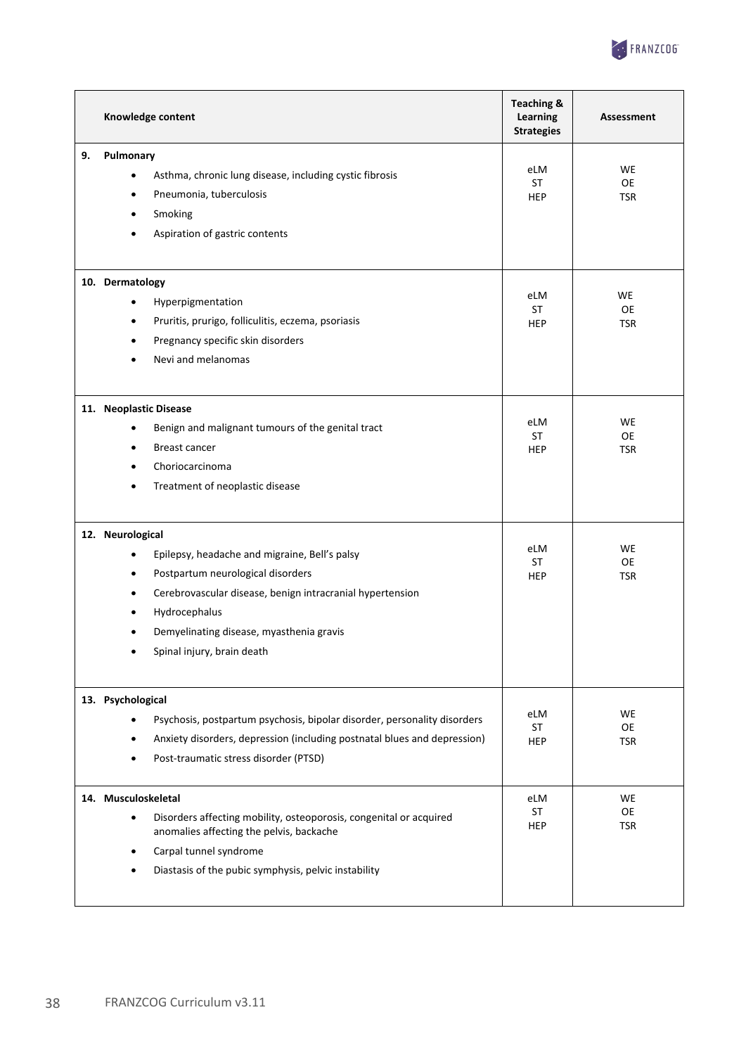| Knowledge content | Teaching & Learning Strategies | Assessment |
|---|---|---|
| **9. Pulmonary**<br>• Asthma, chronic lung disease, including cystic fibrosis<br>• Pneumonia, tuberculosis<br>• Smoking<br>• Aspiration of gastric contents | eLM<br>ST<br>HEP | WE<br>OE<br>TSR |
| **10. Dermatology**<br>• Hyperpigmentation<br>• Pruritis, prurigo, folliculitis, eczema, psoriasis<br>• Pregnancy specific skin disorders<br>• Nevi and melanomas | eLM<br>ST<br>HEP | WE<br>OE<br>TSR |
| **11. Neoplastic Disease**<br>• Benign and malignant tumours of the genital tract<br>• Breast cancer<br>• Choriocarcinoma<br>• Treatment of neoplastic disease | eLM<br>ST<br>HEP | WE<br>OE<br>TSR |
| **12. Neurological**<br>• Epilepsy, headache and migraine, Bell's palsy<br>• Postpartum neurological disorders<br>• Cerebrovascular disease, benign intracranial hypertension<br>• Hydrocephalus<br>• Demyelinating disease, myasthenia gravis<br>• Spinal injury, brain death | eLM<br>ST<br>HEP | WE<br>OE<br>TSR |
| **13. Psychological**<br>• Psychosis, postpartum psychosis, bipolar disorder, personality disorders<br>• Anxiety disorders, depression (including postnatal blues and depression)<br>• Post-traumatic stress disorder (PTSD) | eLM<br>ST<br>HEP | WE<br>OE<br>TSR |
| **14. Musculoskeletal**<br>• Disorders affecting mobility, osteoporosis, congenital or acquired anomalies affecting the pelvis, backache<br>• Carpal tunnel syndrome<br>• Diastasis of the pubic symphysis, pelvic instability | eLM<br>ST<br>HEP | WE<br>OE<br>TSR |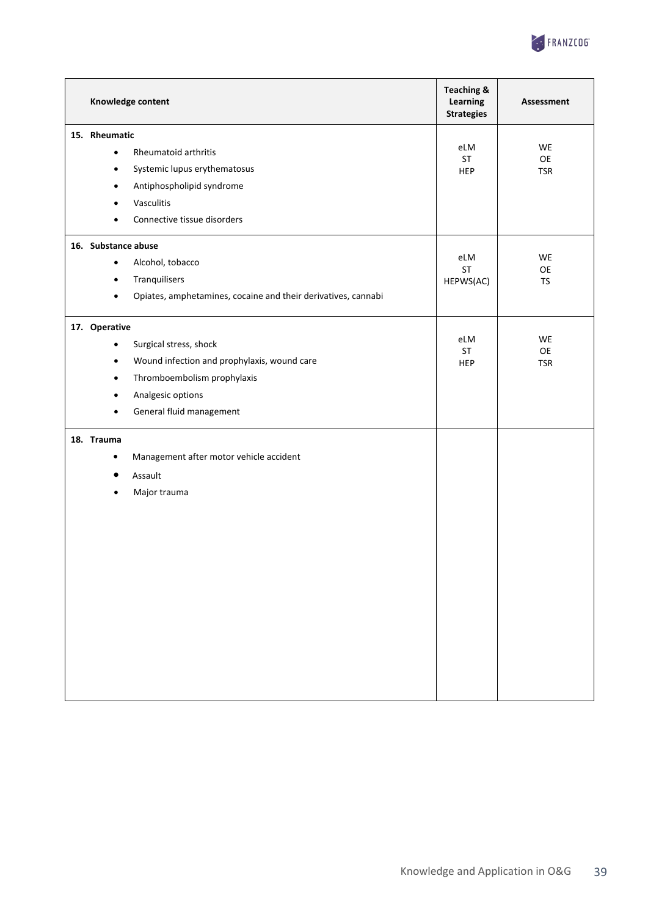| Knowledge content | Teaching & Learning Strategies | Assessment |
|---|---|---|
| **15. Rheumatic**<br>• Rheumatoid arthritis<br>• Systemic lupus erythematosus<br>• Antiphospholipid syndrome<br>• Vasculitis<br>• Connective tissue disorders | eLM<br>ST<br>HEP | WE<br>OE<br>TSR |
| **16. Substance abuse**<br>• Alcohol, tobacco<br>• Tranquilisers<br>• Opiates, amphetamines, cocaine and their derivatives, cannabi | eLM<br>ST<br>HEPWS(AC) | WE<br>OE<br>TS |
| **17. Operative**<br>• Surgical stress, shock<br>• Wound infection and prophylaxis, wound care<br>• Thromboembolism prophylaxis<br>• Analgesic options<br>• General fluid management | eLM<br>ST<br>HEP | WE<br>OE<br>TSR |
| **18. Trauma**<br>• Management after motor vehicle accident<br>• Assault<br>• Major trauma | | |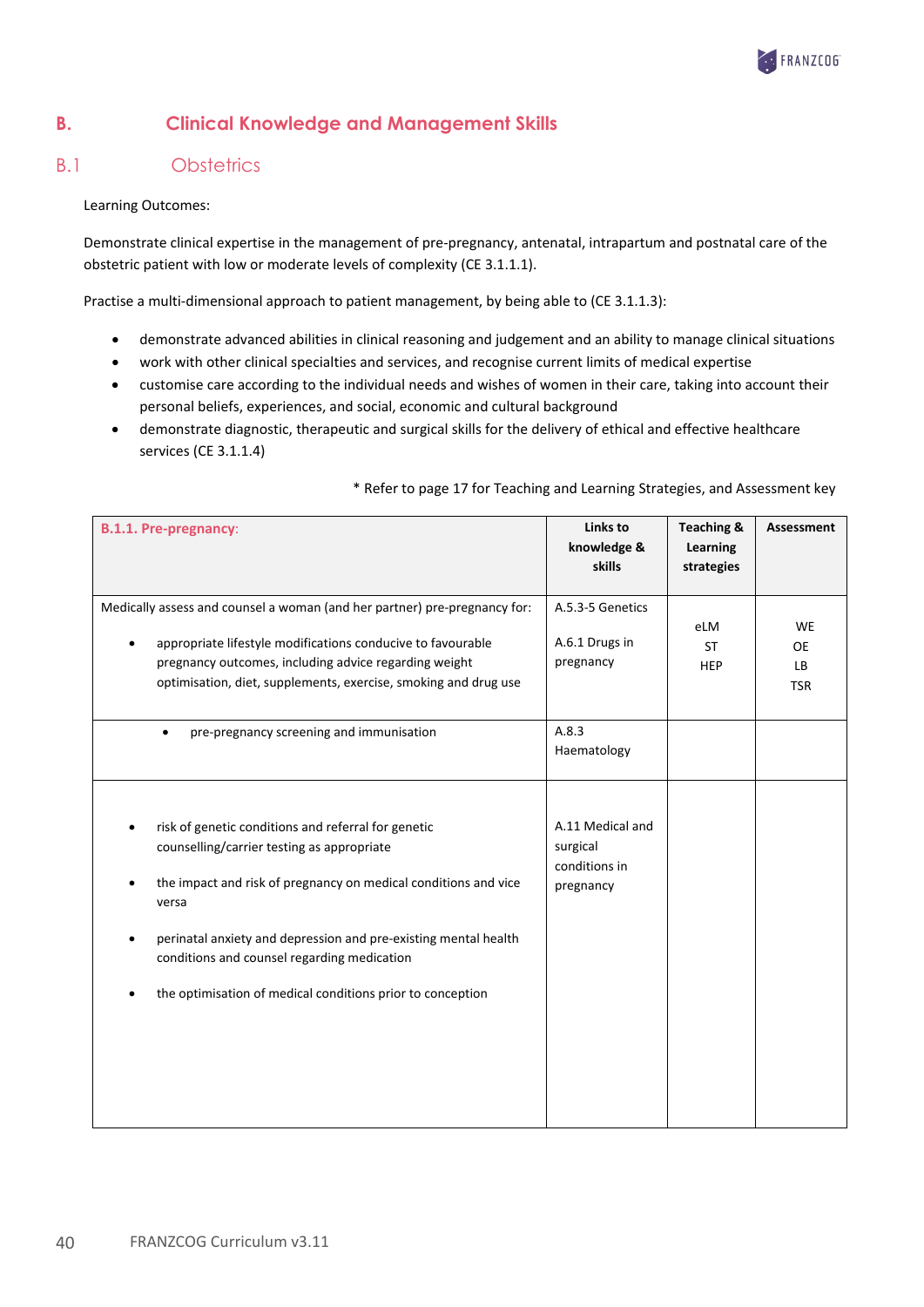## B. Clinical Knowledge and Management Skills

### B.1 Obstetrics

Learning Outcomes:

Demonstrate clinical expertise in the management of pre-pregnancy, antenatal, intrapartum and postnatal care of the obstetric patient with low or moderate levels of complexity (CE 3.1.1.1).

Practise a multi-dimensional approach to patient management, by being able to (CE 3.1.1.3):

- demonstrate advanced abilities in clinical reasoning and judgement and an ability to manage clinical situations
- work with other clinical specialties and services, and recognise current limits of medical expertise
- customise care according to the individual needs and wishes of women in their care, taking into account their personal beliefs, experiences, and social, economic and cultural background
- demonstrate diagnostic, therapeutic and surgical skills for the delivery of ethical and effective healthcare services (CE 3.1.1.4)

\* Refer to page 17 for Teaching and Learning Strategies, and Assessment key

| B.1.1. Pre-pregnancy: | Links to knowledge & skills | Teaching & Learning strategies | Assessment |
|---|---|---|---|
| Medically assess and counsel a woman (and her partner) pre-pregnancy for:<br>• appropriate lifestyle modifications conducive to favourable pregnancy outcomes, including advice regarding weight optimisation, diet, supplements, exercise, smoking and drug use | A.5.3-5 Genetics<br><br>A.6.1 Drugs in pregnancy | eLM<br>ST<br>HEP | WE<br>OE<br>LB<br>TSR |
| • pre-pregnancy screening and immunisation | A.8.3 Haematology | | |
| • risk of genetic conditions and referral for genetic counselling/carrier testing as appropriate<br>• the impact and risk of pregnancy on medical conditions and vice versa<br>• perinatal anxiety and depression and pre-existing mental health conditions and counsel regarding medication<br>• the optimisation of medical conditions prior to conception | A.11 Medical and surgical conditions in pregnancy | | |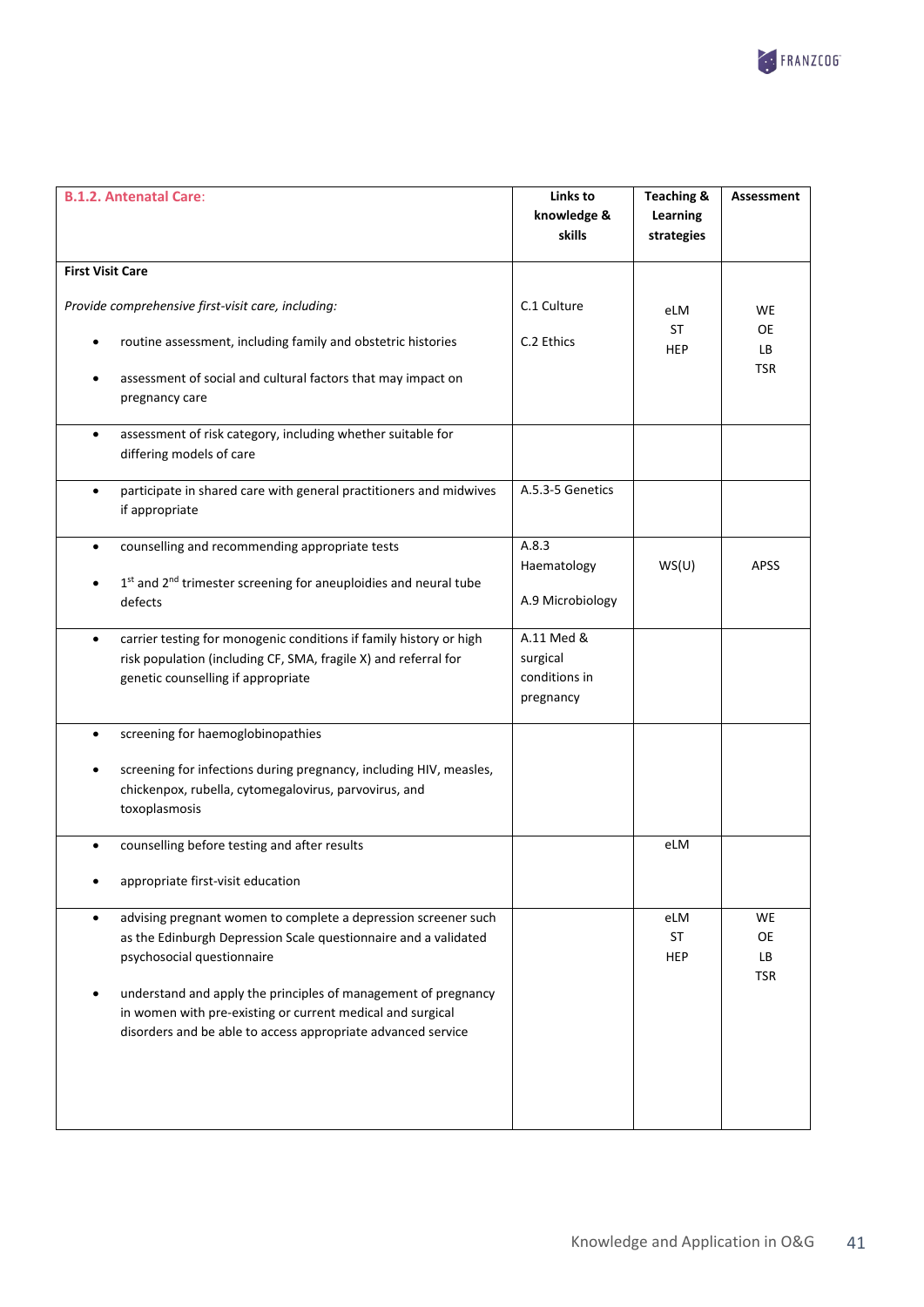| **B.1.2. Antenatal Care:** | **Links to knowledge & skills** | **Teaching & Learning strategies** | **Assessment** |
|---|---|---|---|
| **First Visit Care**<br><br>*Provide comprehensive first-visit care, including:*<br>• routine assessment, including family and obstetric histories<br>• assessment of social and cultural factors that may impact on pregnancy care | C.1 Culture<br>C.2 Ethics | eLM<br>ST<br>HEP | WE<br>OE<br>LB<br>TSR |
| • assessment of risk category, including whether suitable for differing models of care | | | |
| • participate in shared care with general practitioners and midwives if appropriate | A.5.3-5 Genetics | | |
| • counselling and recommending appropriate tests<br>• 1st and 2nd trimester screening for aneuploidies and neural tube defects | A.8.3 Haematology<br>A.9 Microbiology | WS(U) | APSS |
| • carrier testing for monogenic conditions if family history or high risk population (including CF, SMA, fragile X) and referral for genetic counselling if appropriate | A.11 Med & surgical conditions in pregnancy | | |
| • screening for haemoglobinopathies<br>• screening for infections during pregnancy, including HIV, measles, chickenpox, rubella, cytomegalovirus, parvovirus, and toxoplasmosis | | | |
| • counselling before testing and after results<br>• appropriate first-visit education | | eLM | |
| • advising pregnant women to complete a depression screener such as the Edinburgh Depression Scale questionnaire and a validated psychosocial questionnaire<br>• understand and apply the principles of management of pregnancy in women with pre-existing or current medical and surgical disorders and be able to access appropriate advanced service | | eLM<br>ST<br>HEP | WE<br>OE<br>LB<br>TSR |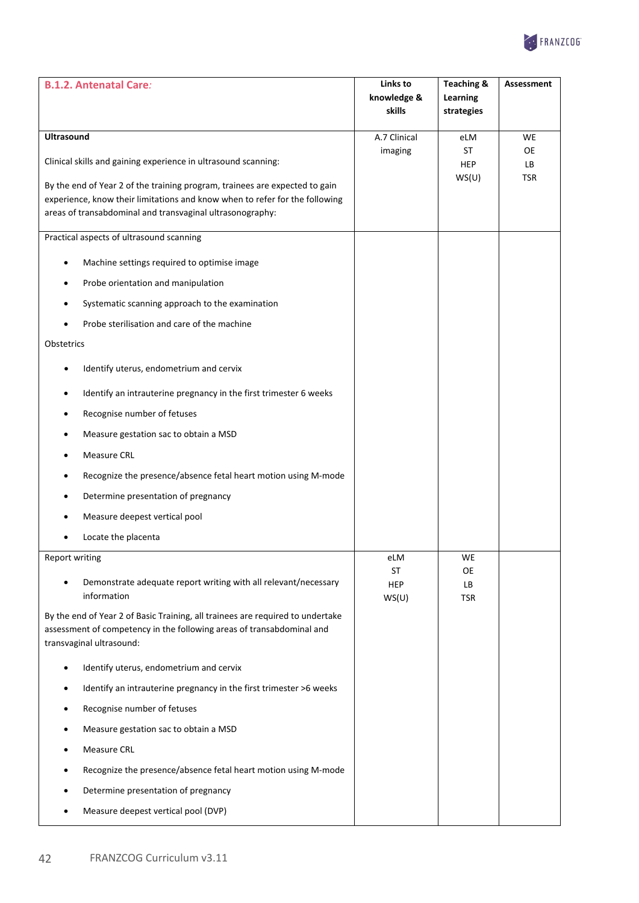| **B.1.2. Antenatal Care:** | **Links to knowledge & skills** | **Teaching & Learning strategies** | **Assessment** |
|---|---|---|---|
| **Ultrasound**<br><br>Clinical skills and gaining experience in ultrasound scanning:<br><br>By the end of Year 2 of the training program, trainees are expected to gain experience, know their limitations and know when to refer for the following areas of transabdominal and transvaginal ultrasonography: | A.7 Clinical imaging | eLM<br>ST<br>HEP<br>WS(U) | WE<br>OE<br>LB<br>TSR |
| Practical aspects of ultrasound scanning<br><br>• Machine settings required to optimise image<br>• Probe orientation and manipulation<br>• Systematic scanning approach to the examination<br>• Probe sterilisation and care of the machine<br><br>Obstetrics<br><br>• Identify uterus, endometrium and cervix<br>• Identify an intrauterine pregnancy in the first trimester 6 weeks<br>• Recognise number of fetuses<br>• Measure gestation sac to obtain a MSD<br>• Measure CRL<br>• Recognize the presence/absence fetal heart motion using M-mode<br>• Determine presentation of pregnancy<br>• Measure deepest vertical pool<br>• Locate the placenta | | | |
| Report writing<br><br>• Demonstrate adequate report writing with all relevant/necessary information<br><br>By the end of Year 2 of Basic Training, all trainees are required to undertake assessment of competency in the following areas of transabdominal and transvaginal ultrasound:<br><br>• Identify uterus, endometrium and cervix<br>• Identify an intrauterine pregnancy in the first trimester >6 weeks<br>• Recognise number of fetuses<br>• Measure gestation sac to obtain a MSD<br>• Measure CRL<br>• Recognize the presence/absence fetal heart motion using M-mode<br>• Determine presentation of pregnancy<br>• Measure deepest vertical pool (DVP) | eLM<br>ST<br>HEP<br>WS(U) | WE<br>OE<br>LB<br>TSR | |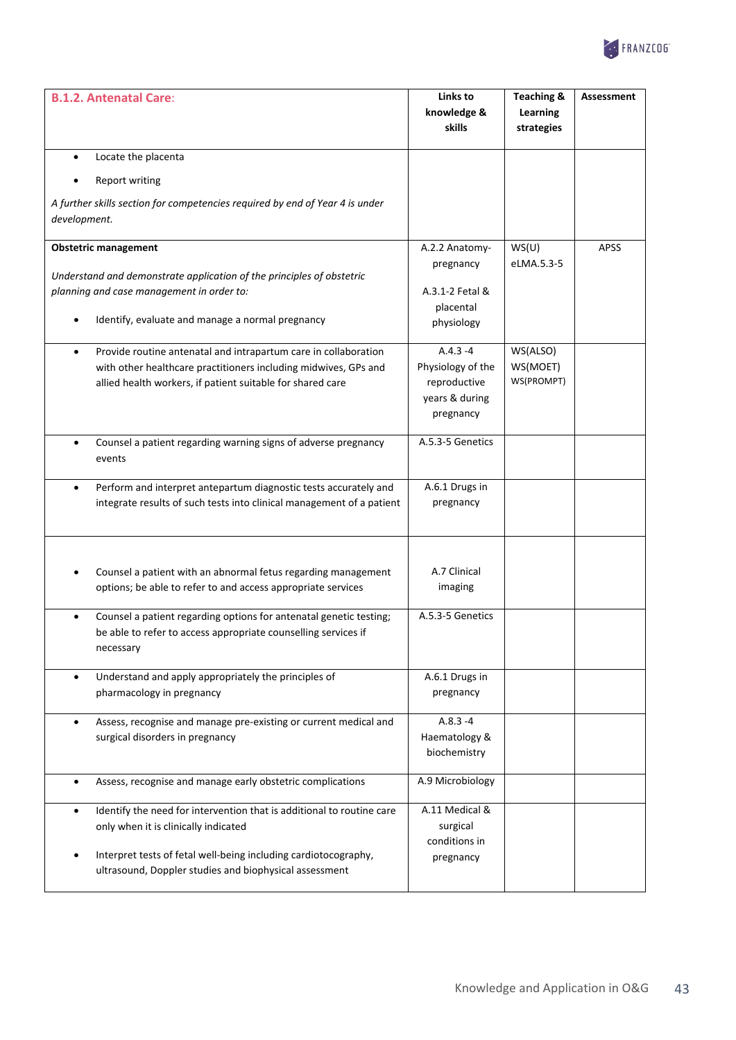| **B.1.2. Antenatal Care:** | **Links to knowledge & skills** | **Teaching & Learning strategies** | **Assessment** |
|---|---|---|---|
| • Locate the placenta<br>• Report writing<br>*A further skills section for competencies required by end of Year 4 is under development.* | | | |
| **Obstetric management**<br>*Understand and demonstrate application of the principles of obstetric planning and case management in order to:*<br>• Identify, evaluate and manage a normal pregnancy | A.2.2 Anatomy-pregnancy<br>A.3.1-2 Fetal & placental physiology | WS(U)<br>eLMA.5.3-5 | APSS |
| • Provide routine antenatal and intrapartum care in collaboration with other healthcare practitioners including midwives, GPs and allied health workers, if patient suitable for shared care | A.4.3 -4 Physiology of the reproductive years & during pregnancy | WS(ALSO)<br>WS(MOET)<br>WS(PROMPT) | |
| • Counsel a patient regarding warning signs of adverse pregnancy events | A.5.3-5 Genetics | | |
| • Perform and interpret antepartum diagnostic tests accurately and integrate results of such tests into clinical management of a patient | A.6.1 Drugs in pregnancy | | |
| • Counsel a patient with an abnormal fetus regarding management options; be able to refer to and access appropriate services | A.7 Clinical imaging | | |
| • Counsel a patient regarding options for antenatal genetic testing; be able to refer to access appropriate counselling services if necessary | A.5.3-5 Genetics | | |
| • Understand and apply appropriately the principles of pharmacology in pregnancy | A.6.1 Drugs in pregnancy | | |
| • Assess, recognise and manage pre-existing or current medical and surgical disorders in pregnancy | A.8.3 -4 Haematology & biochemistry | | |
| • Assess, recognise and manage early obstetric complications | A.9 Microbiology | | |
| • Identify the need for intervention that is additional to routine care only when it is clinically indicated<br>• Interpret tests of fetal well-being including cardiotocography, ultrasound, Doppler studies and biophysical assessment | A.11 Medical & surgical conditions in pregnancy | | |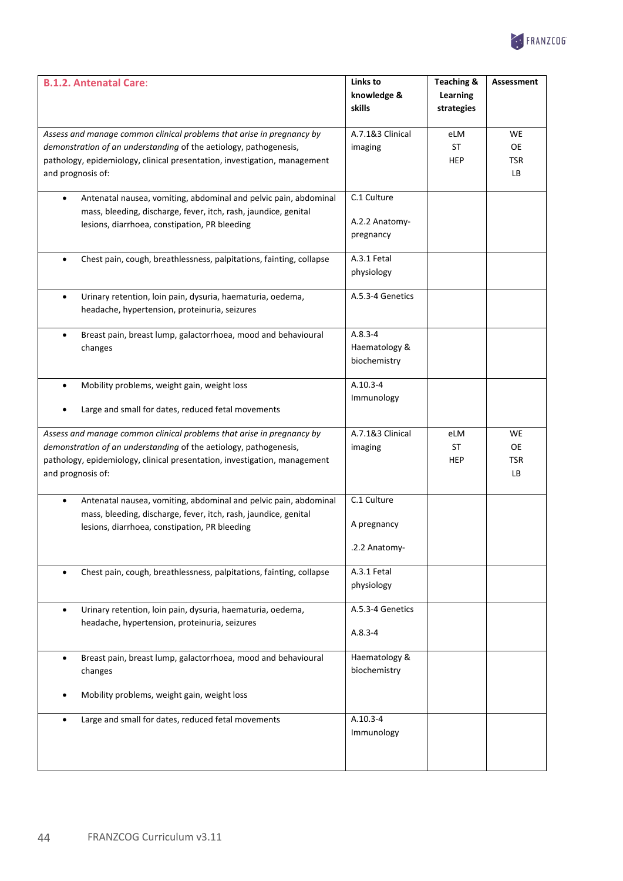| **B.1.2. Antenatal Care:** | **Links to knowledge & skills** | **Teaching & Learning strategies** | **Assessment** |
|---|---|---|---|
| *Assess and manage common clinical problems that arise in pregnancy by demonstration of an understanding* of the aetiology, pathogenesis, pathology, epidemiology, clinical presentation, investigation, management and prognosis of: | A.7.1&3 Clinical imaging | eLM<br>ST<br>HEP | WE<br>OE<br>TSR<br>LB |
| • Antenatal nausea, vomiting, abdominal and pelvic pain, abdominal mass, bleeding, discharge, fever, itch, rash, jaundice, genital lesions, diarrhoea, constipation, PR bleeding | C.1 Culture<br><br>A.2.2 Anatomy-pregnancy | | |
| • Chest pain, cough, breathlessness, palpitations, fainting, collapse | A.3.1 Fetal physiology | | |
| • Urinary retention, loin pain, dysuria, haematuria, oedema, headache, hypertension, proteinuria, seizures | A.5.3-4 Genetics | | |
| • Breast pain, breast lump, galactorrhoea, mood and behavioural changes | A.8.3-4 Haematology & biochemistry | | |
| • Mobility problems, weight gain, weight loss<br><br>• Large and small for dates, reduced fetal movements | A.10.3-4 Immunology | | |
| *Assess and manage common clinical problems that arise in pregnancy by demonstration of an understanding* of the aetiology, pathogenesis, pathology, epidemiology, clinical presentation, investigation, management and prognosis of: | A.7.1&3 Clinical imaging | eLM<br>ST<br>HEP | WE<br>OE<br>TSR<br>LB |
| • Antenatal nausea, vomiting, abdominal and pelvic pain, abdominal mass, bleeding, discharge, fever, itch, rash, jaundice, genital lesions, diarrhoea, constipation, PR bleeding | C.1 Culture<br><br>A pregnancy<br><br>.2.2 Anatomy- | | |
| • Chest pain, cough, breathlessness, palpitations, fainting, collapse | A.3.1 Fetal physiology | | |
| • Urinary retention, loin pain, dysuria, haematuria, oedema, headache, hypertension, proteinuria, seizures | A.5.3-4 Genetics<br><br>A.8.3-4 | | |
| • Breast pain, breast lump, galactorrhoea, mood and behavioural changes<br><br>• Mobility problems, weight gain, weight loss | Haematology & biochemistry | | |
| • Large and small for dates, reduced fetal movements | A.10.3-4 Immunology | | |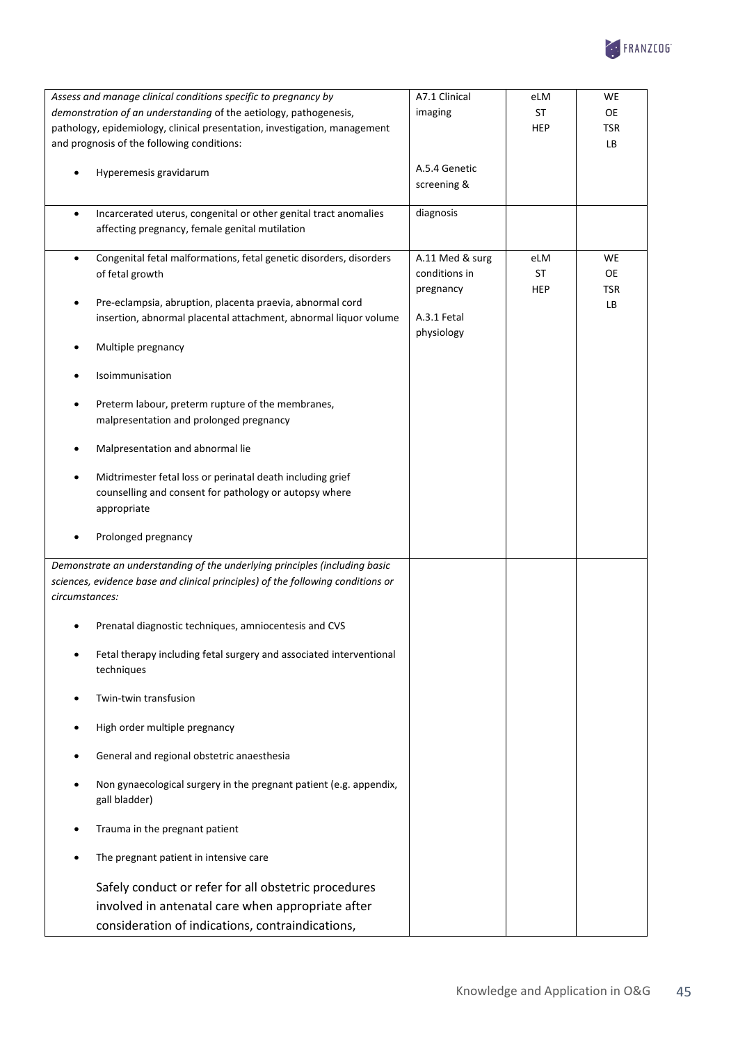| | | | |
|---|---|---|---|
| *Assess and manage clinical conditions specific to pregnancy by demonstration of an understanding of* the aetiology, pathogenesis, pathology, epidemiology, clinical presentation, investigation, management and prognosis of the following conditions:<br>• Hyperemesis gravidarum | A7.1 Clinical imaging<br><br>A.5.4 Genetic screening & | eLM<br>ST<br>HEP | WE<br>OE<br>TSR<br>LB |
| • Incarcerated uterus, congenital or other genital tract anomalies affecting pregnancy, female genital mutilation | diagnosis | | |
| • Congenital fetal malformations, fetal genetic disorders, disorders of fetal growth<br>• Pre-eclampsia, abruption, placenta praevia, abnormal cord insertion, abnormal placental attachment, abnormal liquor volume<br>• Multiple pregnancy<br>• Isoimmunisation<br>• Preterm labour, preterm rupture of the membranes, malpresentation and prolonged pregnancy<br>• Malpresentation and abnormal lie<br>• Midtrimester fetal loss or perinatal death including grief counselling and consent for pathology or autopsy where appropriate<br>• Prolonged pregnancy | A.11 Med & surg conditions in pregnancy<br><br>A.3.1 Fetal physiology | eLM<br>ST<br>HEP | WE<br>OE<br>TSR<br>LB |
| *Demonstrate an understanding of the underlying principles (including basic sciences, evidence base and clinical principles) of the following conditions or circumstances:*<br>• Prenatal diagnostic techniques, amniocentesis and CVS<br>• Fetal therapy including fetal surgery and associated interventional techniques<br>• Twin-twin transfusion<br>• High order multiple pregnancy<br>• General and regional obstetric anaesthesia<br>• Non gynaecological surgery in the pregnant patient (e.g. appendix, gall bladder)<br>• Trauma in the pregnant patient<br>• The pregnant patient in intensive care<br>Safely conduct or refer for all obstetric procedures involved in antenatal care when appropriate after consideration of indications, contraindications, | | | |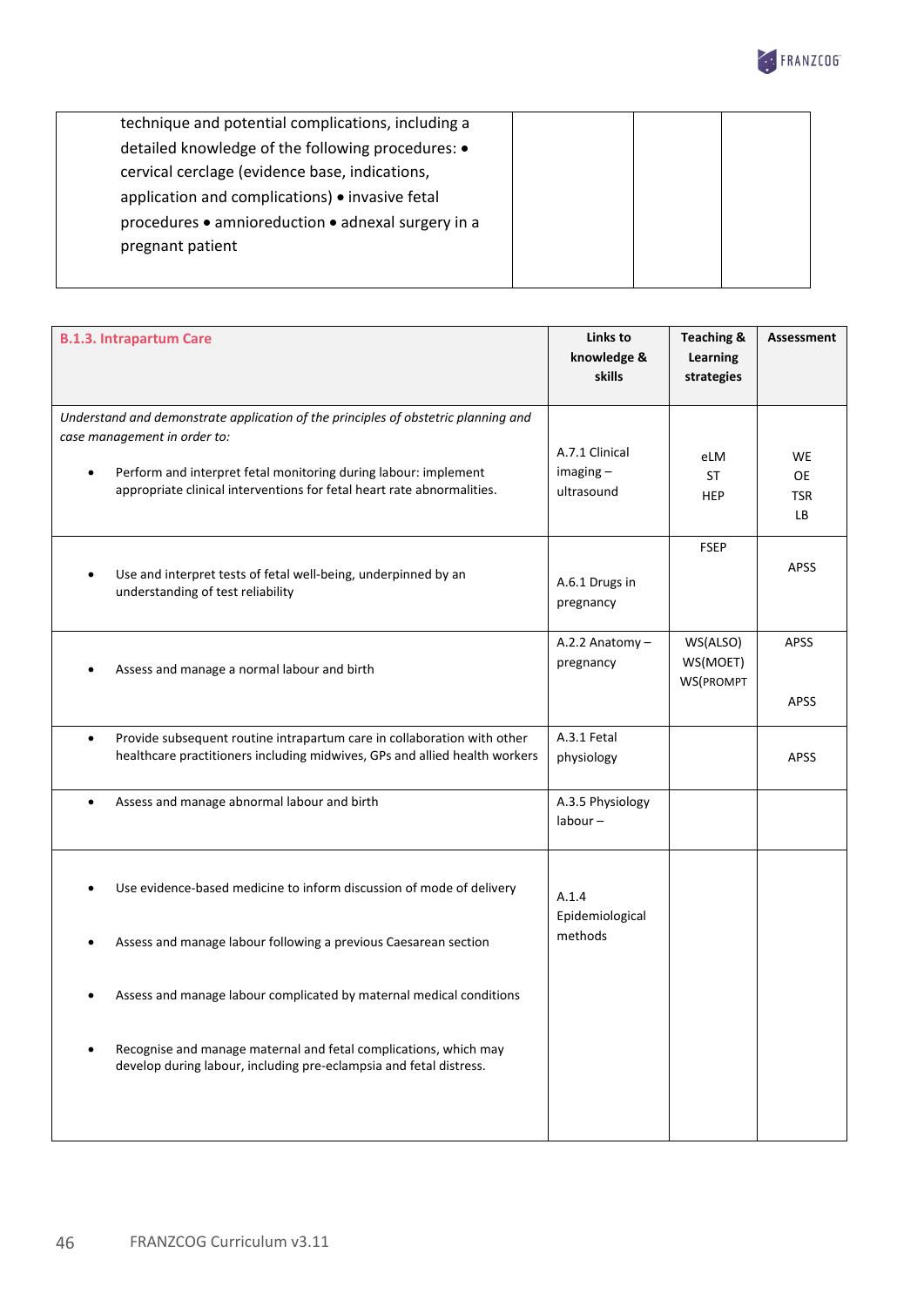| technique and potential complications, including a detailed knowledge of the following procedures: • cervical cerclage (evidence base, indications, application and complications) • invasive fetal procedures • amnioreduction • adnexal surgery in a pregnant patient | | | |
|---|---|---|---|

| **B.1.3. Intrapartum Care** | **Links to knowledge & skills** | **Teaching & Learning strategies** | **Assessment** |
|---|---|---|---|
| *Understand and demonstrate application of the principles of obstetric planning and case management in order to:*<br>• Perform and interpret fetal monitoring during labour: implement appropriate clinical interventions for fetal heart rate abnormalities. | A.7.1 Clinical imaging – ultrasound | eLM<br>ST<br>HEP | WE<br>OE<br>TSR<br>LB |
| • Use and interpret tests of fetal well-being, underpinned by an understanding of test reliability | A.6.1 Drugs in pregnancy | FSEP | APSS |
| • Assess and manage a normal labour and birth | A.2.2 Anatomy – pregnancy | WS(ALSO)<br>WS(MOET)<br>WS(PROMPT | APSS<br><br>APSS |
| • Provide subsequent routine intrapartum care in collaboration with other healthcare practitioners including midwives, GPs and allied health workers | A.3.1 Fetal physiology | | APSS |
| • Assess and manage abnormal labour and birth | A.3.5 Physiology labour – | | |
| • Use evidence-based medicine to inform discussion of mode of delivery<br>• Assess and manage labour following a previous Caesarean section<br>• Assess and manage labour complicated by maternal medical conditions<br>• Recognise and manage maternal and fetal complications, which may develop during labour, including pre-eclampsia and fetal distress. | A.1.4 Epidemiological methods | | |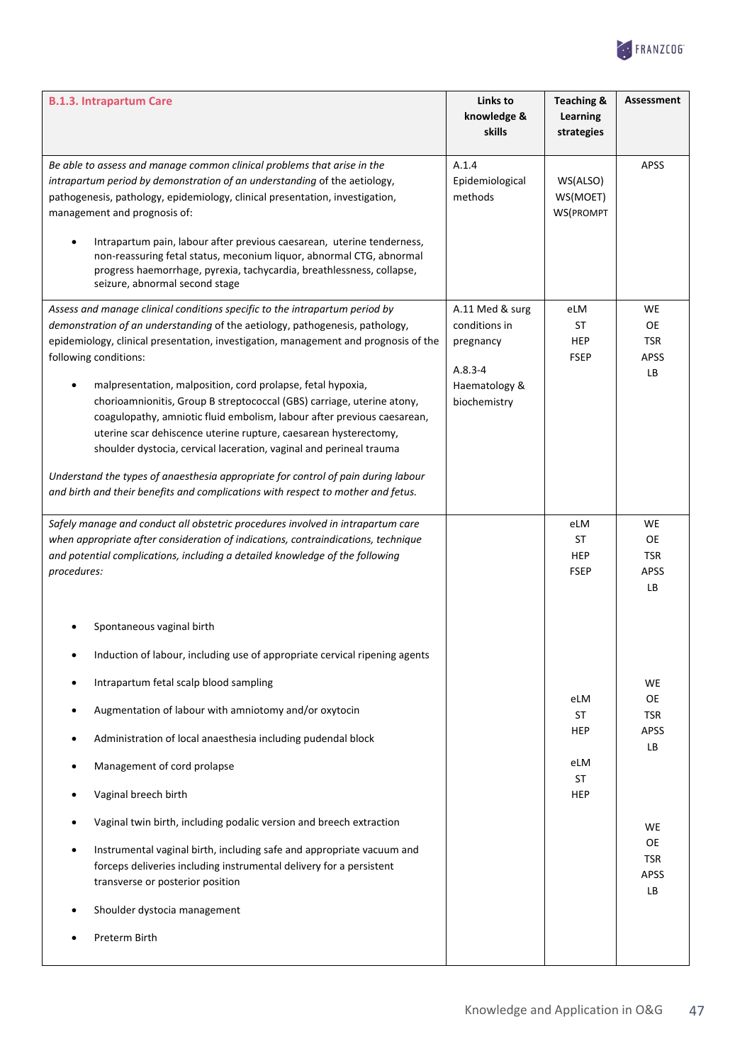| B.1.3. Intrapartum Care | Links to knowledge & skills | Teaching & Learning strategies | Assessment |
|---|---|---|---|
| *Be able to assess and manage common clinical problems that arise in the intrapartum period by demonstration of an understanding* of the aetiology, pathogenesis, pathology, epidemiology, clinical presentation, investigation, management and prognosis of:<br><br>• Intrapartum pain, labour after previous caesarean, uterine tenderness, non-reassuring fetal status, meconium liquor, abnormal CTG, abnormal progress haemorrhage, pyrexia, tachycardia, breathlessness, collapse, seizure, abnormal second stage | A.1.4 Epidemiological methods | WS(ALSO)<br>WS(MOET)<br>WS(PROMPT | APSS |
| *Assess and manage clinical conditions specific to the intrapartum period by demonstration of an understanding* of the aetiology, pathogenesis, pathology, epidemiology, clinical presentation, investigation, management and prognosis of the following conditions:<br><br>• malpresentation, malposition, cord prolapse, fetal hypoxia, chorioamnionitis, Group B streptococcal (GBS) carriage, uterine atony, coagulopathy, amniotic fluid embolism, labour after previous caesarean, uterine scar dehiscence uterine rupture, caesarean hysterectomy, shoulder dystocia, cervical laceration, vaginal and perineal trauma<br><br>*Understand the types of anaesthesia appropriate for control of pain during labour and birth and their benefits and complications with respect to mother and fetus.* | A.11 Med & surg conditions in pregnancy<br><br>A.8.3-4 Haematology & biochemistry | eLM<br>ST<br>HEP<br>FSEP | WE<br>OE<br>TSR<br>APSS<br>LB |
| *Safely manage and conduct all obstetric procedures involved in intrapartum care when appropriate after consideration of indications, contraindications, technique and potential complications, including a detailed knowledge of the following procedures:*<br><br>• Spontaneous vaginal birth<br>• Induction of labour, including use of appropriate cervical ripening agents<br>• Intrapartum fetal scalp blood sampling<br>• Augmentation of labour with amniotomy and/or oxytocin<br>• Administration of local anaesthesia including pudendal block<br>• Management of cord prolapse<br>• Vaginal breech birth<br>• Vaginal twin birth, including podalic version and breech extraction<br>• Instrumental vaginal birth, including safe and appropriate vacuum and forceps deliveries including instrumental delivery for a persistent transverse or posterior position<br>• Shoulder dystocia management<br>• Preterm Birth | | eLM<br>ST<br>HEP<br>FSEP<br><br>eLM<br>ST<br>HEP<br><br>eLM<br>ST<br>HEP | WE<br>OE<br>TSR<br>APSS<br>LB<br><br>WE<br>OE<br>TSR<br>APSS<br>LB<br><br>WE<br>OE<br>TSR<br>APSS<br>LB |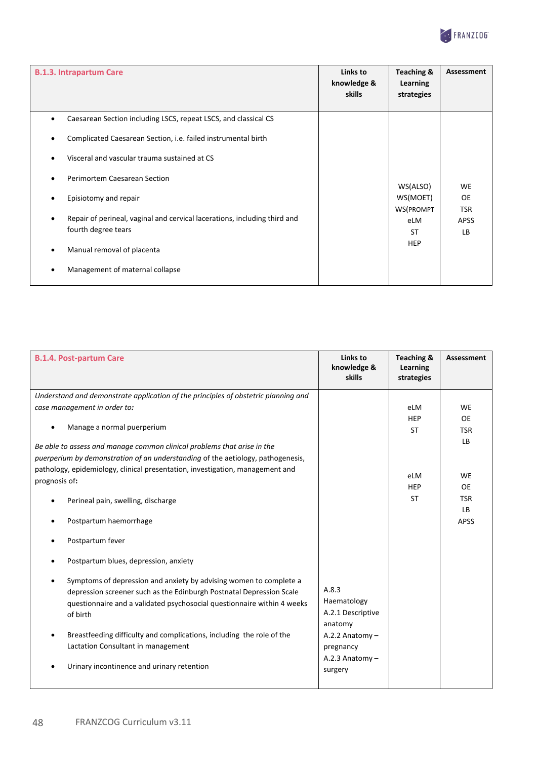| B.1.3. Intrapartum Care | Links to knowledge & skills | Teaching & Learning strategies | Assessment |
|---|---|---|---|
| • Caesarean Section including LSCS, repeat LSCS, and classical CS<br>• Complicated Caesarean Section, i.e. failed instrumental birth<br>• Visceral and vascular trauma sustained at CS<br>• Perimortem Caesarean Section<br>• Episiotomy and repair<br>• Repair of perineal, vaginal and cervical lacerations, including third and fourth degree tears<br>• Manual removal of placenta<br>• Management of maternal collapse | | WS(ALSO)<br>WS(MOET)<br>WS(PROMPT<br>eLM<br>ST<br>HEP | WE<br>OE<br>TSR<br>APSS<br>LB |

| B.1.4. Post-partum Care | Links to knowledge & skills | Teaching & Learning strategies | Assessment |
|---|---|---|---|
| *Understand and demonstrate application of the principles of obstetric planning and case management in order to:*<br>• Manage a normal puerperium | | eLM<br>HEP<br>ST | WE<br>OE<br>TSR<br>LB |
| *Be able to assess and manage common clinical problems that arise in the puerperium by demonstration of an understanding* of the aetiology, pathogenesis, pathology, epidemiology, clinical presentation, investigation, management and prognosis of**:**<br>• Perineal pain, swelling, discharge<br>• Postpartum haemorrhage<br>• Postpartum fever<br>• Postpartum blues, depression, anxiety<br>• Symptoms of depression and anxiety by advising women to complete a depression screener such as the Edinburgh Postnatal Depression Scale questionnaire and a validated psychosocial questionnaire within 4 weeks of birth<br>• Breastfeeding difficulty and complications, including the role of the Lactation Consultant in management<br>• Urinary incontinence and urinary retention | A.8.3 Haematology<br>A.2.1 Descriptive anatomy<br>A.2.2 Anatomy – pregnancy<br>A.2.3 Anatomy – surgery | eLM<br>HEP<br>ST | WE<br>OE<br>TSR<br>LB<br>APSS |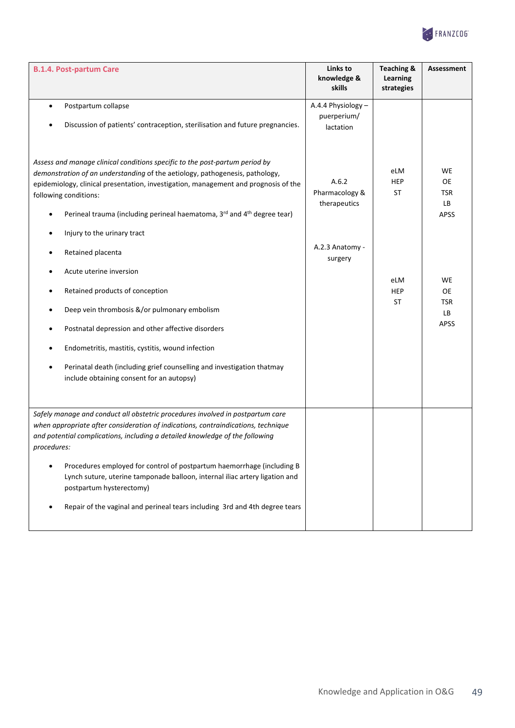| **B.1.4. Post-partum Care** | **Links to knowledge & skills** | **Teaching & Learning strategies** | **Assessment** |
|---|---|---|---|
| • Postpartum collapse<br><br>• Discussion of patients' contraception, sterilisation and future pregnancies.<br><br>*Assess and manage clinical conditions specific to the post-partum period by demonstration of an understanding* of the aetiology, pathogenesis, pathology, epidemiology, clinical presentation, investigation, management and prognosis of the following conditions:<br><br>• Perineal trauma (including perineal haematoma, 3rd and 4th degree tear)<br><br>• Injury to the urinary tract<br><br>• Retained placenta<br><br>• Acute uterine inversion<br><br>• Retained products of conception<br><br>• Deep vein thrombosis &/or pulmonary embolism<br><br>• Postnatal depression and other affective disorders<br><br>• Endometritis, mastitis, cystitis, wound infection<br><br>• Perinatal death (including grief counselling and investigation thatmay include obtaining consent for an autopsy) | A.4.4 Physiology – puerperium/ lactation<br><br>A.6.2 Pharmacology & therapeutics<br><br>A.2.3 Anatomy - surgery | eLM<br>HEP<br>ST<br><br>eLM<br>HEP<br>ST | WE<br>OE<br>TSR<br>LB<br>APSS<br><br>WE<br>OE<br>TSR<br>LB<br>APSS |
| *Safely manage and conduct all obstetric procedures involved in postpartum care when appropriate after consideration of indications, contraindications, technique and potential complications, including a detailed knowledge of the following procedures:*<br><br>• Procedures employed for control of postpartum haemorrhage (including B Lynch suture, uterine tamponade balloon, internal iliac artery ligation and postpartum hysterectomy)<br><br>• Repair of the vaginal and perineal tears including 3rd and 4th degree tears | | | |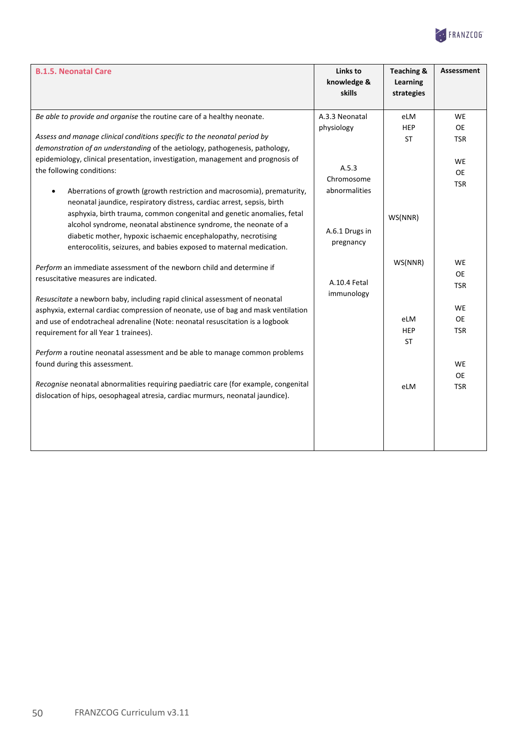| **B.1.5. Neonatal Care** | **Links to knowledge & skills** | **Teaching & Learning strategies** | **Assessment** |
|---|---|---|---|
| *Be able to provide and organise* the routine care of a healthy neonate. | A.3.3 Neonatal physiology | eLM<br>HEP<br>ST | WE<br>OE<br>TSR |
| *Assess and manage clinical conditions specific to the neonatal period by demonstration of an understanding* of the aetiology, pathogenesis, pathology, epidemiology, clinical presentation, investigation, management and prognosis of the following conditions:<br><br>• Aberrations of growth (growth restriction and macrosomia), prematurity, neonatal jaundice, respiratory distress, cardiac arrest, sepsis, birth asphyxia, birth trauma, common congenital and genetic anomalies, fetal alcohol syndrome, neonatal abstinence syndrome, the neonate of a diabetic mother, hypoxic ischaemic encephalopathy, necrotising enterocolitis, seizures, and babies exposed to maternal medication. | A.5.3 Chromosome abnormalities<br><br>A.6.1 Drugs in pregnancy | WS(NNR) | WE<br>OE<br>TSR |
| *Perform* an immediate assessment of the newborn child and determine if resuscitative measures are indicated. | A.10.4 Fetal immunology | WS(NNR) | WE<br>OE<br>TSR |
| *Resuscitate* a newborn baby, including rapid clinical assessment of neonatal asphyxia, external cardiac compression of neonate, use of bag and mask ventilation and use of endotracheal adrenaline (Note: neonatal resuscitation is a logbook requirement for all Year 1 trainees). | | | WE<br>OE<br>TSR |
| *Perform* a routine neonatal assessment and be able to manage common problems found during this assessment. | | eLM<br>HEP<br>ST | WE<br>OE<br>TSR |
| *Recognise* neonatal abnormalities requiring paediatric care (for example, congenital dislocation of hips, oesophageal atresia, cardiac murmurs, neonatal jaundice). | | eLM | |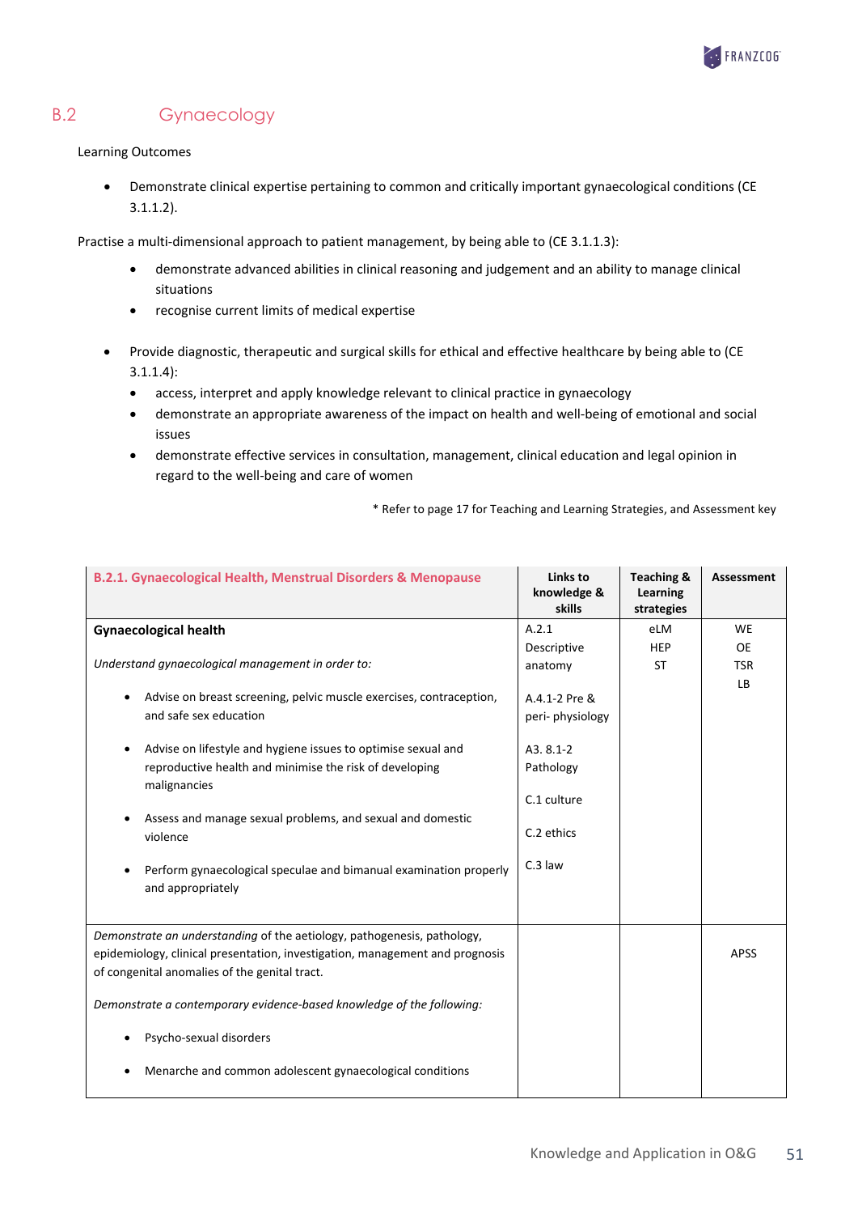## B.2 Gynaecology

Learning Outcomes

- Demonstrate clinical expertise pertaining to common and critically important gynaecological conditions (CE 3.1.1.2).

Practise a multi-dimensional approach to patient management, by being able to (CE 3.1.1.3):

- demonstrate advanced abilities in clinical reasoning and judgement and an ability to manage clinical situations
- recognise current limits of medical expertise

- Provide diagnostic, therapeutic and surgical skills for ethical and effective healthcare by being able to (CE 3.1.1.4):
  - access, interpret and apply knowledge relevant to clinical practice in gynaecology
  - demonstrate an appropriate awareness of the impact on health and well-being of emotional and social issues
  - demonstrate effective services in consultation, management, clinical education and legal opinion in regard to the well-being and care of women

\* Refer to page 17 for Teaching and Learning Strategies, and Assessment key

| B.2.1. Gynaecological Health, Menstrual Disorders & Menopause | Links to knowledge & skills | Teaching & Learning strategies | Assessment |
|---|---|---|---|
| **Gynaecological health**<br><br>*Understand gynaecological management in order to:*<br><br>• Advise on breast screening, pelvic muscle exercises, contraception, and safe sex education<br><br>• Advise on lifestyle and hygiene issues to optimise sexual and reproductive health and minimise the risk of developing malignancies<br><br>• Assess and manage sexual problems, and sexual and domestic violence<br><br>• Perform gynaecological speculae and bimanual examination properly and appropriately | A.2.1 Descriptive anatomy<br><br>A.4.1-2 Pre & peri- physiology<br><br>A3. 8.1-2 Pathology<br><br>C.1 culture<br><br>C.2 ethics<br><br>C.3 law | eLM<br>HEP<br>ST | WE<br>OE<br>TSR<br>LB |
| *Demonstrate an understanding* of the aetiology, pathogenesis, pathology, epidemiology, clinical presentation, investigation, management and prognosis of congenital anomalies of the genital tract.<br><br>*Demonstrate a contemporary evidence-based knowledge of the following:*<br><br>• Psycho-sexual disorders<br><br>• Menarche and common adolescent gynaecological conditions | | | APSS |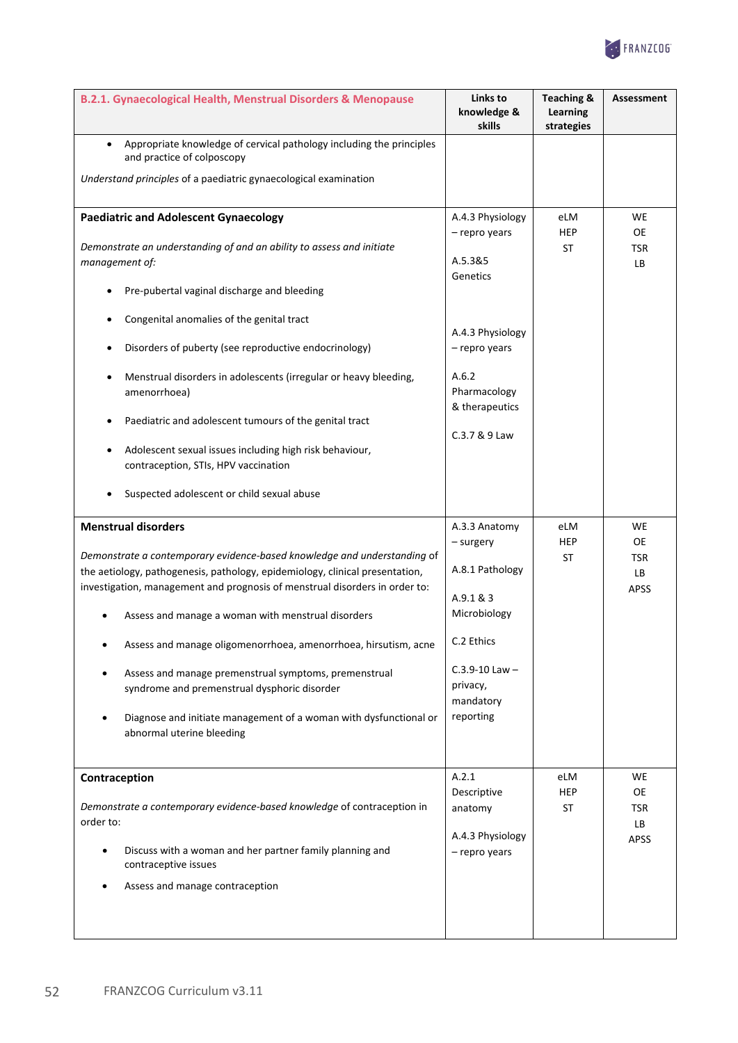| B.2.1. Gynaecological Health, Menstrual Disorders & Menopause | Links to knowledge & skills | Teaching & Learning strategies | Assessment |
|---|---|---|---|
| • Appropriate knowledge of cervical pathology including the principles and practice of colposcopy<br><br>*Understand principles* of a paediatric gynaecological examination | | | |
| **Paediatric and Adolescent Gynaecology**<br><br>*Demonstrate an understanding of and an ability to assess and initiate management of:*<br><br>• Pre-pubertal vaginal discharge and bleeding<br>• Congenital anomalies of the genital tract<br>• Disorders of puberty (see reproductive endocrinology)<br>• Menstrual disorders in adolescents (irregular or heavy bleeding, amenorrhoea)<br>• Paediatric and adolescent tumours of the genital tract<br>• Adolescent sexual issues including high risk behaviour, contraception, STIs, HPV vaccination<br>• Suspected adolescent or child sexual abuse | A.4.3 Physiology – repro years<br><br>A.5.3&5 Genetics<br><br>A.4.3 Physiology – repro years<br><br>A.6.2 Pharmacology & therapeutics<br><br>C.3.7 & 9 Law | eLM<br>HEP<br>ST | WE<br>OE<br>TSR<br>LB |
| **Menstrual disorders**<br><br>*Demonstrate a contemporary evidence-based knowledge and understanding* of the aetiology, pathogenesis, pathology, epidemiology, clinical presentation, investigation, management and prognosis of menstrual disorders in order to:<br><br>• Assess and manage a woman with menstrual disorders<br>• Assess and manage oligomenorrhoea, amenorrhoea, hirsutism, acne<br>• Assess and manage premenstrual symptoms, premenstrual syndrome and premenstrual dysphoric disorder<br>• Diagnose and initiate management of a woman with dysfunctional or abnormal uterine bleeding | A.3.3 Anatomy – surgery<br><br>A.8.1 Pathology<br><br>A.9.1 & 3 Microbiology<br><br>C.2 Ethics<br><br>C.3.9-10 Law – privacy, mandatory reporting | eLM<br>HEP<br>ST | WE<br>OE<br>TSR<br>LB<br>APSS |
| **Contraception**<br><br>*Demonstrate a contemporary evidence-based knowledge* of contraception in order to:<br><br>• Discuss with a woman and her partner family planning and contraceptive issues<br>• Assess and manage contraception | A.2.1 Descriptive anatomy<br><br>A.4.3 Physiology – repro years | eLM<br>HEP<br>ST | WE<br>OE<br>TSR<br>LB<br>APSS |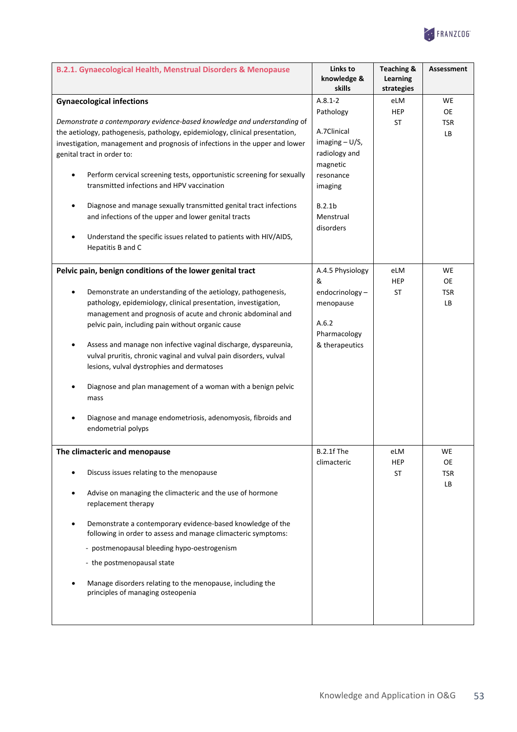| B.2.1. Gynaecological Health, Menstrual Disorders & Menopause | Links to knowledge & skills | Teaching & Learning strategies | Assessment |
|---|---|---|---|
| **Gynaecological infections**<br><br>*Demonstrate a contemporary evidence-based knowledge and understanding* of the aetiology, pathogenesis, pathology, epidemiology, clinical presentation, investigation, management and prognosis of infections in the upper and lower genital tract in order to:<br><br>• Perform cervical screening tests, opportunistic screening for sexually transmitted infections and HPV vaccination<br><br>• Diagnose and manage sexually transmitted genital tract infections and infections of the upper and lower genital tracts<br><br>• Understand the specific issues related to patients with HIV/AIDS, Hepatitis B and C | A.8.1-2 Pathology<br><br>A.7Clinical imaging – U/S, radiology and magnetic resonance imaging<br><br>B.2.1b Menstrual disorders | eLM<br>HEP<br>ST | WE<br>OE<br>TSR<br>LB |
| **Pelvic pain, benign conditions of the lower genital tract**<br><br>• Demonstrate an understanding of the aetiology, pathogenesis, pathology, epidemiology, clinical presentation, investigation, management and prognosis of acute and chronic abdominal and pelvic pain, including pain without organic cause<br><br>• Assess and manage non infective vaginal discharge, dyspareunia, vulval pruritis, chronic vaginal and vulval pain disorders, vulval lesions, vulval dystrophies and dermatoses<br><br>• Diagnose and plan management of a woman with a benign pelvic mass<br><br>• Diagnose and manage endometriosis, adenomyosis, fibroids and endometrial polyps | A.4.5 Physiology & endocrinology – menopause<br><br>A.6.2 Pharmacology & therapeutics | eLM<br>HEP<br>ST | WE<br>OE<br>TSR<br>LB |
| **The climacteric and menopause**<br><br>• Discuss issues relating to the menopause<br><br>• Advise on managing the climacteric and the use of hormone replacement therapy<br><br>• Demonstrate a contemporary evidence-based knowledge of the following in order to assess and manage climacteric symptoms:<br>- postmenopausal bleeding hypo-oestrogenism<br>- the postmenopausal state<br><br>• Manage disorders relating to the menopause, including the principles of managing osteopenia | B.2.1f The climacteric | eLM<br>HEP<br>ST | WE<br>OE<br>TSR<br>LB |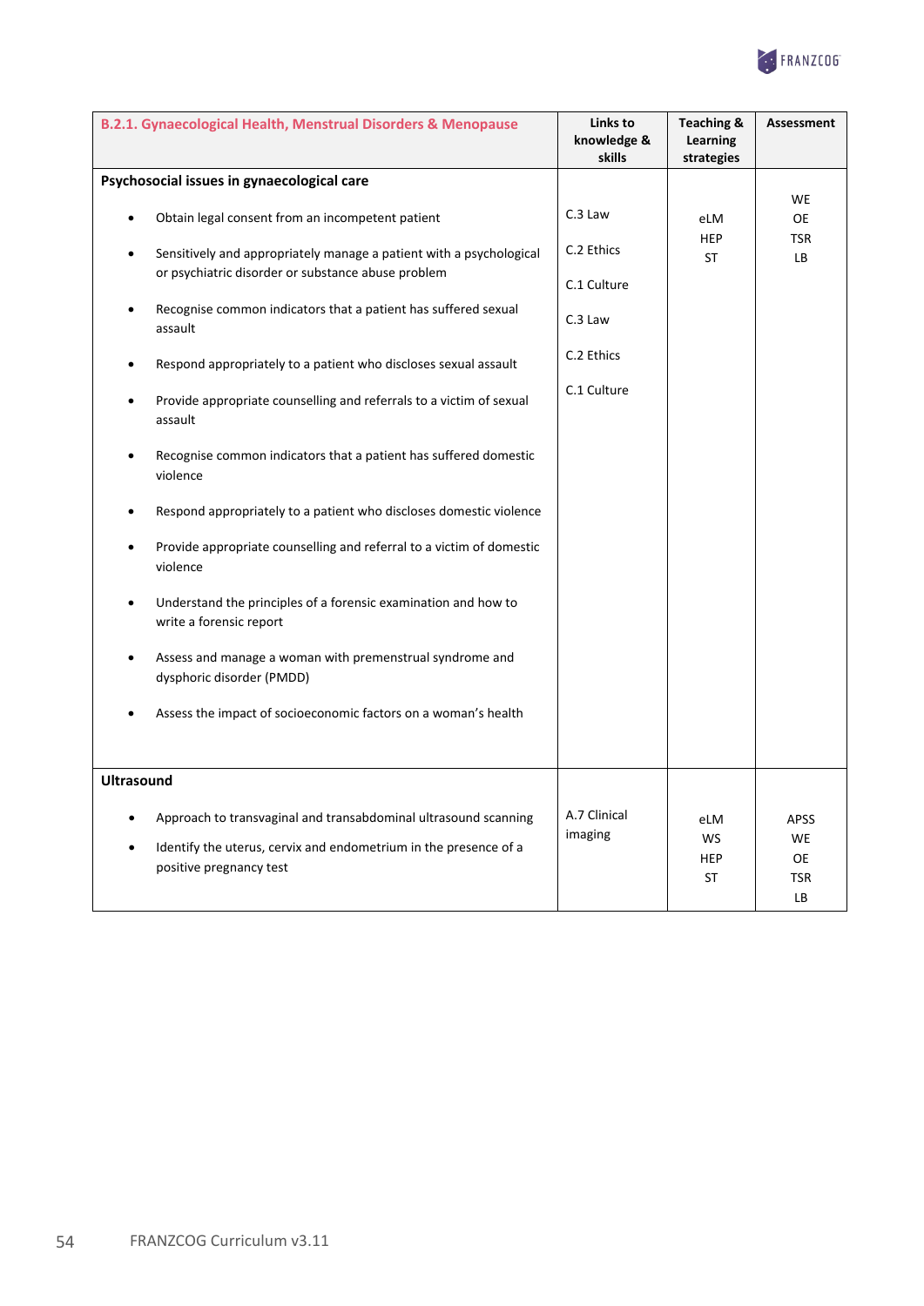| B.2.1. Gynaecological Health, Menstrual Disorders & Menopause | Links to knowledge & skills | Teaching & Learning strategies | Assessment |
| --- | --- | --- | --- |
| **Psychosocial issues in gynaecological care**<br>• Obtain legal consent from an incompetent patient<br>• Sensitively and appropriately manage a patient with a psychological or psychiatric disorder or substance abuse problem<br>• Recognise common indicators that a patient has suffered sexual assault<br>• Respond appropriately to a patient who discloses sexual assault<br>• Provide appropriate counselling and referrals to a victim of sexual assault<br>• Recognise common indicators that a patient has suffered domestic violence<br>• Respond appropriately to a patient who discloses domestic violence<br>• Provide appropriate counselling and referral to a victim of domestic violence<br>• Understand the principles of a forensic examination and how to write a forensic report<br>• Assess and manage a woman with premenstrual syndrome and dysphoric disorder (PMDD)<br>• Assess the impact of socioeconomic factors on a woman's health | C.3 Law<br>C.2 Ethics<br>C.1 Culture<br>C.3 Law<br>C.2 Ethics<br>C.1 Culture | eLM<br>HEP<br>ST | WE<br>OE<br>TSR<br>LB |
| **Ultrasound**<br>• Approach to transvaginal and transabdominal ultrasound scanning<br>• Identify the uterus, cervix and endometrium in the presence of a positive pregnancy test | A.7 Clinical imaging | eLM<br>WS<br>HEP<br>ST | APSS<br>WE<br>OE<br>TSR<br>LB |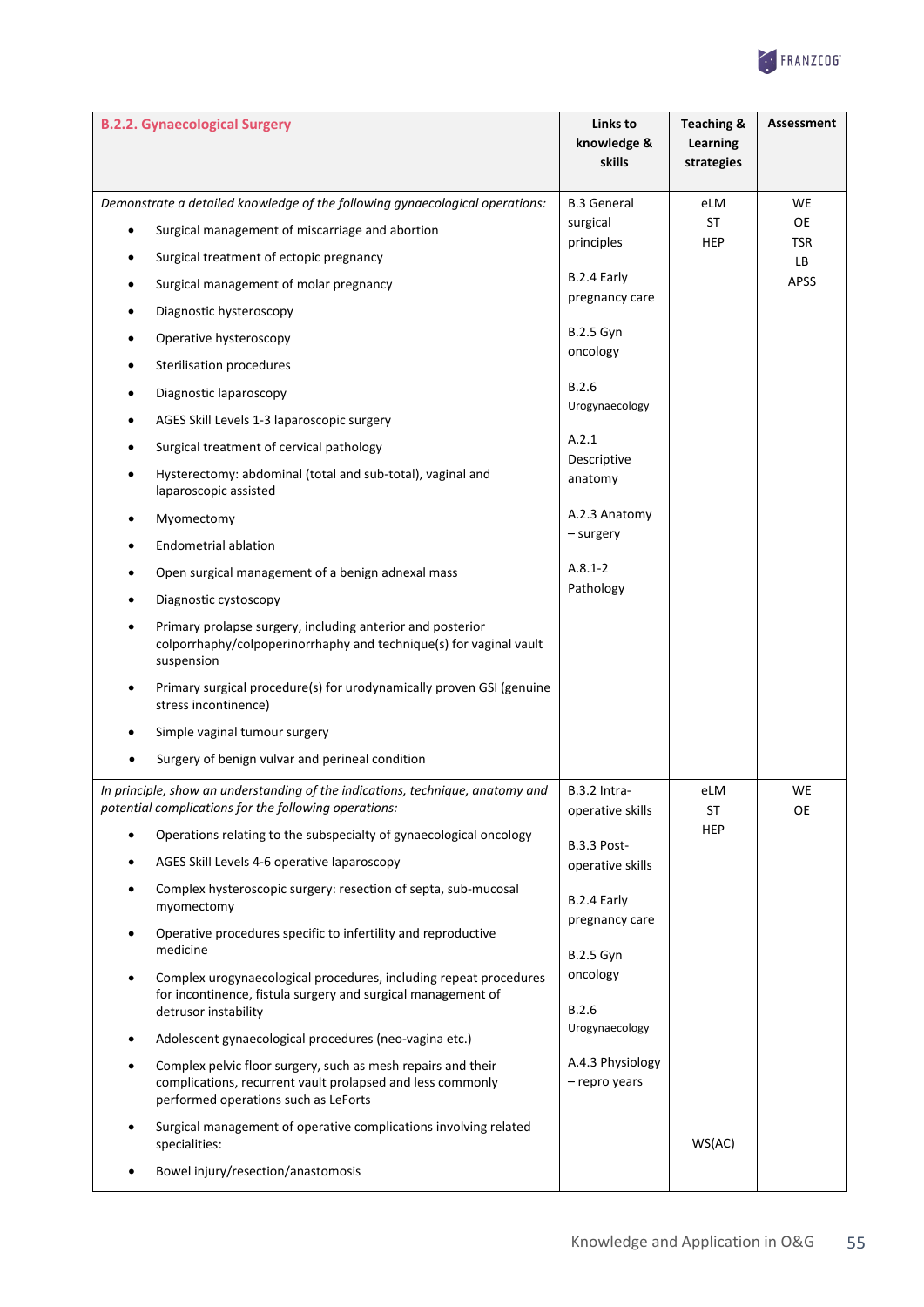| B.2.2. Gynaecological Surgery | Links to knowledge & skills | Teaching & Learning strategies | Assessment |
|---|---|---|---|
| *Demonstrate a detailed knowledge of the following gynaecological operations:*<br>• Surgical management of miscarriage and abortion<br>• Surgical treatment of ectopic pregnancy<br>• Surgical management of molar pregnancy<br>• Diagnostic hysteroscopy<br>• Operative hysteroscopy<br>• Sterilisation procedures<br>• Diagnostic laparoscopy<br>• AGES Skill Levels 1-3 laparoscopic surgery<br>• Surgical treatment of cervical pathology<br>• Hysterectomy: abdominal (total and sub-total), vaginal and laparoscopic assisted<br>• Myomectomy<br>• Endometrial ablation<br>• Open surgical management of a benign adnexal mass<br>• Diagnostic cystoscopy<br>• Primary prolapse surgery, including anterior and posterior colporrhaphy/colpoperinorrhaphy and technique(s) for vaginal vault suspension<br>• Primary surgical procedure(s) for urodynamically proven GSI (genuine stress incontinence)<br>• Simple vaginal tumour surgery<br>• Surgery of benign vulvar and perineal condition | B.3 General surgical principles<br><br>B.2.4 Early pregnancy care<br><br>B.2.5 Gyn oncology<br><br>B.2.6 Urogynaecology<br><br>A.2.1 Descriptive anatomy<br><br>A.2.3 Anatomy – surgery<br><br>A.8.1-2 Pathology | eLM<br>ST<br>HEP | WE<br>OE<br>TSR<br>LB<br>APSS |
| *In principle, show an understanding of the indications, technique, anatomy and potential complications for the following operations:*<br>• Operations relating to the subspecialty of gynaecological oncology<br>• AGES Skill Levels 4-6 operative laparoscopy<br>• Complex hysteroscopic surgery: resection of septa, sub-mucosal myomectomy<br>• Operative procedures specific to infertility and reproductive medicine<br>• Complex urogynaecological procedures, including repeat procedures for incontinence, fistula surgery and surgical management of detrusor instability<br>• Adolescent gynaecological procedures (neo-vagina etc.)<br>• Complex pelvic floor surgery, such as mesh repairs and their complications, recurrent vault prolapsed and less commonly performed operations such as LeForts<br>• Surgical management of operative complications involving related specialities:<br>• Bowel injury/resection/anastomosis | B.3.2 Intra-operative skills<br><br>B.3.3 Post-operative skills<br><br>B.2.4 Early pregnancy care<br><br>B.2.5 Gyn oncology<br><br>B.2.6 Urogynaecology<br><br>A.4.3 Physiology – repro years | eLM<br>ST<br>HEP<br><br><br><br><br><br><br><br><br><br>WS(AC) | WE<br>OE |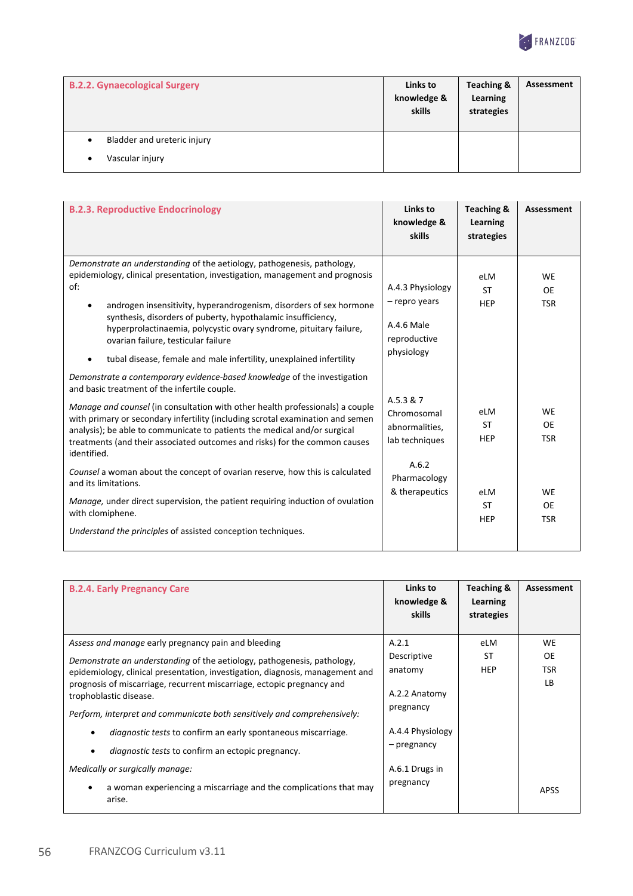| B.2.2. Gynaecological Surgery | Links to knowledge & skills | Teaching & Learning strategies | Assessment |
|---|---|---|---|
| • Bladder and ureteric injury<br>• Vascular injury | | | |

| B.2.3. Reproductive Endocrinology | Links to knowledge & skills | Teaching & Learning strategies | Assessment |
|---|---|---|---|
| *Demonstrate an understanding* of the aetiology, pathogenesis, pathology, epidemiology, clinical presentation, investigation, management and prognosis of:<br>• androgen insensitivity, hyperandrogenism, disorders of sex hormone synthesis, disorders of puberty, hypothalamic insufficiency, hyperprolactinaemia, polycystic ovary syndrome, pituitary failure, ovarian failure, testicular failure<br>• tubal disease, female and male infertility, unexplained infertility | A.4.3 Physiology – repro years<br>A.4.6 Male reproductive physiology | eLM<br>ST<br>HEP | WE<br>OE<br>TSR |
| *Demonstrate a contemporary evidence-based knowledge* of the investigation and basic treatment of the infertile couple.<br>*Manage and counsel* (in consultation with other health professionals) a couple with primary or secondary infertility (including scrotal examination and semen analysis); be able to communicate to patients the medical and/or surgical treatments (and their associated outcomes and risks) for the common causes identified.<br>*Counsel* a woman about the concept of ovarian reserve, how this is calculated and its limitations. | A.5.3 & 7 Chromosomal abnormalities, lab techniques<br>A.6.2 Pharmacology & therapeutics | eLM<br>ST<br>HEP | WE<br>OE<br>TSR |
| *Manage,* under direct supervision, the patient requiring induction of ovulation with clomiphene.<br>*Understand the principles* of assisted conception techniques. | | eLM<br>ST<br>HEP | WE<br>OE<br>TSR |

| B.2.4. Early Pregnancy Care | Links to knowledge & skills | Teaching & Learning strategies | Assessment |
|---|---|---|---|
| *Assess and manage* early pregnancy pain and bleeding<br>*Demonstrate an understanding* of the aetiology, pathogenesis, pathology, epidemiology, clinical presentation, investigation, diagnosis, management and prognosis of miscarriage, recurrent miscarriage, ectopic pregnancy and trophoblastic disease.<br>*Perform, interpret and communicate both sensitively and comprehensively:*<br>• *diagnostic tests* to confirm an early spontaneous miscarriage.<br>• *diagnostic tests* to confirm an ectopic pregnancy.<br>*Medically or surgically manage:* | A.2.1 Descriptive anatomy<br>A.2.2 Anatomy pregnancy<br>A.4.4 Physiology – pregnancy<br>A.6.1 Drugs in pregnancy | eLM<br>ST<br>HEP | WE<br>OE<br>TSR<br>LB |
| • a woman experiencing a miscarriage and the complications that may arise. | | | APSS |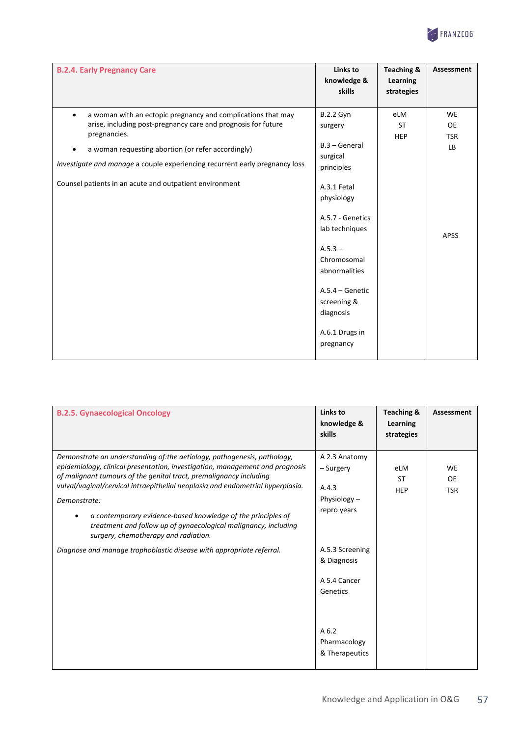| **B.2.4. Early Pregnancy Care** | **Links to knowledge & skills** | **Teaching & Learning strategies** | **Assessment** |
|---|---|---|---|
| • a woman with an ectopic pregnancy and complications that may arise, including post-pregnancy care and prognosis for future pregnancies.<br>• a woman requesting abortion (or refer accordingly)<br>*Investigate and manage* a couple experiencing recurrent early pregnancy loss<br><br>Counsel patients in an acute and outpatient environment | B.2.2 Gyn surgery<br><br>B.3 – General surgical principles<br><br>A.3.1 Fetal physiology<br><br>A.5.7 - Genetics lab techniques<br><br>A.5.3 – Chromosomal abnormalities<br><br>A.5.4 – Genetic screening & diagnosis<br><br>A.6.1 Drugs in pregnancy | eLM<br>ST<br>HEP | WE<br>OE<br>TSR<br>LB<br><br>APSS |

| **B.2.5. Gynaecological Oncology** | **Links to knowledge & skills** | **Teaching & Learning strategies** | **Assessment** |
|---|---|---|---|
| *Demonstrate an understanding of:the aetiology, pathogenesis, pathology, epidemiology, clinical presentation, investigation, management and prognosis of malignant tumours of the genital tract, premalignancy including vulval/vaginal/cervical intraepithelial neoplasia and endometrial hyperplasia.*<br>*Demonstrate:*<br>• *a contemporary evidence-based knowledge of the principles of treatment and follow up of gynaecological malignancy, including surgery, chemotherapy and radiation.*<br>*Diagnose and manage trophoblastic disease with appropriate referral.* | A 2.3 Anatomy – Surgery<br><br>A.4.3 Physiology – repro years<br><br>A.5.3 Screening & Diagnosis<br><br>A 5.4 Cancer Genetics<br><br>A 6.2 Pharmacology & Therapeutics | eLM<br>ST<br>HEP | WE<br>OE<br>TSR |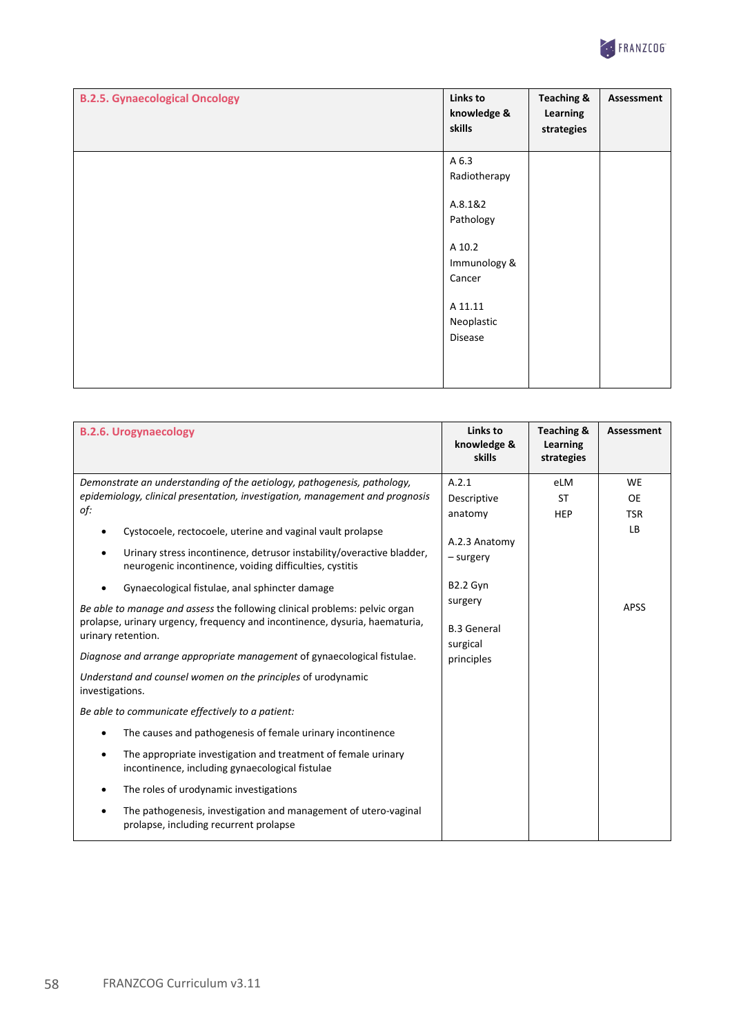| B.2.5. Gynaecological Oncology | Links to knowledge & skills | Teaching & Learning strategies | Assessment |
|---|---|---|---|
| | A 6.3 Radiotherapy<br><br>A.8.1&2 Pathology<br><br>A 10.2 Immunology & Cancer<br><br>A 11.11 Neoplastic Disease | | |

| B.2.6. Urogynaecology | Links to knowledge & skills | Teaching & Learning strategies | Assessment |
|---|---|---|---|
| *Demonstrate an understanding of the aetiology, pathogenesis, pathology, epidemiology, clinical presentation, investigation, management and prognosis of:*<br>• Cystocoele, rectocoele, uterine and vaginal vault prolapse<br>• Urinary stress incontinence, detrusor instability/overactive bladder, neurogenic incontinence, voiding difficulties, cystitis<br>• Gynaecological fistulae, anal sphincter damage<br>*Be able to manage and assess* the following clinical problems: pelvic organ prolapse, urinary urgency, frequency and incontinence, dysuria, haematuria, urinary retention.<br>*Diagnose and arrange appropriate management* of gynaecological fistulae.<br>*Understand and counsel women on the principles* of urodynamic investigations.<br>*Be able to communicate effectively to a patient:*<br>• The causes and pathogenesis of female urinary incontinence<br>• The appropriate investigation and treatment of female urinary incontinence, including gynaecological fistulae<br>• The roles of urodynamic investigations<br>• The pathogenesis, investigation and management of utero-vaginal prolapse, including recurrent prolapse | A.2.1 Descriptive anatomy<br><br>A.2.3 Anatomy – surgery<br><br>B2.2 Gyn surgery<br><br>B.3 General surgical principles | eLM<br>ST<br>HEP | WE<br>OE<br>TSR<br>LB<br><br><br><br><br>APSS |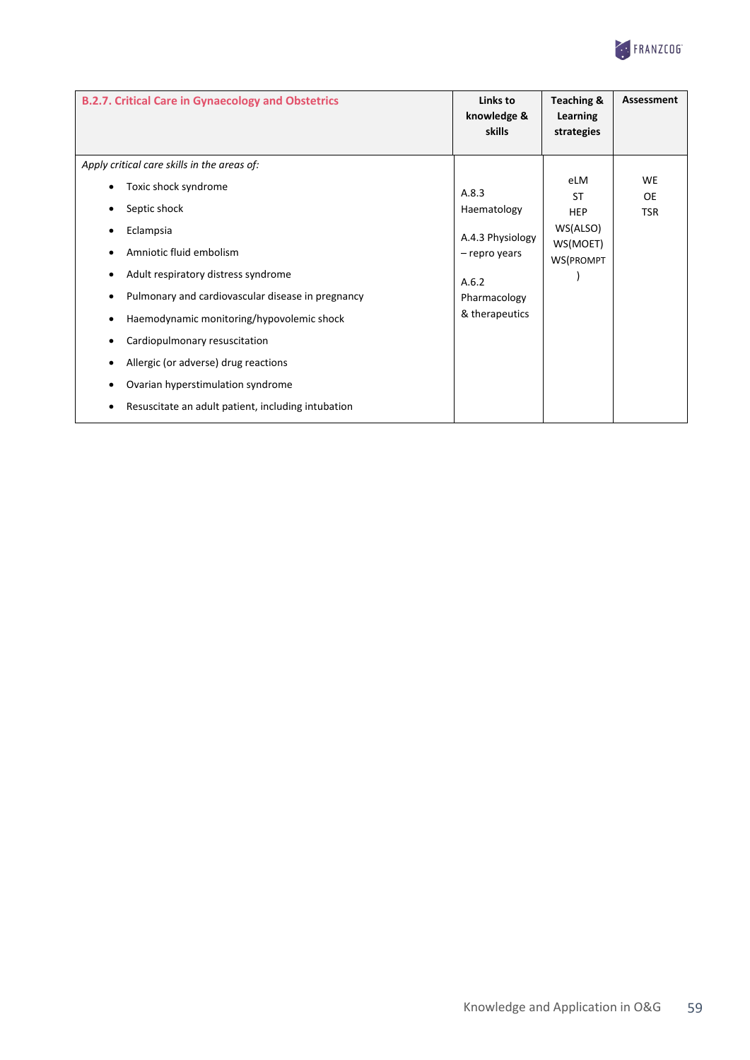| B.2.7. Critical Care in Gynaecology and Obstetrics | Links to knowledge & skills | Teaching & Learning strategies | Assessment |
|---|---|---|---|
| *Apply critical care skills in the areas of:*<br>• Toxic shock syndrome<br>• Septic shock<br>• Eclampsia<br>• Amniotic fluid embolism<br>• Adult respiratory distress syndrome<br>• Pulmonary and cardiovascular disease in pregnancy<br>• Haemodynamic monitoring/hypovolemic shock<br>• Cardiopulmonary resuscitation<br>• Allergic (or adverse) drug reactions<br>• Ovarian hyperstimulation syndrome<br>• Resuscitate an adult patient, including intubation | A.8.3 Haematology<br><br>A.4.3 Physiology – repro years<br><br>A.6.2 Pharmacology & therapeutics | eLM<br>ST<br>HEP<br>WS(ALSO)<br>WS(MOET)<br>WS(PROMPT) | WE<br>OE<br>TSR |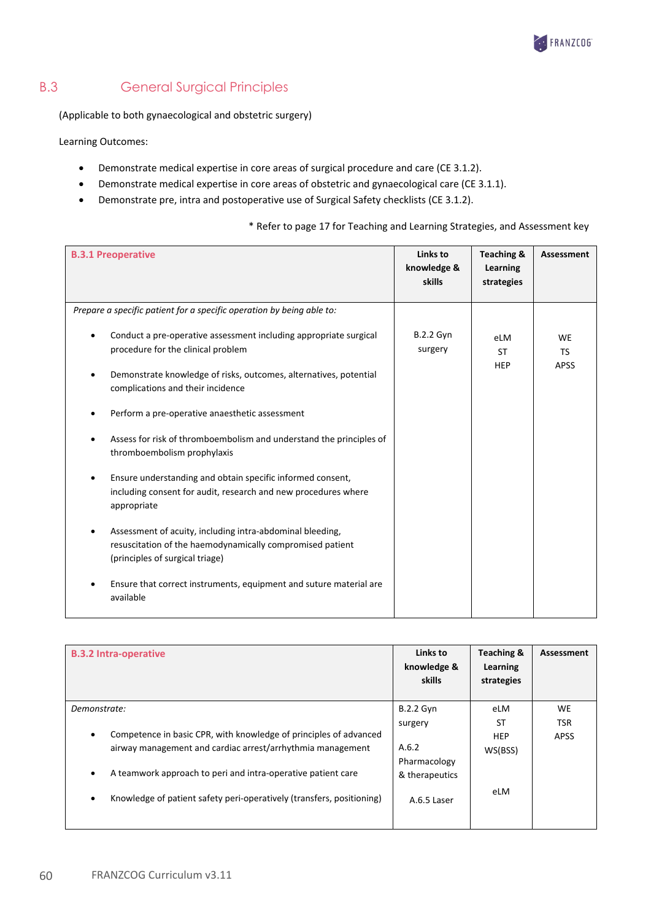## B.3 General Surgical Principles

(Applicable to both gynaecological and obstetric surgery)

Learning Outcomes:

- Demonstrate medical expertise in core areas of surgical procedure and care (CE 3.1.2).
- Demonstrate medical expertise in core areas of obstetric and gynaecological care (CE 3.1.1).
- Demonstrate pre, intra and postoperative use of Surgical Safety checklists (CE 3.1.2).

\* Refer to page 17 for Teaching and Learning Strategies, and Assessment key

| **B.3.1 Preoperative** | **Links to knowledge & skills** | **Teaching & Learning strategies** | **Assessment** |
|---|---|---|---|
| *Prepare a specific patient for a specific operation by being able to:*<br>• Conduct a pre-operative assessment including appropriate surgical procedure for the clinical problem<br>• Demonstrate knowledge of risks, outcomes, alternatives, potential complications and their incidence<br>• Perform a pre-operative anaesthetic assessment<br>• Assess for risk of thromboembolism and understand the principles of thromboembolism prophylaxis<br>• Ensure understanding and obtain specific informed consent, including consent for audit, research and new procedures where appropriate<br>• Assessment of acuity, including intra-abdominal bleeding, resuscitation of the haemodynamically compromised patient (principles of surgical triage)<br>• Ensure that correct instruments, equipment and suture material are available | B.2.2 Gyn surgery | eLM<br>ST<br>HEP | WE<br>TS<br>APSS |

| **B.3.2 Intra-operative** | **Links to knowledge & skills** | **Teaching & Learning strategies** | **Assessment** |
|---|---|---|---|
| *Demonstrate:*<br>• Competence in basic CPR, with knowledge of principles of advanced airway management and cardiac arrest/arrhythmia management<br>• A teamwork approach to peri and intra-operative patient care<br>• Knowledge of patient safety peri-operatively (transfers, positioning) | B.2.2 Gyn surgery<br>A.6.2 Pharmacology & therapeutics<br>A.6.5 Laser | eLM<br>ST<br>HEP<br>WS(BSS)<br>eLM | WE<br>TSR<br>APSS |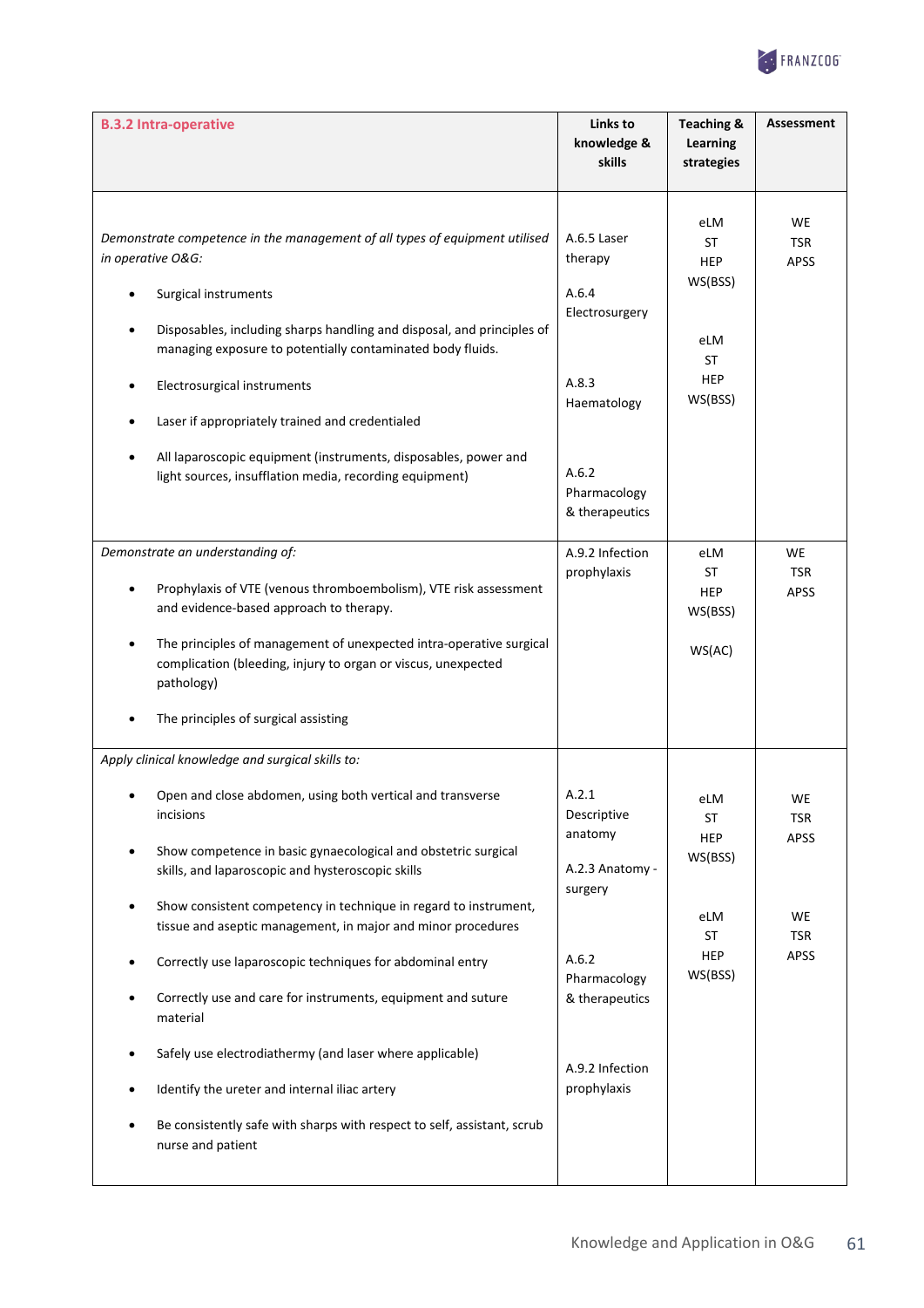| B.3.2 Intra-operative | Links to knowledge & skills | Teaching & Learning strategies | Assessment |
|---|---|---|---|
| *Demonstrate competence in the management of all types of equipment utilised in operative O&G:*<br><br>• Surgical instruments<br>• Disposables, including sharps handling and disposal, and principles of managing exposure to potentially contaminated body fluids.<br>• Electrosurgical instruments<br>• Laser if appropriately trained and credentialed<br>• All laparoscopic equipment (instruments, disposables, power and light sources, insufflation media, recording equipment) | A.6.5 Laser therapy<br><br>A.6.4 Electrosurgery<br><br>A.8.3 Haematology<br><br>A.6.2 Pharmacology & therapeutics | eLM<br>ST<br>HEP<br>WS(BSS)<br><br>eLM<br>ST<br>HEP<br>WS(BSS) | WE<br>TSR<br>APSS |
| *Demonstrate an understanding of:*<br><br>• Prophylaxis of VTE (venous thromboembolism), VTE risk assessment and evidence-based approach to therapy.<br>• The principles of management of unexpected intra-operative surgical complication (bleeding, injury to organ or viscus, unexpected pathology)<br>• The principles of surgical assisting | A.9.2 Infection prophylaxis | eLM<br>ST<br>HEP<br>WS(BSS)<br><br>WS(AC) | WE<br>TSR<br>APSS |
| *Apply clinical knowledge and surgical skills to:*<br><br>• Open and close abdomen, using both vertical and transverse incisions<br>• Show competence in basic gynaecological and obstetric surgical skills, and laparoscopic and hysteroscopic skills<br>• Show consistent competency in technique in regard to instrument, tissue and aseptic management, in major and minor procedures<br>• Correctly use laparoscopic techniques for abdominal entry<br>• Correctly use and care for instruments, equipment and suture material<br>• Safely use electrodiathermy (and laser where applicable)<br>• Identify the ureter and internal iliac artery<br>• Be consistently safe with sharps with respect to self, assistant, scrub nurse and patient | A.2.1 Descriptive anatomy<br><br>A.2.3 Anatomy - surgery<br><br>A.6.2 Pharmacology & therapeutics<br><br>A.9.2 Infection prophylaxis | eLM<br>ST<br>HEP<br>WS(BSS)<br><br>eLM<br>ST<br>HEP<br>WS(BSS) | WE<br>TSR<br>APSS<br><br>WE<br>TSR<br>APSS |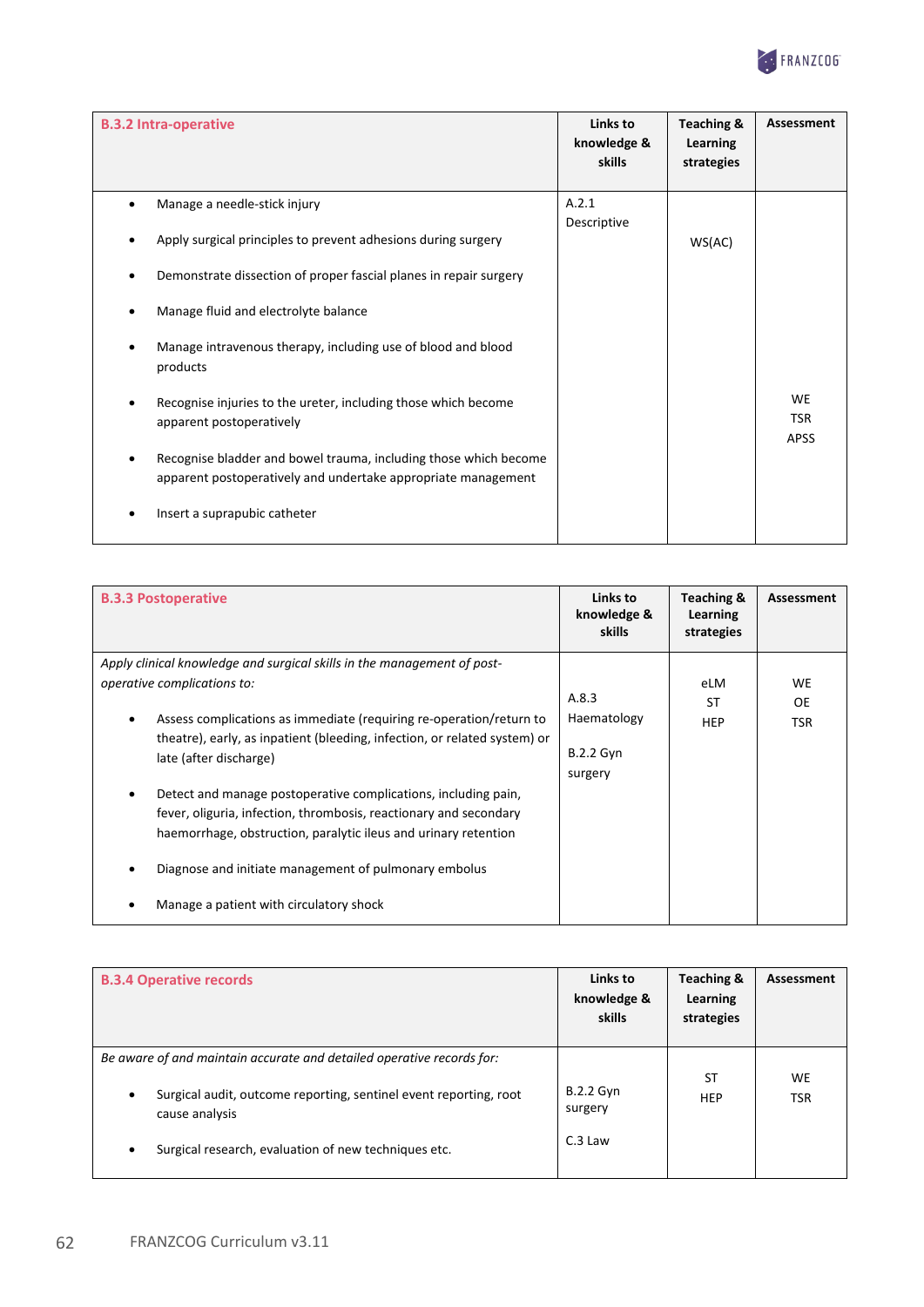| B.3.2 Intra-operative | Links to knowledge & skills | Teaching & Learning strategies | Assessment |
|---|---|---|---|
| • Manage a needle-stick injury<br>• Apply surgical principles to prevent adhesions during surgery<br>• Demonstrate dissection of proper fascial planes in repair surgery<br>• Manage fluid and electrolyte balance<br>• Manage intravenous therapy, including use of blood and blood products<br>• Recognise injuries to the ureter, including those which become apparent postoperatively<br>• Recognise bladder and bowel trauma, including those which become apparent postoperatively and undertake appropriate management<br>• Insert a suprapubic catheter | A.2.1 Descriptive | WS(AC) | WE<br>TSR<br>APSS |

| B.3.3 Postoperative | Links to knowledge & skills | Teaching & Learning strategies | Assessment |
|---|---|---|---|
| *Apply clinical knowledge and surgical skills in the management of post-operative complications to:*<br>• Assess complications as immediate (requiring re-operation/return to theatre), early, as inpatient (bleeding, infection, or related system) or late (after discharge)<br>• Detect and manage postoperative complications, including pain, fever, oliguria, infection, thrombosis, reactionary and secondary haemorrhage, obstruction, paralytic ileus and urinary retention<br>• Diagnose and initiate management of pulmonary embolus<br>• Manage a patient with circulatory shock | A.8.3 Haematology<br><br>B.2.2 Gyn surgery | eLM<br>ST<br>HEP | WE<br>OE<br>TSR |

| B.3.4 Operative records | Links to knowledge & skills | Teaching & Learning strategies | Assessment |
|---|---|---|---|
| *Be aware of and maintain accurate and detailed operative records for:*<br>• Surgical audit, outcome reporting, sentinel event reporting, root cause analysis<br>• Surgical research, evaluation of new techniques etc. | B.2.2 Gyn surgery<br><br>C.3 Law | ST<br>HEP | WE<br>TSR |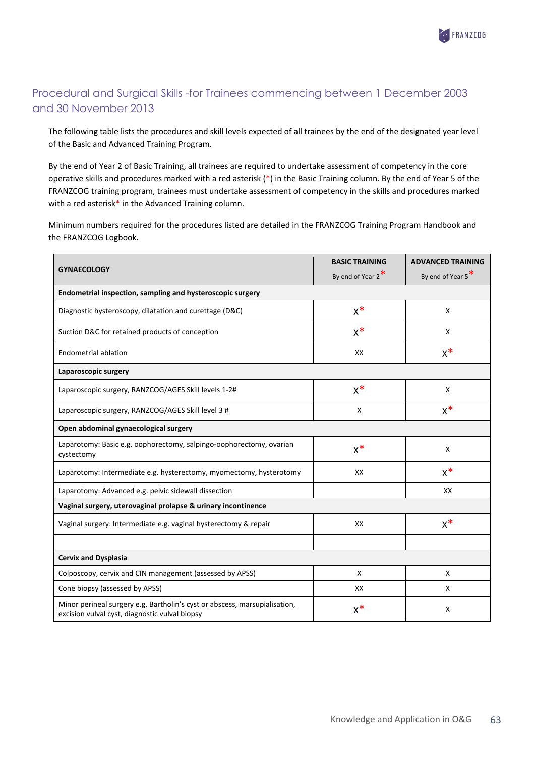## Procedural and Surgical Skills -for Trainees commencing between 1 December 2003 and 30 November 2013

The following table lists the procedures and skill levels expected of all trainees by the end of the designated year level of the Basic and Advanced Training Program.

By the end of Year 2 of Basic Training, all trainees are required to undertake assessment of competency in the core operative skills and procedures marked with a red asterisk (*) in the Basic Training column. By the end of Year 5 of the FRANZCOG training program, trainees must undertake assessment of competency in the skills and procedures marked with a red asterisk* in the Advanced Training column.

Minimum numbers required for the procedures listed are detailed in the FRANZCOG Training Program Handbook and the FRANZCOG Logbook.

| GYNAECOLOGY | BASIC TRAINING By end of Year 2* | ADVANCED TRAINING By end of Year 5* |
|---|---|---|
| **Endometrial inspection, sampling and hysteroscopic surgery** | | |
| Diagnostic hysteroscopy, dilatation and curettage (D&C) | X* | X |
| Suction D&C for retained products of conception | X* | X |
| Endometrial ablation | XX | X* |
| **Laparoscopic surgery** | | |
| Laparoscopic surgery, RANZCOG/AGES Skill levels 1-2# | X* | X |
| Laparoscopic surgery, RANZCOG/AGES Skill level 3 # | X | X* |
| **Open abdominal gynaecological surgery** | | |
| Laparotomy: Basic e.g. oophorectomy, salpingo-oophorectomy, ovarian cystectomy | X* | X |
| Laparotomy: Intermediate e.g. hysterectomy, myomectomy, hysterotomy | XX | X* |
| Laparotomy: Advanced e.g. pelvic sidewall dissection | | XX |
| **Vaginal surgery, uterovaginal prolapse & urinary incontinence** | | |
| Vaginal surgery: Intermediate e.g. vaginal hysterectomy & repair | XX | X* |
| | | |
| **Cervix and Dysplasia** | | |
| Colposcopy, cervix and CIN management (assessed by APSS) | X | X |
| Cone biopsy (assessed by APSS) | XX | X |
| Minor perineal surgery e.g. Bartholin's cyst or abscess, marsupialisation, excision vulval cyst, diagnostic vulval biopsy | X* | X |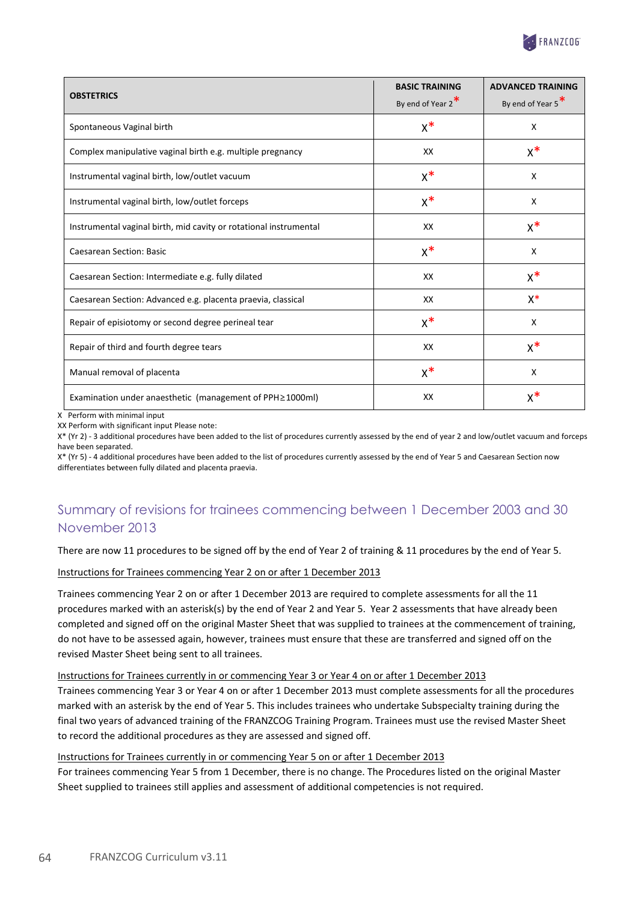| OBSTETRICS | BASIC TRAINING By end of Year 2 * | ADVANCED TRAINING By end of Year 5 * |
|---|---|---|
| Spontaneous Vaginal birth | X* | X |
| Complex manipulative vaginal birth e.g. multiple pregnancy | XX | X* |
| Instrumental vaginal birth, low/outlet vacuum | X* | X |
| Instrumental vaginal birth, low/outlet forceps | X* | X |
| Instrumental vaginal birth, mid cavity or rotational instrumental | XX | X* |
| Caesarean Section: Basic | X* | X |
| Caesarean Section: Intermediate e.g. fully dilated | XX | X* |
| Caesarean Section: Advanced e.g. placenta praevia, classical | XX | X* |
| Repair of episiotomy or second degree perineal tear | X* | X |
| Repair of third and fourth degree tears | XX | X* |
| Manual removal of placenta | X* | X |
| Examination under anaesthetic (management of PPH≥1000ml) | XX | X* |

X Perform with minimal input

XX Perform with significant input Please note:

X* (Yr 2) - 3 additional procedures have been added to the list of procedures currently assessed by the end of year 2 and low/outlet vacuum and forceps have been separated.

X* (Yr 5) - 4 additional procedures have been added to the list of procedures currently assessed by the end of Year 5 and Caesarean Section now differentiates between fully dilated and placenta praevia.

## Summary of revisions for trainees commencing between 1 December 2003 and 30 November 2013

There are now 11 procedures to be signed off by the end of Year 2 of training & 11 procedures by the end of Year 5.

Instructions for Trainees commencing Year 2 on or after 1 December 2013

Trainees commencing Year 2 on or after 1 December 2013 are required to complete assessments for all the 11 procedures marked with an asterisk(s) by the end of Year 2 and Year 5. Year 2 assessments that have already been completed and signed off on the original Master Sheet that was supplied to trainees at the commencement of training, do not have to be assessed again, however, trainees must ensure that these are transferred and signed off on the revised Master Sheet being sent to all trainees.

Instructions for Trainees currently in or commencing Year 3 or Year 4 on or after 1 December 2013

Trainees commencing Year 3 or Year 4 on or after 1 December 2013 must complete assessments for all the procedures marked with an asterisk by the end of Year 5. This includes trainees who undertake Subspecialty training during the final two years of advanced training of the FRANZCOG Training Program. Trainees must use the revised Master Sheet to record the additional procedures as they are assessed and signed off.

Instructions for Trainees currently in or commencing Year 5 on or after 1 December 2013

For trainees commencing Year 5 from 1 December, there is no change. The Procedures listed on the original Master Sheet supplied to trainees still applies and assessment of additional competencies is not required.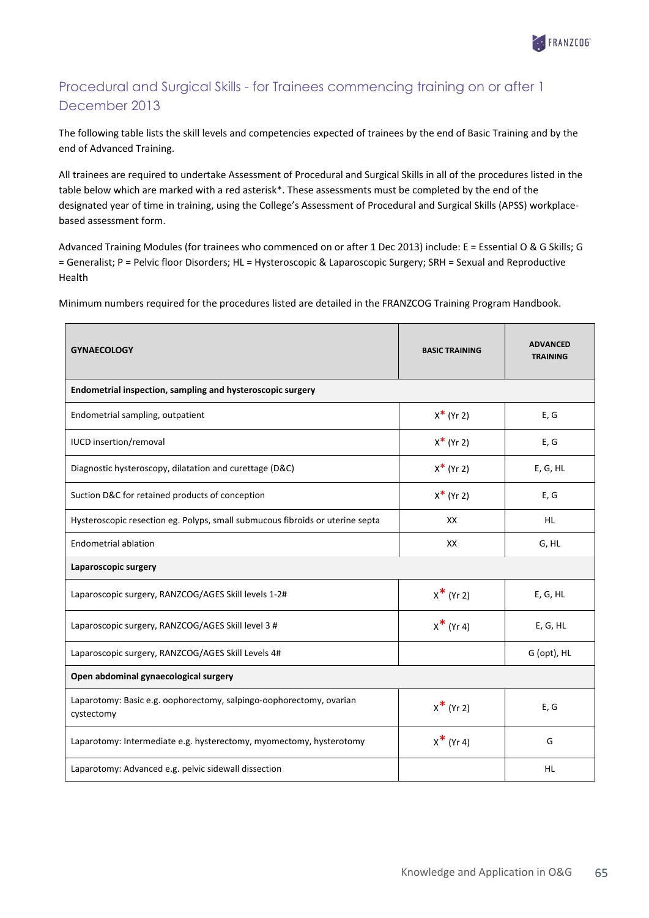## Procedural and Surgical Skills - for Trainees commencing training on or after 1 December 2013

The following table lists the skill levels and competencies expected of trainees by the end of Basic Training and by the end of Advanced Training.

All trainees are required to undertake Assessment of Procedural and Surgical Skills in all of the procedures listed in the table below which are marked with a red asterisk*. These assessments must be completed by the end of the designated year of time in training, using the College's Assessment of Procedural and Surgical Skills (APSS) workplace-based assessment form.

Advanced Training Modules (for trainees who commenced on or after 1 Dec 2013) include: E = Essential O & G Skills; G = Generalist; P = Pelvic floor Disorders; HL = Hysteroscopic & Laparoscopic Surgery; SRH = Sexual and Reproductive Health

Minimum numbers required for the procedures listed are detailed in the FRANZCOG Training Program Handbook.

| GYNAECOLOGY | BASIC TRAINING | ADVANCED TRAINING |
|---|---|---|
| **Endometrial inspection, sampling and hysteroscopic surgery** | | |
| Endometrial sampling, outpatient | X* (Yr 2) | E, G |
| IUCD insertion/removal | X* (Yr 2) | E, G |
| Diagnostic hysteroscopy, dilatation and curettage (D&C) | X* (Yr 2) | E, G, HL |
| Suction D&C for retained products of conception | X* (Yr 2) | E, G |
| Hysteroscopic resection eg. Polyps, small submucous fibroids or uterine septa | XX | HL |
| Endometrial ablation | XX | G, HL |
| **Laparoscopic surgery** | | |
| Laparoscopic surgery, RANZCOG/AGES Skill levels 1-2# | X* (Yr 2) | E, G, HL |
| Laparoscopic surgery, RANZCOG/AGES Skill level 3 # | X* (Yr 4) | E, G, HL |
| Laparoscopic surgery, RANZCOG/AGES Skill Levels 4# | | G (opt), HL |
| **Open abdominal gynaecological surgery** | | |
| Laparotomy: Basic e.g. oophorectomy, salpingo-oophorectomy, ovarian cystectomy | X* (Yr 2) | E, G |
| Laparotomy: Intermediate e.g. hysterectomy, myomectomy, hysterotomy | X* (Yr 4) | G |
| Laparotomy: Advanced e.g. pelvic sidewall dissection | | HL |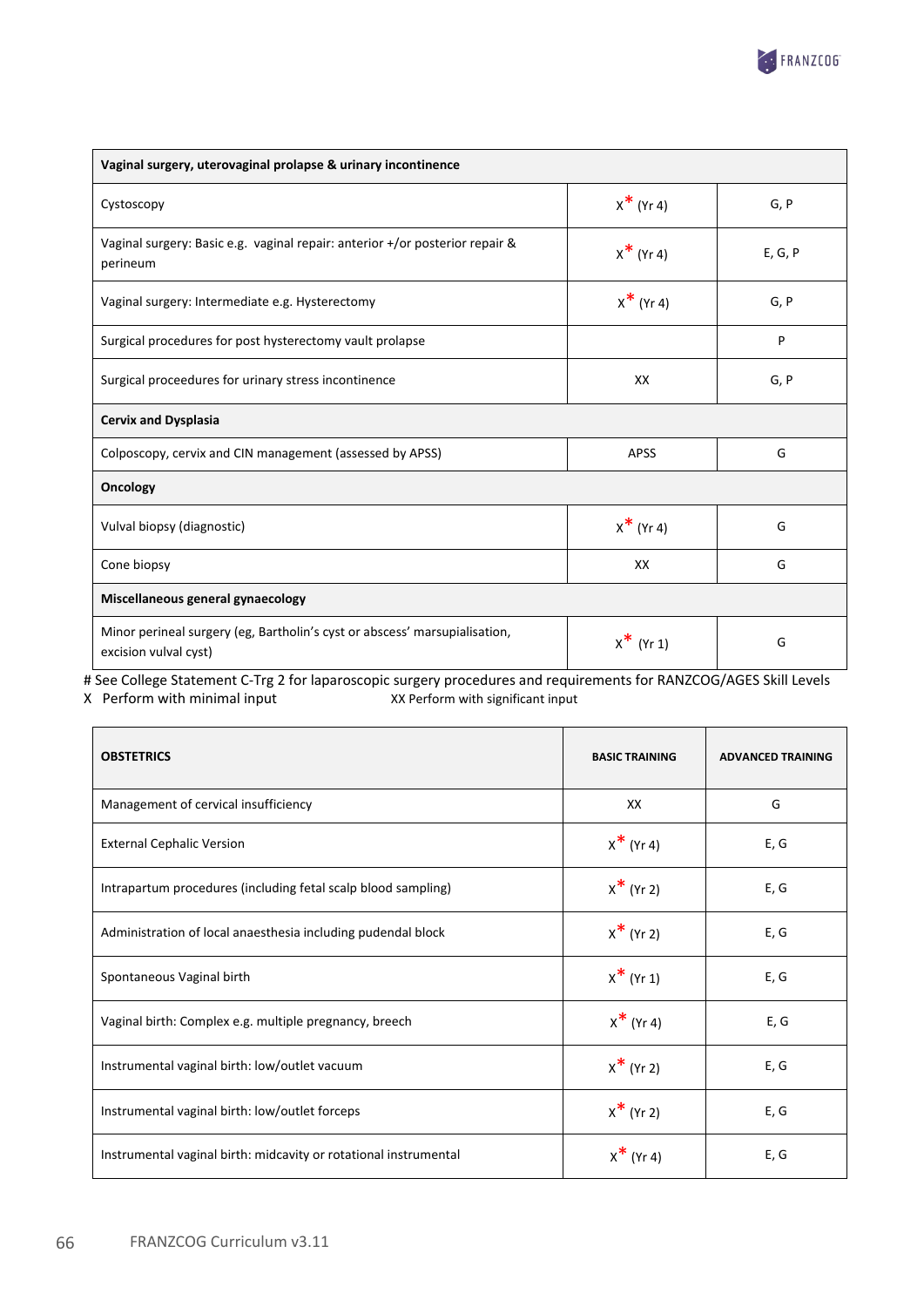| Vaginal surgery, uterovaginal prolapse & urinary incontinence | | |
|---|---|---|
| Cystoscopy | X* (Yr 4) | G, P |
| Vaginal surgery: Basic e.g. vaginal repair: anterior +/or posterior repair & perineum | X* (Yr 4) | E, G, P |
| Vaginal surgery: Intermediate e.g. Hysterectomy | X* (Yr 4) | G, P |
| Surgical procedures for post hysterectomy vault prolapse | | P |
| Surgical proceedures for urinary stress incontinence | XX | G, P |
| **Cervix and Dysplasia** | | |
| Colposcopy, cervix and CIN management (assessed by APSS) | APSS | G |
| **Oncology** | | |
| Vulval biopsy (diagnostic) | X* (Yr 4) | G |
| Cone biopsy | XX | G |
| **Miscellaneous general gynaecology** | | |
| Minor perineal surgery (eg, Bartholin's cyst or abscess' marsupialisation, excision vulval cyst) | X* (Yr 1) | G |

# See College Statement C-Trg 2 for laparoscopic surgery procedures and requirements for RANZCOG/AGES Skill Levels
X Perform with minimal input XX Perform with significant input

| OBSTETRICS | BASIC TRAINING | ADVANCED TRAINING |
|---|---|---|
| Management of cervical insufficiency | XX | G |
| External Cephalic Version | X* (Yr 4) | E, G |
| Intrapartum procedures (including fetal scalp blood sampling) | X* (Yr 2) | E, G |
| Administration of local anaesthesia including pudendal block | X* (Yr 2) | E, G |
| Spontaneous Vaginal birth | X* (Yr 1) | E, G |
| Vaginal birth: Complex e.g. multiple pregnancy, breech | X* (Yr 4) | E, G |
| Instrumental vaginal birth: low/outlet vacuum | X* (Yr 2) | E, G |
| Instrumental vaginal birth: low/outlet forceps | X* (Yr 2) | E, G |
| Instrumental vaginal birth: midcavity or rotational instrumental | X* (Yr 4) | E, G |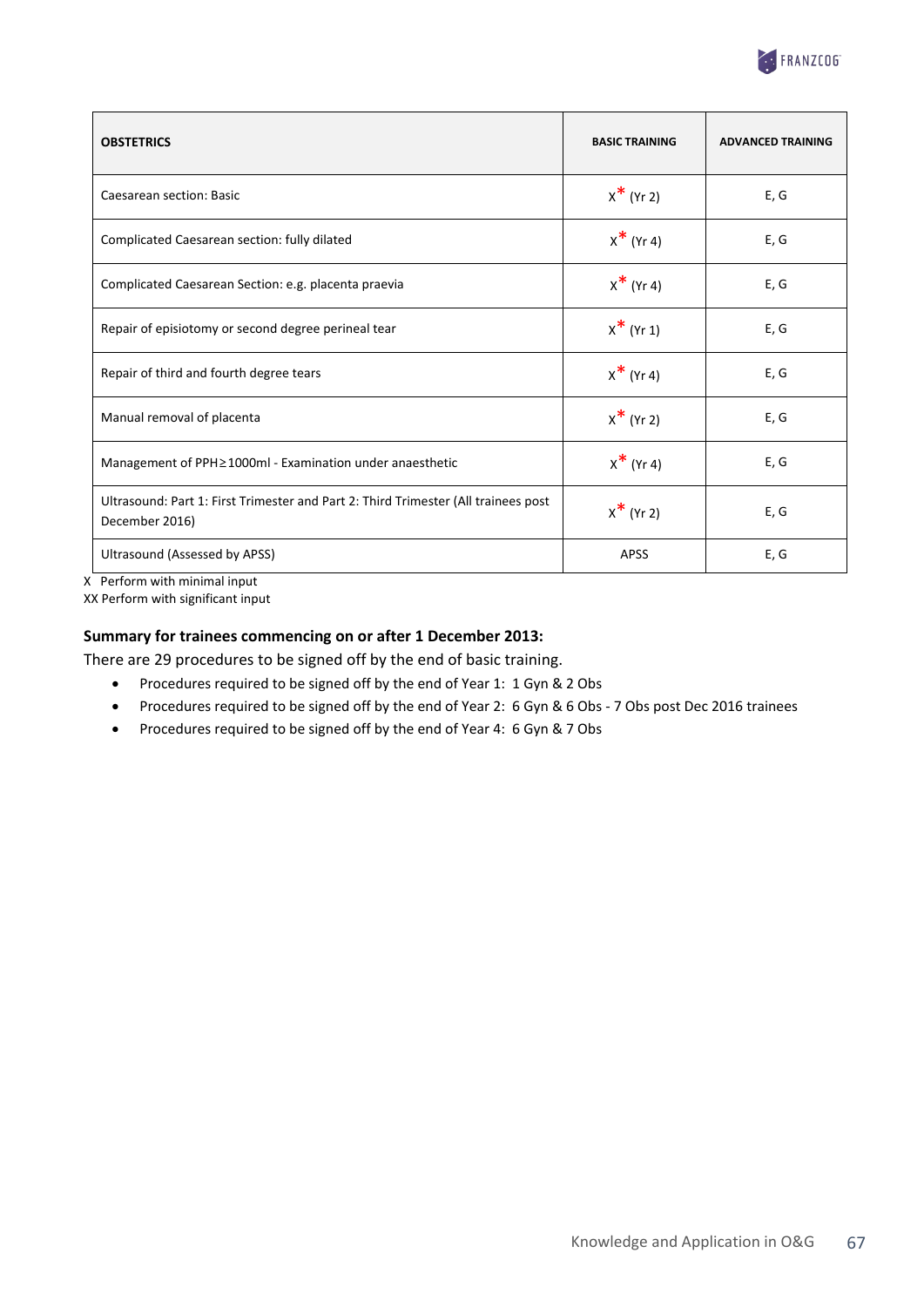| OBSTETRICS | BASIC TRAINING | ADVANCED TRAINING |
|---|---|---|
| Caesarean section: Basic | X* (Yr 2) | E, G |
| Complicated Caesarean section: fully dilated | X* (Yr 4) | E, G |
| Complicated Caesarean Section: e.g. placenta praevia | X* (Yr 4) | E, G |
| Repair of episiotomy or second degree perineal tear | X* (Yr 1) | E, G |
| Repair of third and fourth degree tears | X* (Yr 4) | E, G |
| Manual removal of placenta | X* (Yr 2) | E, G |
| Management of PPH≥1000ml - Examination under anaesthetic | X* (Yr 4) | E, G |
| Ultrasound: Part 1: First Trimester and Part 2: Third Trimester (All trainees post December 2016) | X* (Yr 2) | E, G |
| Ultrasound (Assessed by APSS) | APSS | E, G |

X  Perform with minimal input
XX Perform with significant input

**Summary for trainees commencing on or after 1 December 2013:**

There are 29 procedures to be signed off by the end of basic training.

- Procedures required to be signed off by the end of Year 1:  1 Gyn & 2 Obs
- Procedures required to be signed off by the end of Year 2:  6 Gyn & 6 Obs - 7 Obs post Dec 2016 trainees
- Procedures required to be signed off by the end of Year 4:  6 Gyn & 7 Obs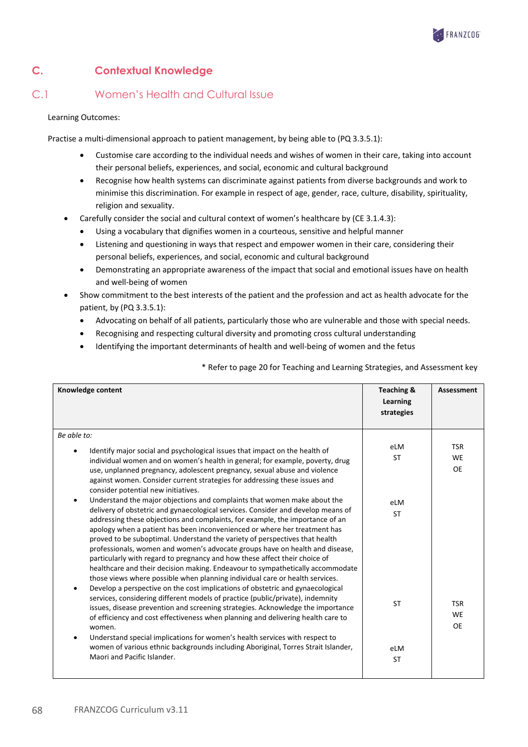# C. Contextual Knowledge

## C.1 Women's Health and Cultural Issue

Learning Outcomes:

Practise a multi-dimensional approach to patient management, by being able to (PQ 3.3.5.1):

- Customise care according to the individual needs and wishes of women in their care, taking into account their personal beliefs, experiences, and social, economic and cultural background
- Recognise how health systems can discriminate against patients from diverse backgrounds and work to minimise this discrimination. For example in respect of age, gender, race, culture, disability, spirituality, religion and sexuality.

- Carefully consider the social and cultural context of women's healthcare by (CE 3.1.4.3):
  - Using a vocabulary that dignifies women in a courteous, sensitive and helpful manner
  - Listening and questioning in ways that respect and empower women in their care, considering their personal beliefs, experiences, and social, economic and cultural background
  - Demonstrating an appropriate awareness of the impact that social and emotional issues have on health and well-being of women
- Show commitment to the best interests of the patient and the profession and act as health advocate for the patient, by (PQ 3.3.5.1):
  - Advocating on behalf of all patients, particularly those who are vulnerable and those with special needs.
  - Recognising and respecting cultural diversity and promoting cross cultural understanding
  - Identifying the important determinants of health and well-being of women and the fetus

\* Refer to page 20 for Teaching and Learning Strategies, and Assessment key

| Knowledge content | Teaching & Learning strategies | Assessment |
|---|---|---|
| *Be able to:* | | |
| • Identify major social and psychological issues that impact on the health of individual women and on women's health in general; for example, poverty, drug use, unplanned pregnancy, adolescent pregnancy, sexual abuse and violence against women. Consider current strategies for addressing these issues and consider potential new initiatives. | eLM<br>ST | TSR<br>WE<br>OE |
| • Understand the major objections and complaints that women make about the delivery of obstetric and gynaecological services. Consider and develop means of addressing these objections and complaints, for example, the importance of an apology when a patient has been inconvenienced or where her treatment has proved to be suboptimal. Understand the variety of perspectives that health professionals, women and women's advocate groups have on health and disease, particularly with regard to pregnancy and how these affect their choice of healthcare and their decision making. Endeavour to sympathetically accommodate those views where possible when planning individual care or health services. | eLM<br>ST | |
| • Develop a perspective on the cost implications of obstetric and gynaecological services, considering different models of practice (public/private), indemnity issues, disease prevention and screening strategies. Acknowledge the importance of efficiency and cost effectiveness when planning and delivering health care to women. | ST | TSR<br>WE<br>OE |
| • Understand special implications for women's health services with respect to women of various ethnic backgrounds including Aboriginal, Torres Strait Islander, Maori and Pacific Islander. | eLM<br>ST | |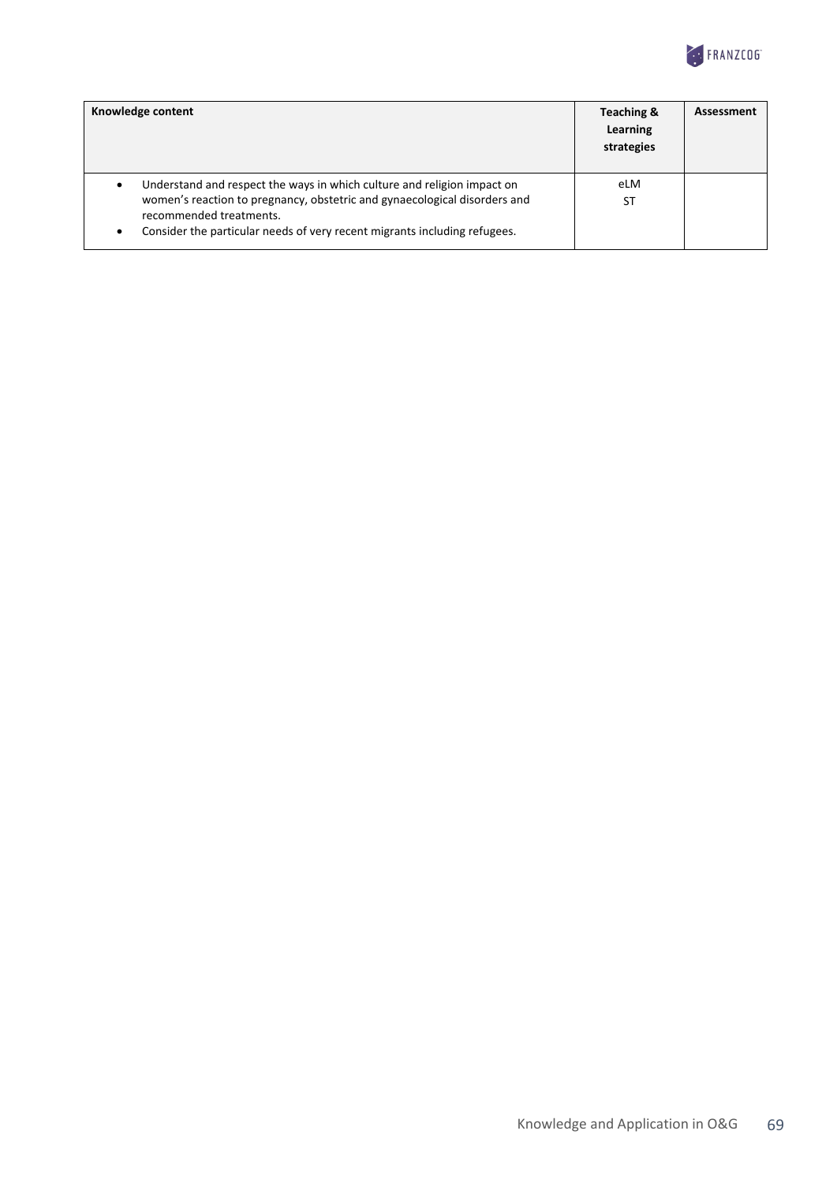| Knowledge content | Teaching & Learning strategies | Assessment |
|---|---|---|
| • Understand and respect the ways in which culture and religion impact on women's reaction to pregnancy, obstetric and gynaecological disorders and recommended treatments.<br>• Consider the particular needs of very recent migrants including refugees. | eLM<br>ST | |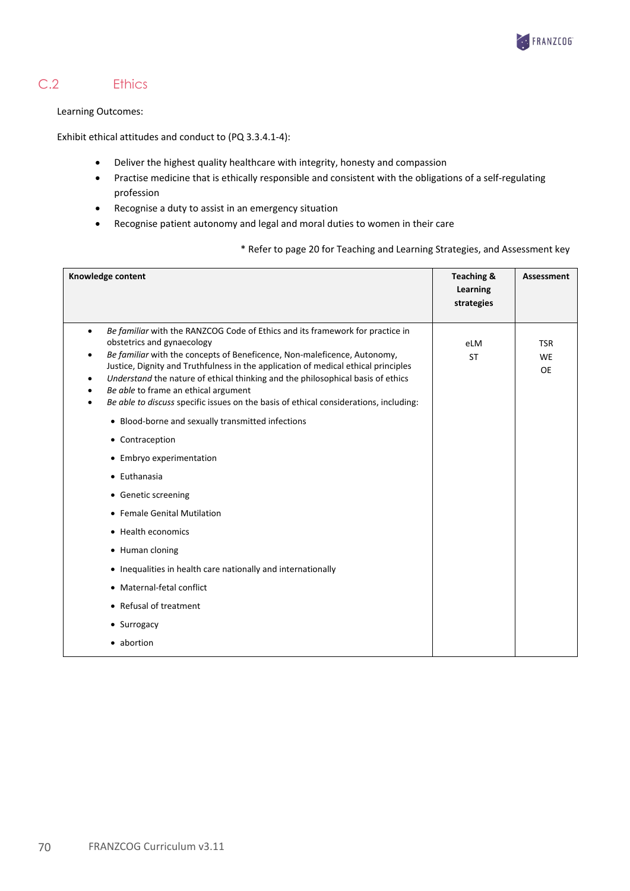## C.2 Ethics

Learning Outcomes:

Exhibit ethical attitudes and conduct to (PQ 3.3.4.1-4):

- Deliver the highest quality healthcare with integrity, honesty and compassion
- Practise medicine that is ethically responsible and consistent with the obligations of a self-regulating profession
- Recognise a duty to assist in an emergency situation
- Recognise patient autonomy and legal and moral duties to women in their care

\* Refer to page 20 for Teaching and Learning Strategies, and Assessment key

| Knowledge content | Teaching & Learning strategies | Assessment |
|---|---|---|
| • *Be familiar* with the RANZCOG Code of Ethics and its framework for practice in obstetrics and gynaecology<br>• *Be familiar* with the concepts of Beneficence, Non-maleficence, Autonomy, Justice, Dignity and Truthfulness in the application of medical ethical principles<br>• *Understand* the nature of ethical thinking and the philosophical basis of ethics<br>• *Be able* to frame an ethical argument<br>• *Be able to discuss* specific issues on the basis of ethical considerations, including:<br>  • Blood-borne and sexually transmitted infections<br>  • Contraception<br>  • Embryo experimentation<br>  • Euthanasia<br>  • Genetic screening<br>  • Female Genital Mutilation<br>  • Health economics<br>  • Human cloning<br>  • Inequalities in health care nationally and internationally<br>  • Maternal-fetal conflict<br>  • Refusal of treatment<br>  • Surrogacy<br>  • abortion | eLM<br>ST | TSR<br>WE<br>OE |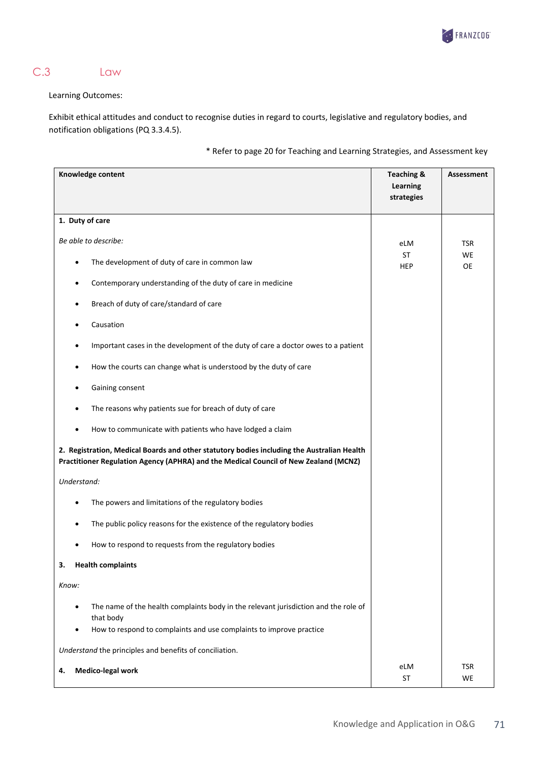## C.3 Law

Learning Outcomes:

Exhibit ethical attitudes and conduct to recognise duties in regard to courts, legislative and regulatory bodies, and notification obligations (PQ 3.3.4.5).

\* Refer to page 20 for Teaching and Learning Strategies, and Assessment key

| Knowledge content | Teaching & Learning strategies | Assessment |
|---|---|---|
| **1. Duty of care**<br><br>*Be able to describe:*<br><ul><li>The development of duty of care in common law</li><li>Contemporary understanding of the duty of care in medicine</li><li>Breach of duty of care/standard of care</li><li>Causation</li><li>Important cases in the development of the duty of care a doctor owes to a patient</li><li>How the courts can change what is understood by the duty of care</li><li>Gaining consent</li><li>The reasons why patients sue for breach of duty of care</li><li>How to communicate with patients who have lodged a claim</li></ul>**2. Registration, Medical Boards and other statutory bodies including the Australian Health Practitioner Regulation Agency (APHRA) and the Medical Council of New Zealand (MCNZ)**<br><br>*Understand:*<br><ul><li>The powers and limitations of the regulatory bodies</li><li>The public policy reasons for the existence of the regulatory bodies</li><li>How to respond to requests from the regulatory bodies</li></ul>**3. Health complaints**<br><br>*Know:*<br><ul><li>The name of the health complaints body in the relevant jurisdiction and the role of that body</li><li>How to respond to complaints and use complaints to improve practice</li></ul>*Understand* the principles and benefits of conciliation. | eLM<br>ST<br>HEP | TSR<br>WE<br>OE |
| **4. Medico-legal work** | eLM<br>ST | TSR<br>WE |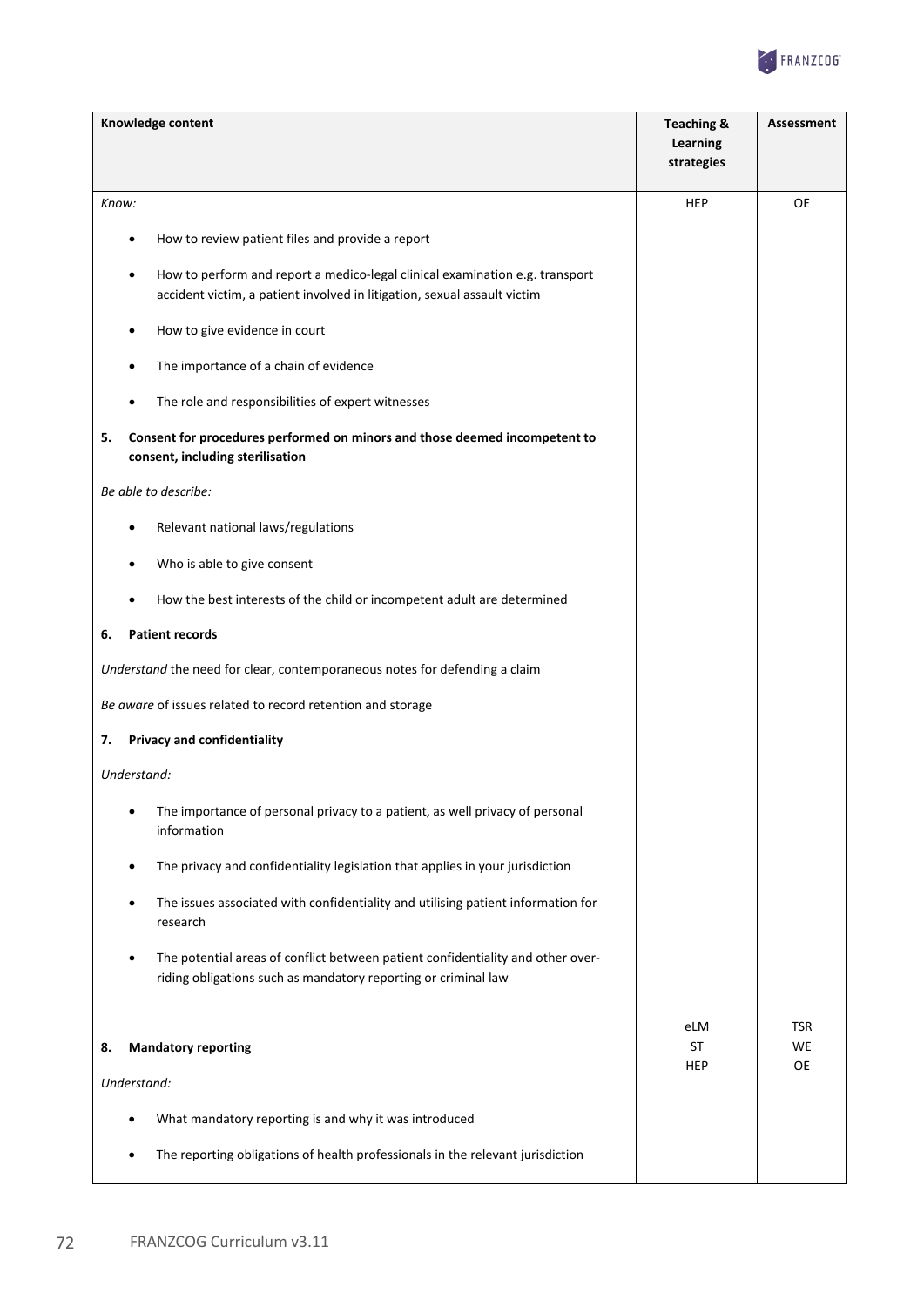| Knowledge content | Teaching & Learning strategies | Assessment |
|---|---|---|
| *Know:*<br>• How to review patient files and provide a report<br>• How to perform and report a medico-legal clinical examination e.g. transport accident victim, a patient involved in litigation, sexual assault victim<br>• How to give evidence in court<br>• The importance of a chain of evidence<br>• The role and responsibilities of expert witnesses<br>**5. Consent for procedures performed on minors and those deemed incompetent to consent, including sterilisation**<br>*Be able to describe:*<br>• Relevant national laws/regulations<br>• Who is able to give consent<br>• How the best interests of the child or incompetent adult are determined<br>**6. Patient records**<br>*Understand* the need for clear, contemporaneous notes for defending a claim<br>*Be aware* of issues related to record retention and storage<br>**7. Privacy and confidentiality**<br>*Understand:*<br>• The importance of personal privacy to a patient, as well privacy of personal information<br>• The privacy and confidentiality legislation that applies in your jurisdiction<br>• The issues associated with confidentiality and utilising patient information for research<br>• The potential areas of conflict between patient confidentiality and other over-riding obligations such as mandatory reporting or criminal law | HEP | OE |
| **8. Mandatory reporting**<br>*Understand:*<br>• What mandatory reporting is and why it was introduced<br>• The reporting obligations of health professionals in the relevant jurisdiction | eLM<br>ST<br>HEP | TSR<br>WE<br>OE |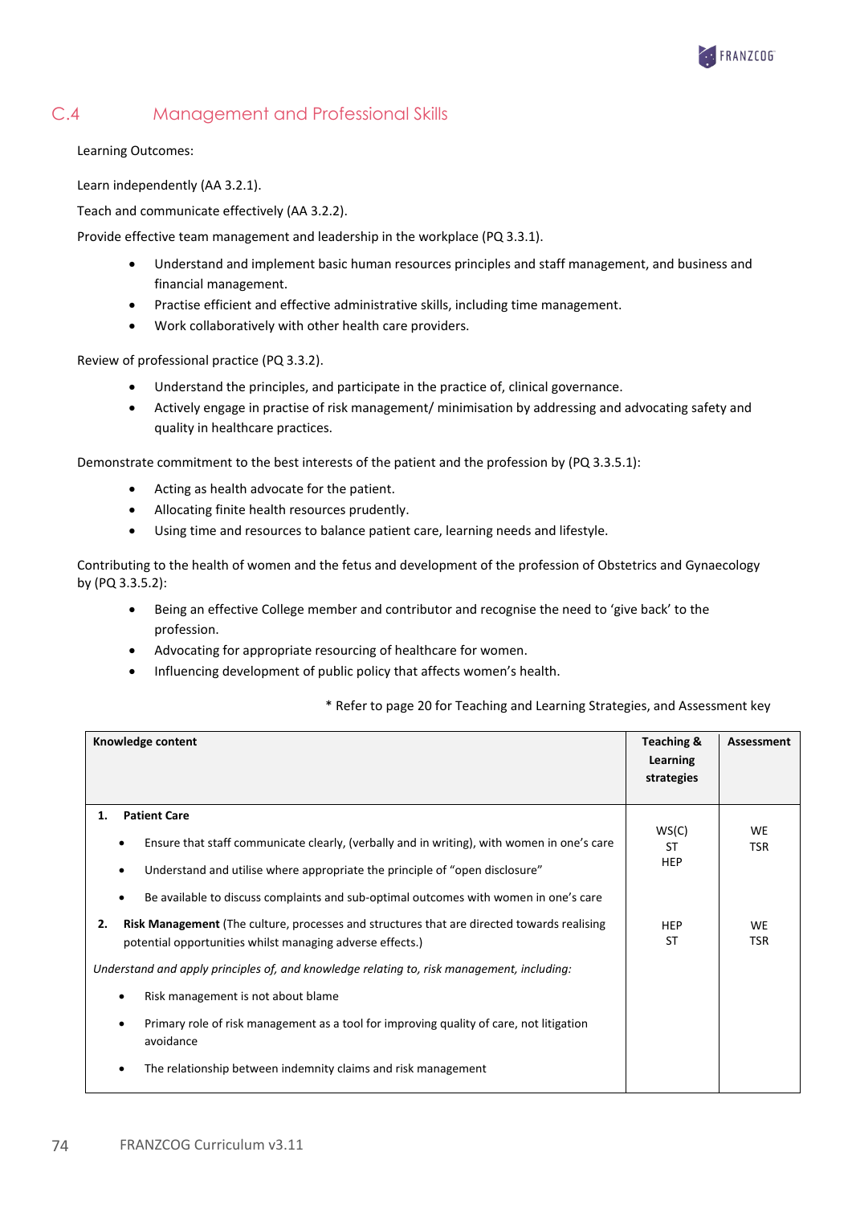## C.4 Management and Professional Skills

Learning Outcomes:

Learn independently (AA 3.2.1).

Teach and communicate effectively (AA 3.2.2).

Provide effective team management and leadership in the workplace (PQ 3.3.1).

- Understand and implement basic human resources principles and staff management, and business and financial management.
- Practise efficient and effective administrative skills, including time management.
- Work collaboratively with other health care providers.

Review of professional practice (PQ 3.3.2).

- Understand the principles, and participate in the practice of, clinical governance.
- Actively engage in practise of risk management/ minimisation by addressing and advocating safety and quality in healthcare practices.

Demonstrate commitment to the best interests of the patient and the profession by (PQ 3.3.5.1):

- Acting as health advocate for the patient.
- Allocating finite health resources prudently.
- Using time and resources to balance patient care, learning needs and lifestyle.

Contributing to the health of women and the fetus and development of the profession of Obstetrics and Gynaecology by (PQ 3.3.5.2):

- Being an effective College member and contributor and recognise the need to 'give back' to the profession.
- Advocating for appropriate resourcing of healthcare for women.
- Influencing development of public policy that affects women's health.

\* Refer to page 20 for Teaching and Learning Strategies, and Assessment key

| Knowledge content | Teaching & Learning strategies | Assessment |
|---|---|---|
| **1. Patient Care**<br>• Ensure that staff communicate clearly, (verbally and in writing), with women in one's care<br>• Understand and utilise where appropriate the principle of "open disclosure"<br>• Be available to discuss complaints and sub-optimal outcomes with women in one's care | WS(C)<br>ST<br>HEP | WE<br>TSR |
| **2. Risk Management** (The culture, processes and structures that are directed towards realising potential opportunities whilst managing adverse effects.)<br>*Understand and apply principles of, and knowledge relating to, risk management, including:*<br>• Risk management is not about blame<br>• Primary role of risk management as a tool for improving quality of care, not litigation avoidance<br>• The relationship between indemnity claims and risk management | HEP<br>ST | WE<br>TSR |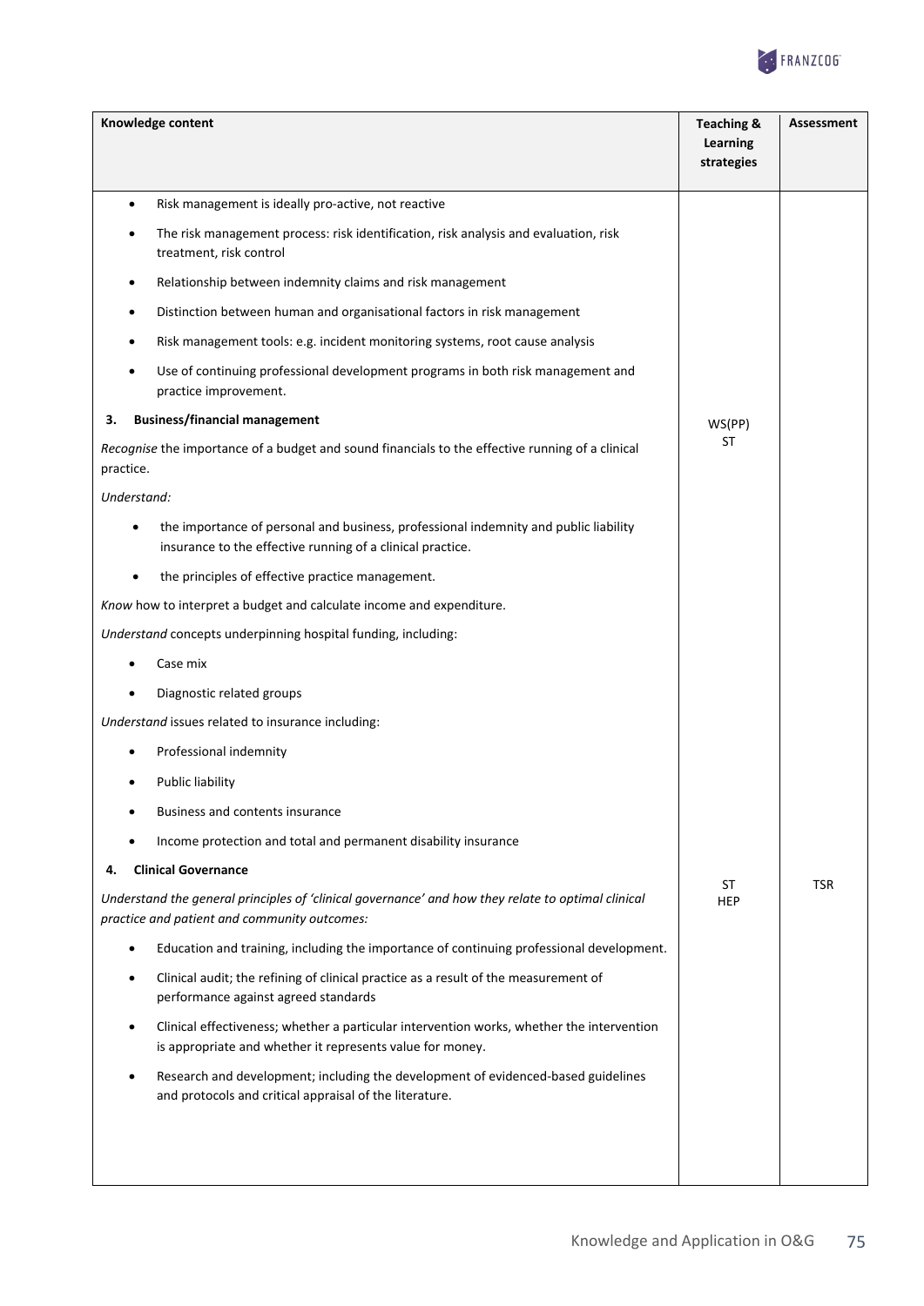| Knowledge content | Teaching & Learning strategies | Assessment |
|---|---|---|
| • Risk management is ideally pro-active, not reactive<br>• The risk management process: risk identification, risk analysis and evaluation, risk treatment, risk control<br>• Relationship between indemnity claims and risk management<br>• Distinction between human and organisational factors in risk management<br>• Risk management tools: e.g. incident monitoring systems, root cause analysis<br>• Use of continuing professional development programs in both risk management and practice improvement. | | |
| **3. Business/financial management**<br>*Recognise* the importance of a budget and sound financials to the effective running of a clinical practice.<br>*Understand:*<br>• the importance of personal and business, professional indemnity and public liability insurance to the effective running of a clinical practice.<br>• the principles of effective practice management.<br>*Know* how to interpret a budget and calculate income and expenditure.<br>*Understand* concepts underpinning hospital funding, including:<br>• Case mix<br>• Diagnostic related groups<br>*Understand* issues related to insurance including:<br>• Professional indemnity<br>• Public liability<br>• Business and contents insurance<br>• Income protection and total and permanent disability insurance | WS(PP)<br>ST | |
| **4. Clinical Governance**<br>*Understand the general principles of 'clinical governance' and how they relate to optimal clinical practice and patient and community outcomes:*<br>• Education and training, including the importance of continuing professional development.<br>• Clinical audit; the refining of clinical practice as a result of the measurement of performance against agreed standards<br>• Clinical effectiveness; whether a particular intervention works, whether the intervention is appropriate and whether it represents value for money.<br>• Research and development; including the development of evidenced-based guidelines and protocols and critical appraisal of the literature. | ST<br>HEP | TSR |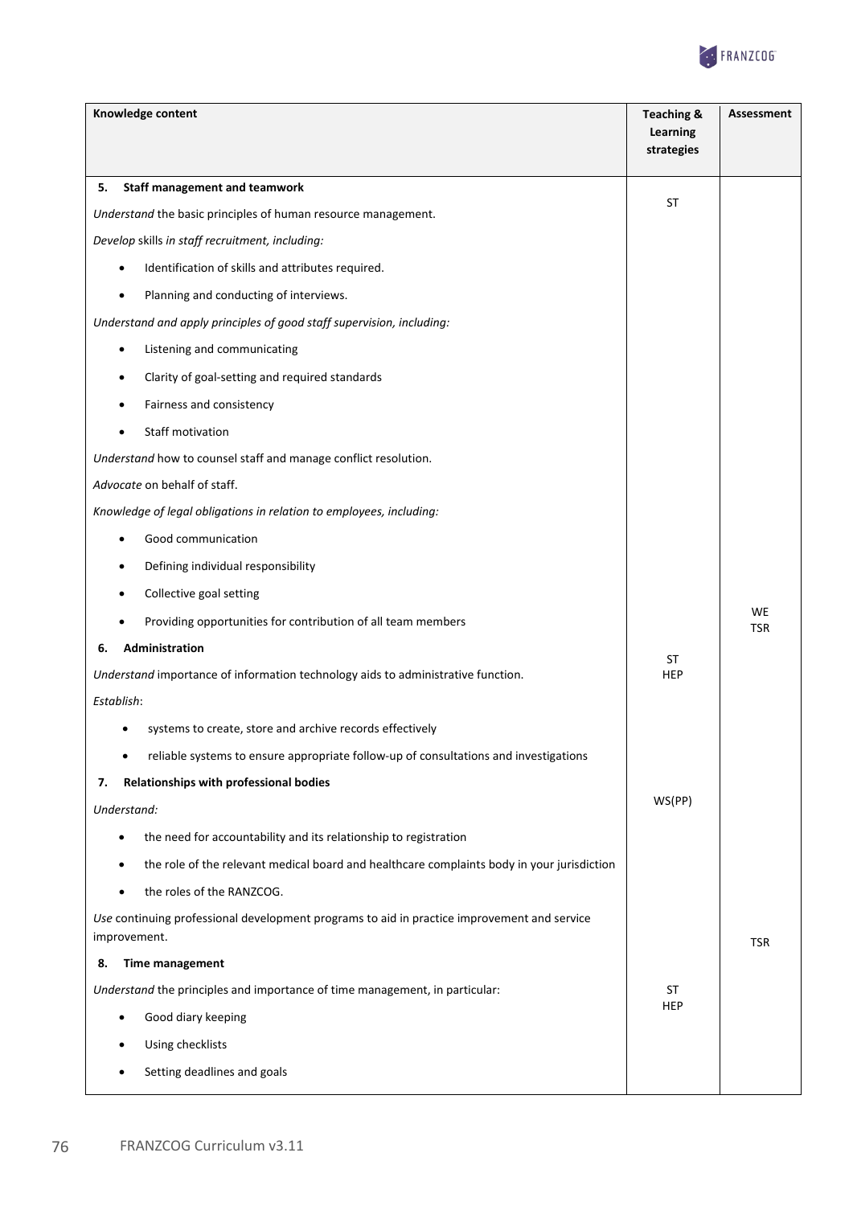| Knowledge content | Teaching & Learning strategies | Assessment |
|---|---|---|
| **5. Staff management and teamwork** | ST | |
| *Understand* the basic principles of human resource management. | | |
| *Develop* skills *in staff recruitment, including:* | | |
| • Identification of skills and attributes required. | | |
| • Planning and conducting of interviews. | | |
| *Understand and apply principles of good staff supervision, including:* | | |
| • Listening and communicating | | |
| • Clarity of goal-setting and required standards | | |
| • Fairness and consistency | | |
| • Staff motivation | | |
| *Understand* how to counsel staff and manage conflict resolution. | | |
| *Advocate* on behalf of staff. | | |
| *Knowledge of legal obligations in relation to employees, including:* | | |
| • Good communication | | |
| • Defining individual responsibility | | |
| • Collective goal setting | | |
| • Providing opportunities for contribution of all team members | | WE<br>TSR |
| **6. Administration** | ST<br>HEP | |
| *Understand* importance of information technology aids to administrative function. | | |
| *Establish*: | | |
| • systems to create, store and archive records effectively | | |
| • reliable systems to ensure appropriate follow-up of consultations and investigations | | |
| **7. Relationships with professional bodies** | WS(PP) | |
| *Understand:* | | |
| • the need for accountability and its relationship to registration | | |
| • the role of the relevant medical board and healthcare complaints body in your jurisdiction | | |
| • the roles of the RANZCOG. | | |
| *Use* continuing professional development programs to aid in practice improvement and service improvement. | | TSR |
| **8. Time management** | ST<br>HEP | |
| *Understand* the principles and importance of time management, in particular: | | |
| • Good diary keeping | | |
| • Using checklists | | |
| • Setting deadlines and goals | | |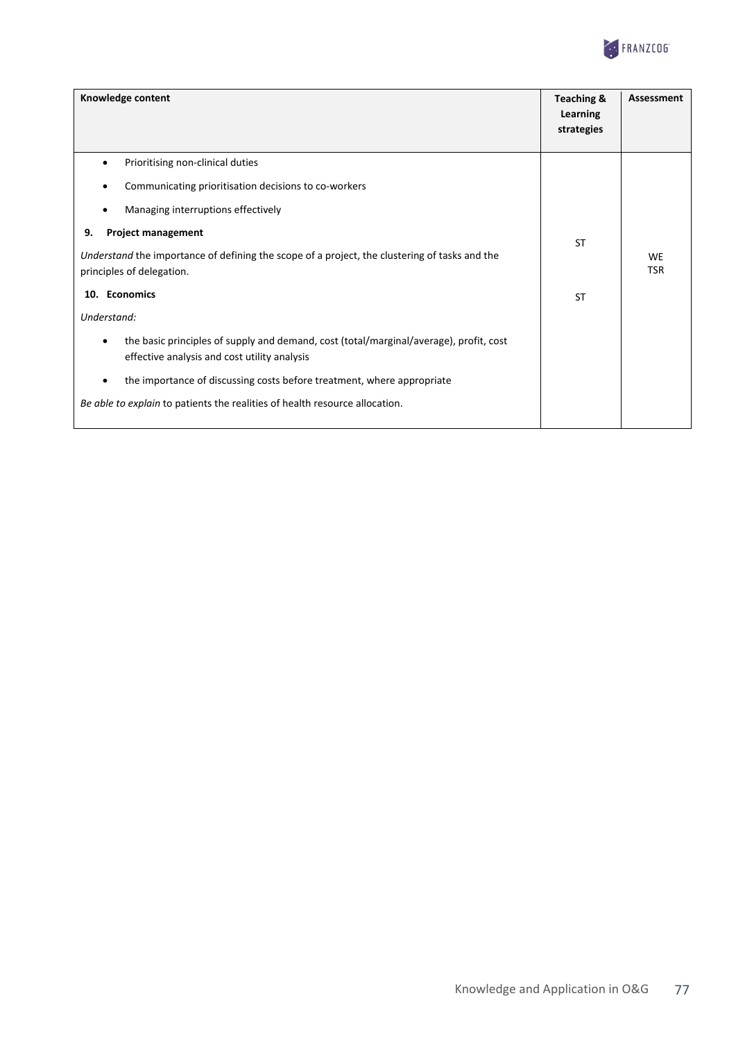| Knowledge content | Teaching & Learning strategies | Assessment |
|---|---|---|
| • Prioritising non-clinical duties<br>• Communicating prioritisation decisions to co-workers<br>• Managing interruptions effectively | | |
| **9. Project management**<br>*Understand* the importance of defining the scope of a project, the clustering of tasks and the principles of delegation. | ST | WE<br>TSR |
| **10. Economics**<br>*Understand:*<br>• the basic principles of supply and demand, cost (total/marginal/average), profit, cost effective analysis and cost utility analysis<br>• the importance of discussing costs before treatment, where appropriate<br>*Be able to explain* to patients the realities of health resource allocation. | ST | |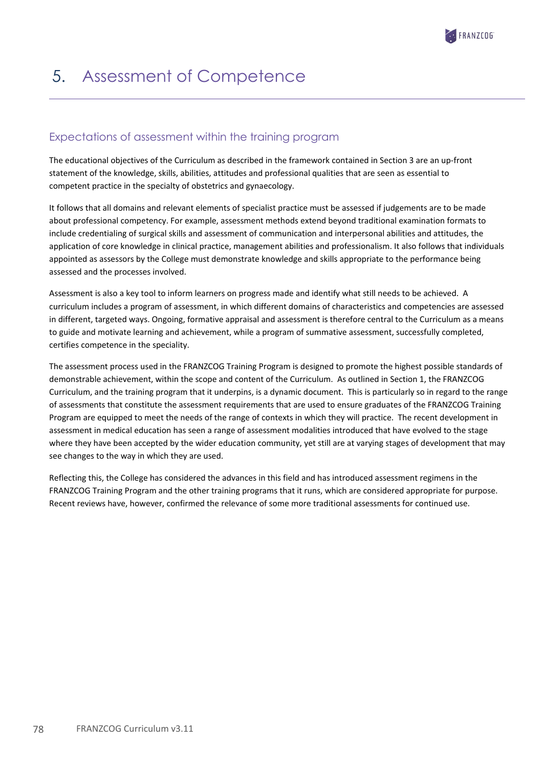# 5. Assessment of Competence

## Expectations of assessment within the training program

The educational objectives of the Curriculum as described in the framework contained in Section 3 are an up-front statement of the knowledge, skills, abilities, attitudes and professional qualities that are seen as essential to competent practice in the specialty of obstetrics and gynaecology.

It follows that all domains and relevant elements of specialist practice must be assessed if judgements are to be made about professional competency. For example, assessment methods extend beyond traditional examination formats to include credentialing of surgical skills and assessment of communication and interpersonal abilities and attitudes, the application of core knowledge in clinical practice, management abilities and professionalism. It also follows that individuals appointed as assessors by the College must demonstrate knowledge and skills appropriate to the performance being assessed and the processes involved.

Assessment is also a key tool to inform learners on progress made and identify what still needs to be achieved. A curriculum includes a program of assessment, in which different domains of characteristics and competencies are assessed in different, targeted ways. Ongoing, formative appraisal and assessment is therefore central to the Curriculum as a means to guide and motivate learning and achievement, while a program of summative assessment, successfully completed, certifies competence in the speciality.

The assessment process used in the FRANZCOG Training Program is designed to promote the highest possible standards of demonstrable achievement, within the scope and content of the Curriculum. As outlined in Section 1, the FRANZCOG Curriculum, and the training program that it underpins, is a dynamic document. This is particularly so in regard to the range of assessments that constitute the assessment requirements that are used to ensure graduates of the FRANZCOG Training Program are equipped to meet the needs of the range of contexts in which they will practice. The recent development in assessment in medical education has seen a range of assessment modalities introduced that have evolved to the stage where they have been accepted by the wider education community, yet still are at varying stages of development that may see changes to the way in which they are used.

Reflecting this, the College has considered the advances in this field and has introduced assessment regimens in the FRANZCOG Training Program and the other training programs that it runs, which are considered appropriate for purpose. Recent reviews have, however, confirmed the relevance of some more traditional assessments for continued use.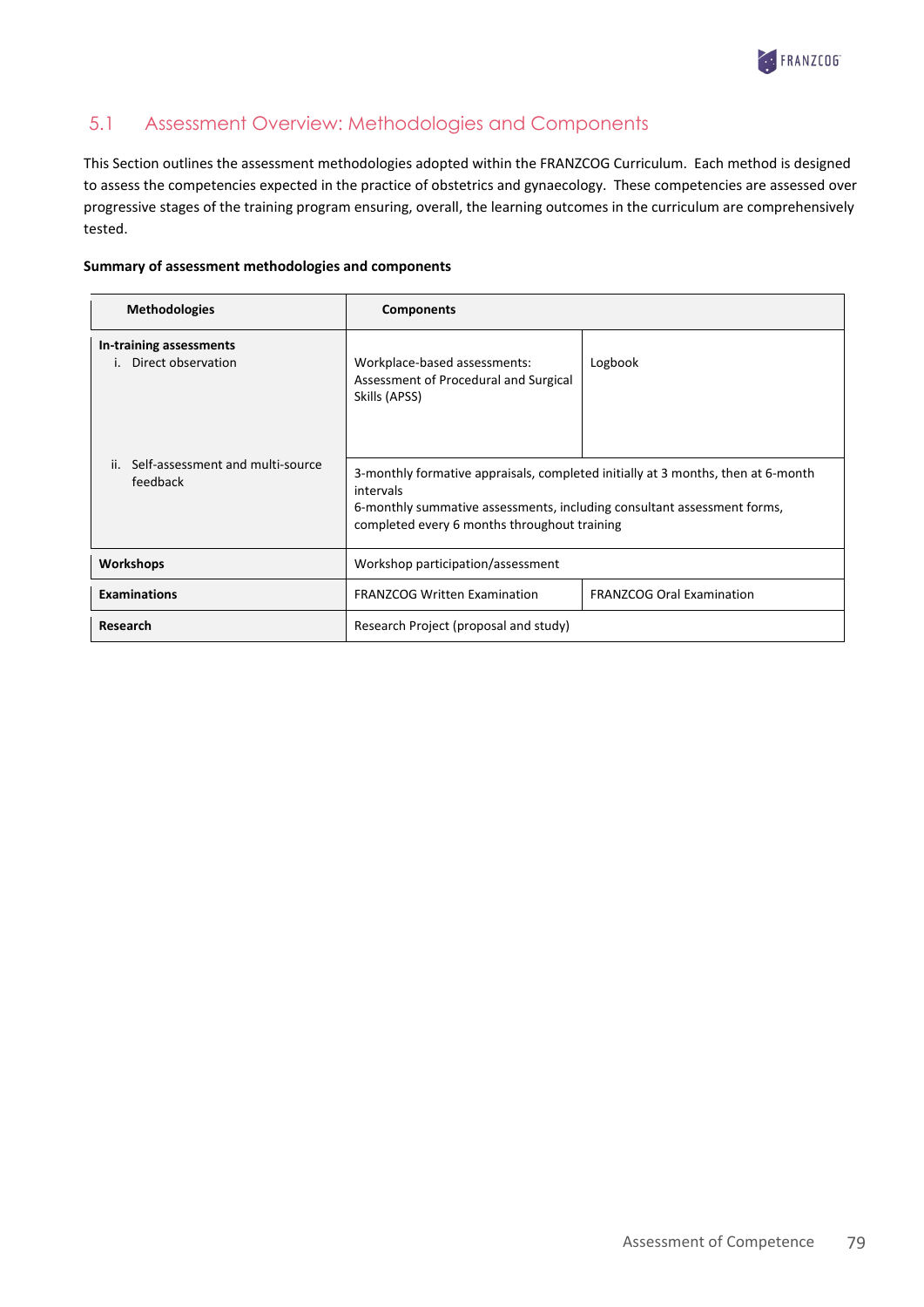## 5.1 Assessment Overview: Methodologies and Components

This Section outlines the assessment methodologies adopted within the FRANZCOG Curriculum. Each method is designed to assess the competencies expected in the practice of obstetrics and gynaecology. These competencies are assessed over progressive stages of the training program ensuring, overall, the learning outcomes in the curriculum are comprehensively tested.

**Summary of assessment methodologies and components**

| Methodologies | Components | |
|---|---|---|
| **In-training assessments**<br>i. Direct observation | Workplace-based assessments: Assessment of Procedural and Surgical Skills (APSS) | Logbook |
| ii. Self-assessment and multi-source feedback | 3-monthly formative appraisals, completed initially at 3 months, then at 6-month intervals<br>6-monthly summative assessments, including consultant assessment forms, completed every 6 months throughout training | |
| **Workshops** | Workshop participation/assessment | |
| **Examinations** | FRANZCOG Written Examination | FRANZCOG Oral Examination |
| **Research** | Research Project (proposal and study) | |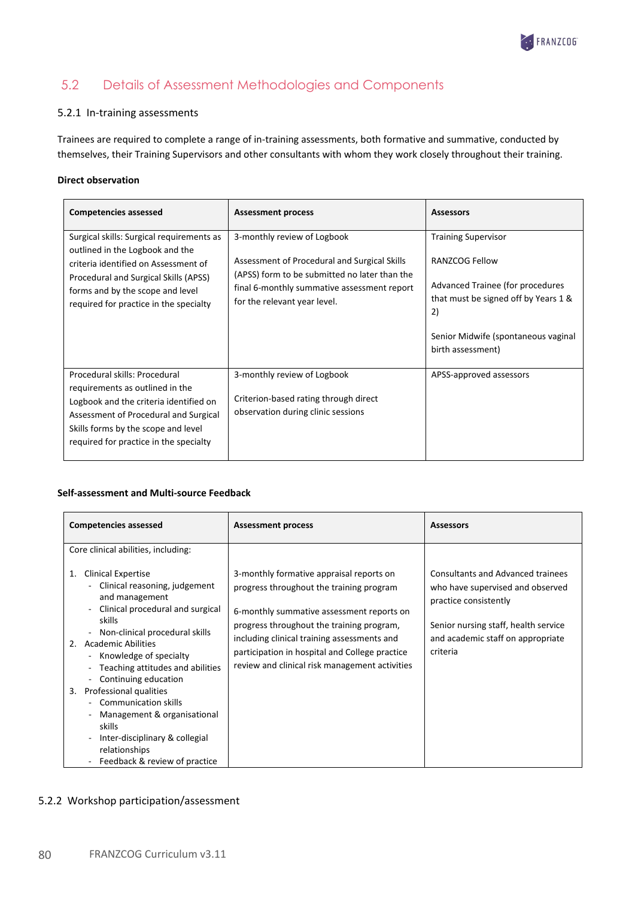## 5.2 Details of Assessment Methodologies and Components

### 5.2.1 In-training assessments

Trainees are required to complete a range of in-training assessments, both formative and summative, conducted by themselves, their Training Supervisors and other consultants with whom they work closely throughout their training.

**Direct observation**

| Competencies assessed | Assessment process | Assessors |
|---|---|---|
| Surgical skills: Surgical requirements as outlined in the Logbook and the criteria identified on Assessment of Procedural and Surgical Skills (APSS) forms and by the scope and level required for practice in the specialty | 3-monthly review of Logbook<br><br>Assessment of Procedural and Surgical Skills (APSS) form to be submitted no later than the final 6-monthly summative assessment report for the relevant year level. | Training Supervisor<br><br>RANZCOG Fellow<br><br>Advanced Trainee (for procedures that must be signed off by Years 1 & 2)<br><br>Senior Midwife (spontaneous vaginal birth assessment) |
| Procedural skills: Procedural requirements as outlined in the Logbook and the criteria identified on Assessment of Procedural and Surgical Skills forms by the scope and level required for practice in the specialty | 3-monthly review of Logbook<br><br>Criterion-based rating through direct observation during clinic sessions | APSS-approved assessors |

**Self-assessment and Multi-source Feedback**

| Competencies assessed | Assessment process | Assessors |
|---|---|---|
| Core clinical abilities, including:<br><br>1. Clinical Expertise<br>- Clinical reasoning, judgement and management<br>- Clinical procedural and surgical skills<br>- Non-clinical procedural skills<br>2. Academic Abilities<br>- Knowledge of specialty<br>- Teaching attitudes and abilities<br>- Continuing education<br>3. Professional qualities<br>- Communication skills<br>- Management & organisational skills<br>- Inter-disciplinary & collegial relationships<br>- Feedback & review of practice | 3-monthly formative appraisal reports on progress throughout the training program<br><br>6-monthly summative assessment reports on progress throughout the training program, including clinical training assessments and participation in hospital and College practice review and clinical risk management activities | Consultants and Advanced trainees who have supervised and observed practice consistently<br><br>Senior nursing staff, health service and academic staff on appropriate criteria |

### 5.2.2 Workshop participation/assessment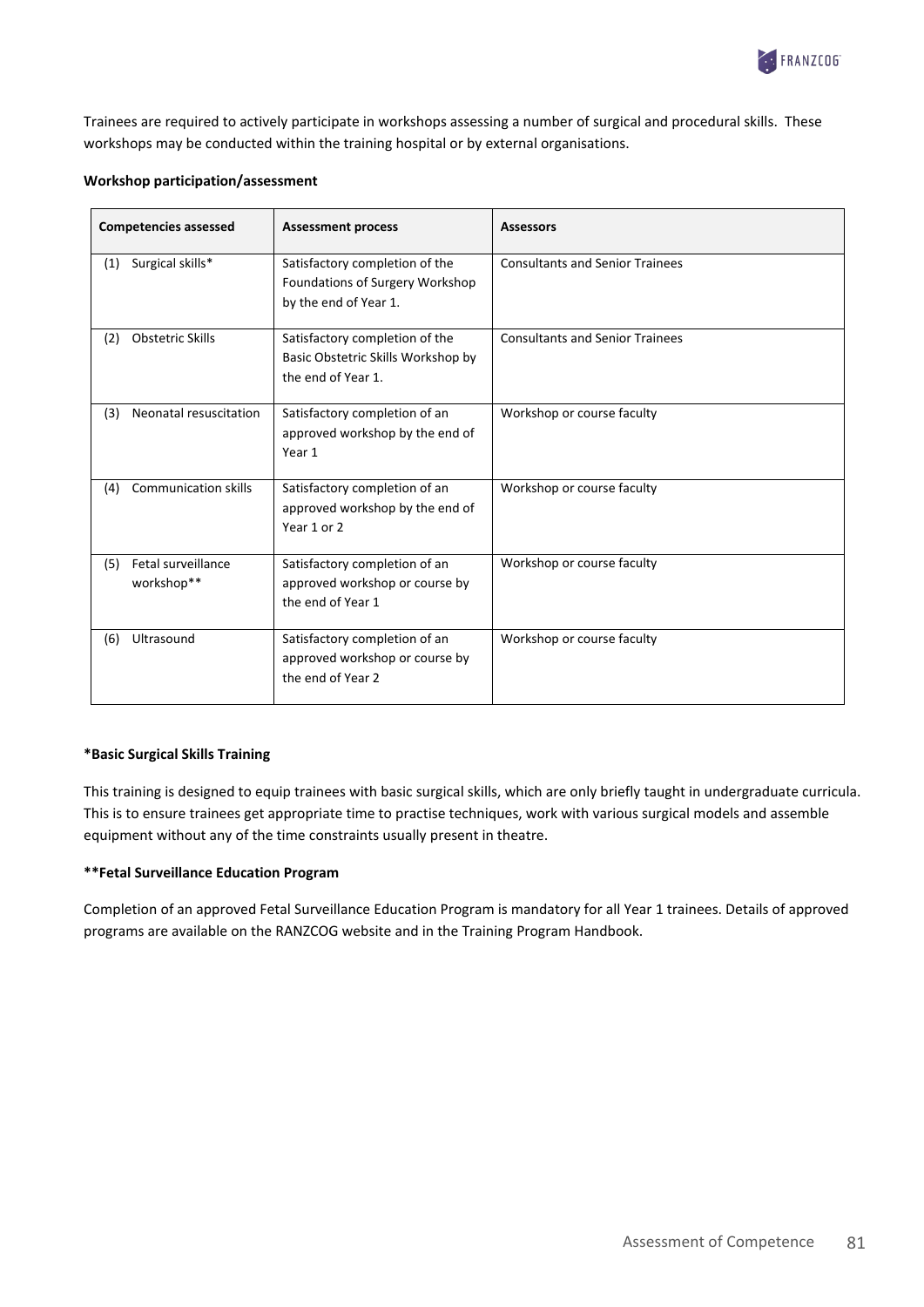Trainees are required to actively participate in workshops assessing a number of surgical and procedural skills. These workshops may be conducted within the training hospital or by external organisations.

**Workshop participation/assessment**

| Competencies assessed | Assessment process | Assessors |
|---|---|---|
| (1) Surgical skills* | Satisfactory completion of the Foundations of Surgery Workshop by the end of Year 1. | Consultants and Senior Trainees |
| (2) Obstetric Skills | Satisfactory completion of the Basic Obstetric Skills Workshop by the end of Year 1. | Consultants and Senior Trainees |
| (3) Neonatal resuscitation | Satisfactory completion of an approved workshop by the end of Year 1 | Workshop or course faculty |
| (4) Communication skills | Satisfactory completion of an approved workshop by the end of Year 1 or 2 | Workshop or course faculty |
| (5) Fetal surveillance workshop** | Satisfactory completion of an approved workshop or course by the end of Year 1 | Workshop or course faculty |
| (6) Ultrasound | Satisfactory completion of an approved workshop or course by the end of Year 2 | Workshop or course faculty |

**\*Basic Surgical Skills Training**

This training is designed to equip trainees with basic surgical skills, which are only briefly taught in undergraduate curricula. This is to ensure trainees get appropriate time to practise techniques, work with various surgical models and assemble equipment without any of the time constraints usually present in theatre.

**\*\*Fetal Surveillance Education Program**

Completion of an approved Fetal Surveillance Education Program is mandatory for all Year 1 trainees. Details of approved programs are available on the RANZCOG website and in the Training Program Handbook.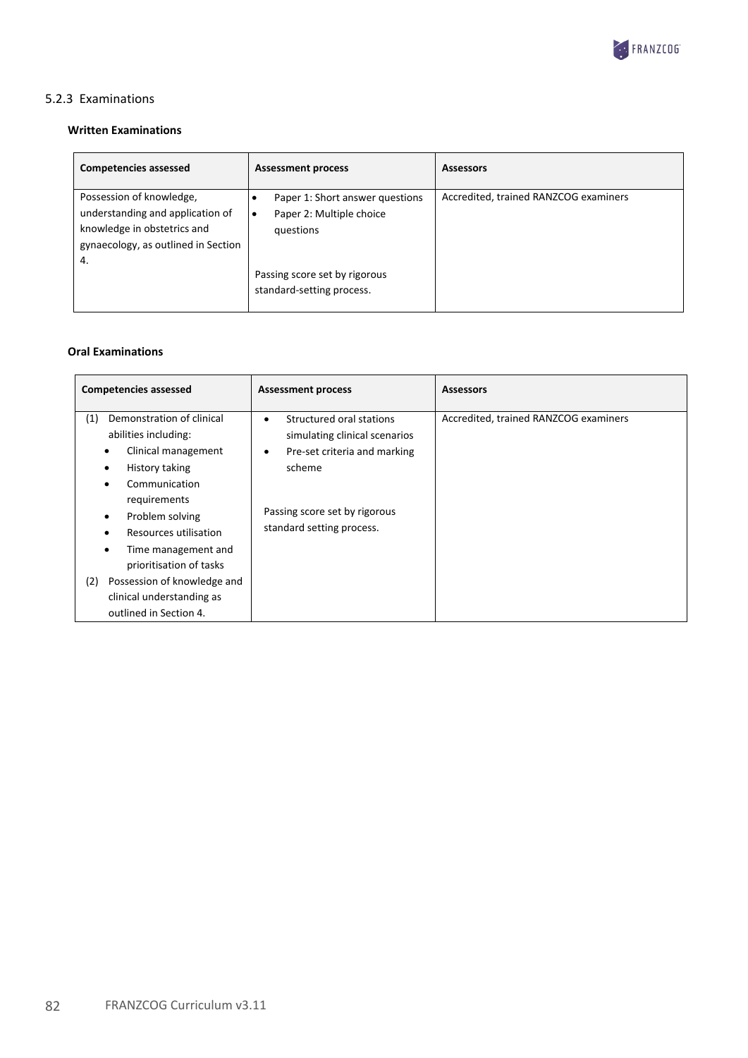### 5.2.3 Examinations

**Written Examinations**

| Competencies assessed | Assessment process | Assessors |
|---|---|---|
| Possession of knowledge, understanding and application of knowledge in obstetrics and gynaecology, as outlined in Section 4. | • Paper 1: Short answer questions<br>• Paper 2: Multiple choice questions<br><br>Passing score set by rigorous standard-setting process. | Accredited, trained RANZCOG examiners |

**Oral Examinations**

| Competencies assessed | Assessment process | Assessors |
|---|---|---|
| (1) Demonstration of clinical abilities including:<br>• Clinical management<br>• History taking<br>• Communication requirements<br>• Problem solving<br>• Resources utilisation<br>• Time management and prioritisation of tasks<br>(2) Possession of knowledge and clinical understanding as outlined in Section 4. | • Structured oral stations simulating clinical scenarios<br>• Pre-set criteria and marking scheme<br><br>Passing score set by rigorous standard setting process. | Accredited, trained RANZCOG examiners |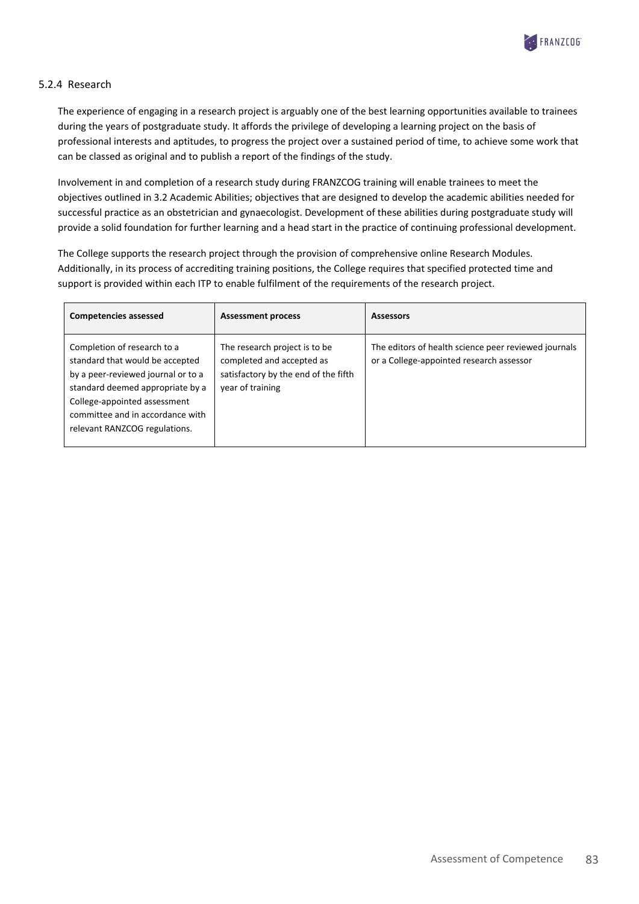### 5.2.4 Research

The experience of engaging in a research project is arguably one of the best learning opportunities available to trainees during the years of postgraduate study. It affords the privilege of developing a learning project on the basis of professional interests and aptitudes, to progress the project over a sustained period of time, to achieve some work that can be classed as original and to publish a report of the findings of the study.

Involvement in and completion of a research study during FRANZCOG training will enable trainees to meet the objectives outlined in 3.2 Academic Abilities; objectives that are designed to develop the academic abilities needed for successful practice as an obstetrician and gynaecologist. Development of these abilities during postgraduate study will provide a solid foundation for further learning and a head start in the practice of continuing professional development.

The College supports the research project through the provision of comprehensive online Research Modules. Additionally, in its process of accrediting training positions, the College requires that specified protected time and support is provided within each ITP to enable fulfilment of the requirements of the research project.

| Competencies assessed | Assessment process | Assessors |
| --- | --- | --- |
| Completion of research to a standard that would be accepted by a peer-reviewed journal or to a standard deemed appropriate by a College-appointed assessment committee and in accordance with relevant RANZCOG regulations. | The research project is to be completed and accepted as satisfactory by the end of the fifth year of training | The editors of health science peer reviewed journals or a College-appointed research assessor |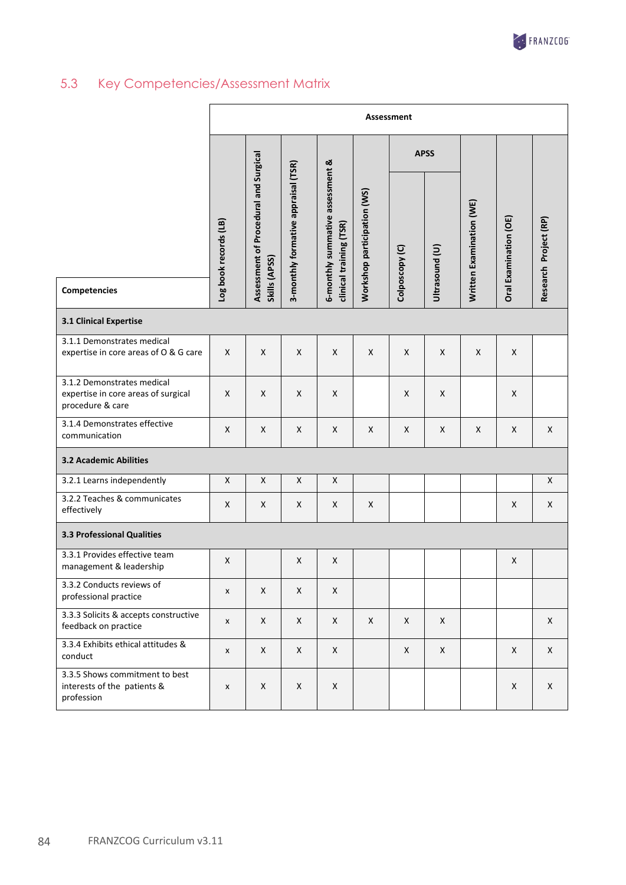## 5.3 Key Competencies/Assessment Matrix

| Competencies | Assessment | | | | | | | | | |
|---|---|---|---|---|---|---|---|---|---|---|
| | Log book records (LB) | Assessment of Procedural and Surgical Skills (APSS) | 3-monthly formative appraisal (TSR) | 6-monthly summative assessment & clinical training (TSR) | Workshop participation (WS) | APSS | | Written Examination (WE) | Oral Examination (OE) | Research Project (RP) |
| | | | | | | Colposcopy (C) | Ultrasound (U) | | | |
| **3.1 Clinical Expertise** | | | | | | | | | | |
| 3.1.1 Demonstrates medical expertise in core areas of O & G care | X | X | X | X | X | X | X | X | X | |
| 3.1.2 Demonstrates medical expertise in core areas of surgical procedure & care | X | X | X | X | | X | X | | X | |
| 3.1.4 Demonstrates effective communication | X | X | X | X | X | X | X | X | X | X |
| **3.2 Academic Abilities** | | | | | | | | | | |
| 3.2.1 Learns independently | X | X | X | X | | | | | | X |
| 3.2.2 Teaches & communicates effectively | X | X | X | X | X | | | | X | X |
| **3.3 Professional Qualities** | | | | | | | | | | |
| 3.3.1 Provides effective team management & leadership | X | | X | X | | | | | X | |
| 3.3.2 Conducts reviews of professional practice | x | X | X | X | | | | | | |
| 3.3.3 Solicits & accepts constructive feedback on practice | x | X | X | X | X | X | X | | | X |
| 3.3.4 Exhibits ethical attitudes & conduct | x | X | X | X | | X | X | | X | X |
| 3.3.5 Shows commitment to best interests of the patients & profession | x | X | X | X | | | | | X | X |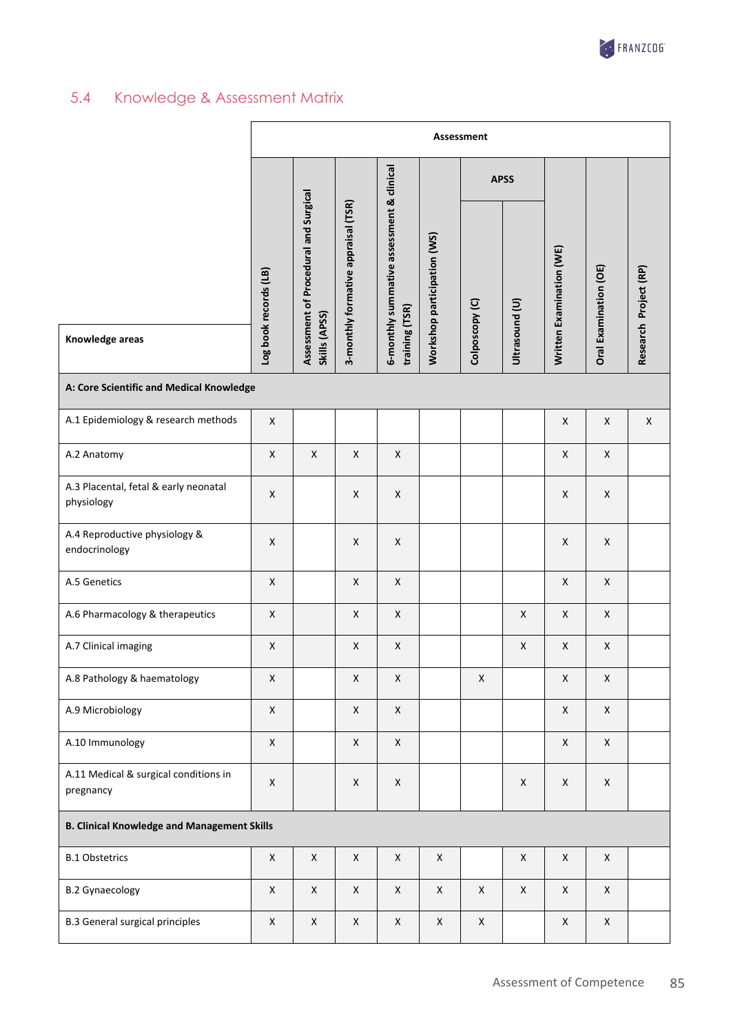## 5.4 Knowledge & Assessment Matrix

| Knowledge areas | Assessment | | | | | | | | | |
|---|---|---|---|---|---|---|---|---|---|---|
| | Log book records (LB) | Assessment of Procedural and Surgical Skills (APSS) | 3-monthly formative appraisal (TSR) | 6-monthly summative assessment & clinical training (TSR) | Workshop participation (WS) | APSS | | Written Examination (WE) | Oral Examination (OE) | Research Project (RP) |
| | | | | | | Colposcopy (C) | Ultrasound (U) | | | |
| **A: Core Scientific and Medical Knowledge** | | | | | | | | | | |
| A.1 Epidemiology & research methods | X | | | | | | | X | X | X |
| A.2 Anatomy | X | X | X | X | | | | X | X | |
| A.3 Placental, fetal & early neonatal physiology | X | | X | X | | | | X | X | |
| A.4 Reproductive physiology & endocrinology | X | | X | X | | | | X | X | |
| A.5 Genetics | X | | X | X | | | | X | X | |
| A.6 Pharmacology & therapeutics | X | | X | X | | | X | X | X | |
| A.7 Clinical imaging | X | | X | X | | | X | X | X | |
| A.8 Pathology & haematology | X | | X | X | | X | | X | X | |
| A.9 Microbiology | X | | X | X | | | | X | X | |
| A.10 Immunology | X | | X | X | | | | X | X | |
| A.11 Medical & surgical conditions in pregnancy | X | | X | X | | | X | X | X | |
| **B. Clinical Knowledge and Management Skills** | | | | | | | | | | |
| B.1 Obstetrics | X | X | X | X | X | | X | X | X | |
| B.2 Gynaecology | X | X | X | X | X | X | X | X | X | |
| B.3 General surgical principles | X | X | X | X | X | X | | X | X | |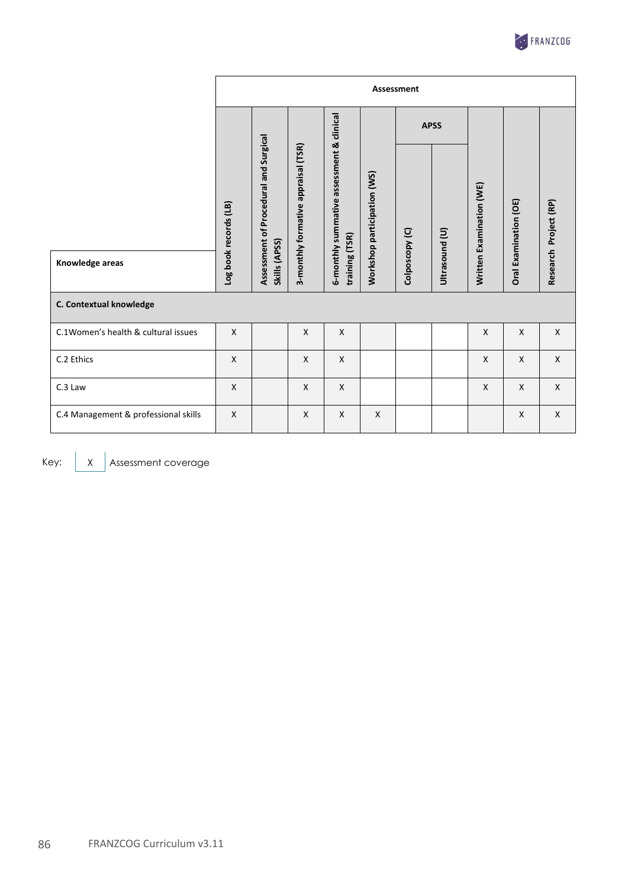| Knowledge areas | Assessment | | | | | | | | | |
|---|---|---|---|---|---|---|---|---|---|---|
| | Log book records (LB) | Assessment of Procedural and Surgical Skills (APSS) | 3-monthly formative appraisal (TSR) | 6-monthly summative assessment & clinical training (TSR) | Workshop participation (WS) | APSS | | Written Examination (WE) | Oral Examination (OE) | Research Project (RP) |
| | | | | | | Colposcopy (C) | Ultrasound (U) | | | |
| **C. Contextual knowledge** | | | | | | | | | | |
| C.1Women's health & cultural issues | X | | X | X | | | | X | X | X |
| C.2 Ethics | X | | X | X | | | | X | X | X |
| C.3 Law | X | | X | X | | | | X | X | X |
| C.4 Management & professional skills | X | | X | X | X | | | | X | X |

Key: X Assessment coverage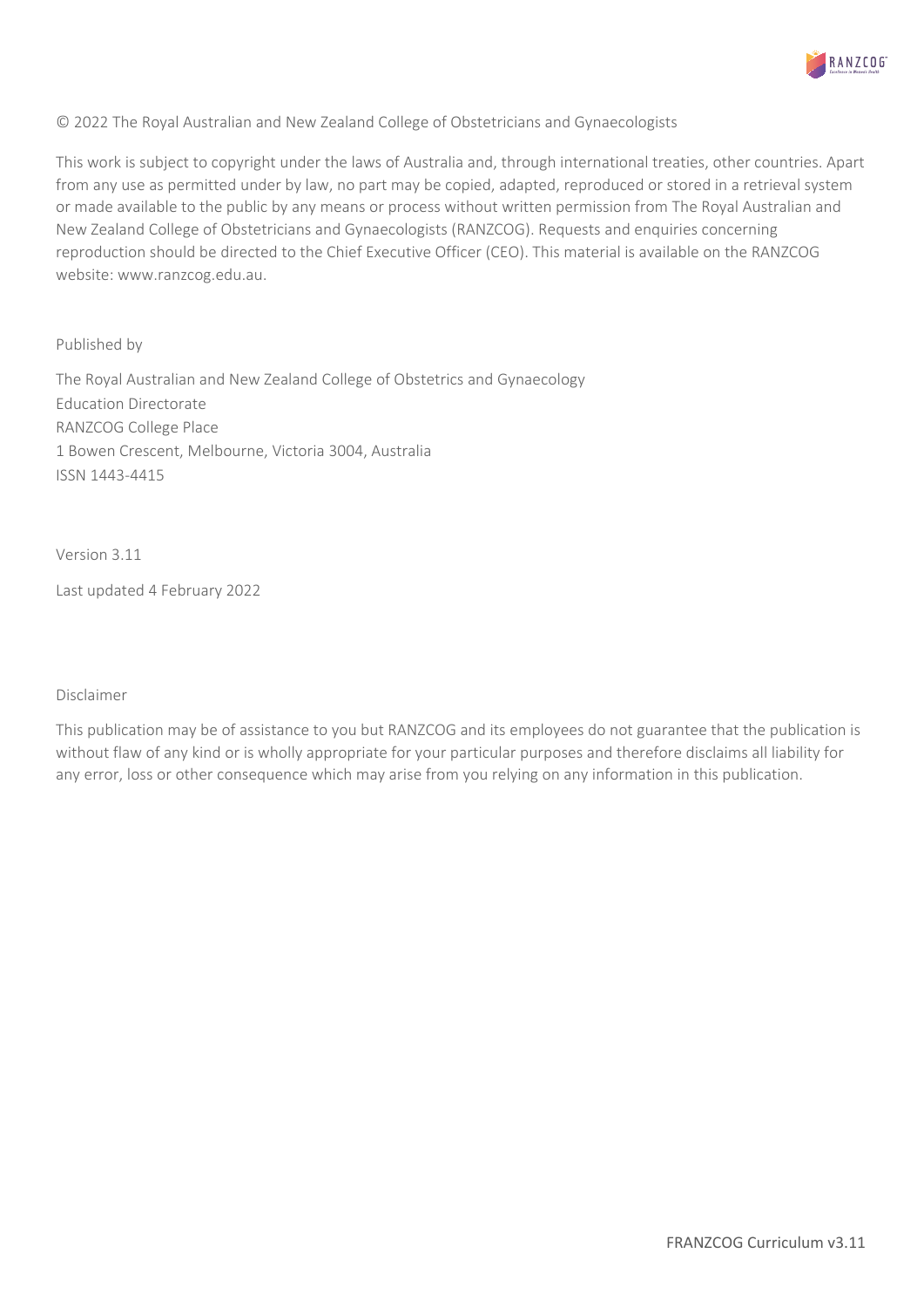© 2022 The Royal Australian and New Zealand College of Obstetricians and Gynaecologists

This work is subject to copyright under the laws of Australia and, through international treaties, other countries. Apart from any use as permitted under by law, no part may be copied, adapted, reproduced or stored in a retrieval system or made available to the public by any means or process without written permission from The Royal Australian and New Zealand College of Obstetricians and Gynaecologists (RANZCOG). Requests and enquiries concerning reproduction should be directed to the Chief Executive Officer (CEO). This material is available on the RANZCOG website: www.ranzcog.edu.au.

Published by

The Royal Australian and New Zealand College of Obstetrics and Gynaecology  
Education Directorate  
RANZCOG College Place  
1 Bowen Crescent, Melbourne, Victoria 3004, Australia  
ISSN 1443-4415

Version 3.11

Last updated 4 February 2022

Disclaimer

This publication may be of assistance to you but RANZCOG and its employees do not guarantee that the publication is without flaw of any kind or is wholly appropriate for your particular purposes and therefore disclaims all liability for any error, loss or other consequence which may arise from you relying on any information in this publication.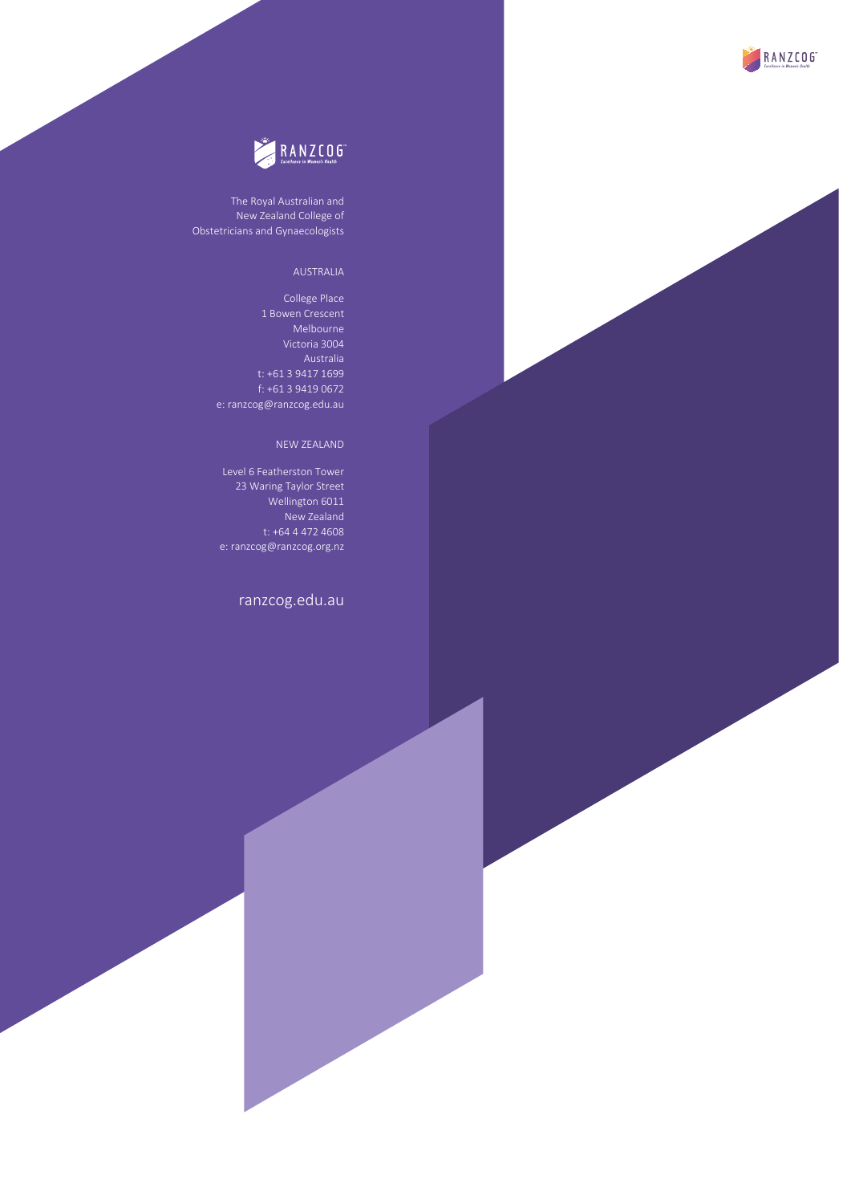The Royal Australian and
New Zealand College of
Obstetricians and Gynaecologists

AUSTRALIA

College Place
1 Bowen Crescent
Melbourne
Victoria 3004
Australia
t: +61 3 9417 1699
f: +61 3 9419 0672
e: ranzcog@ranzcog.edu.au

NEW ZEALAND

Level 6 Featherston Tower
23 Waring Taylor Street
Wellington 6011
New Zealand
t: +64 4 472 4608
e: ranzcog@ranzcog.org.nz

ranzcog.edu.au